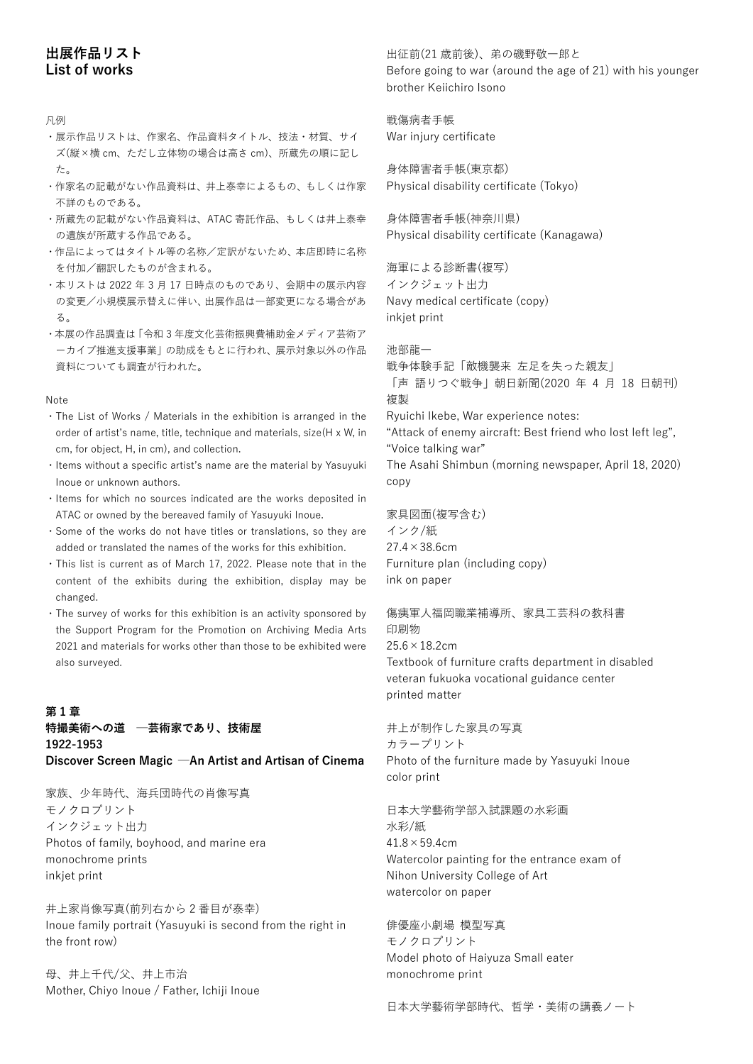# 出展作品リスト
# List of works

凡例

- 展示作品リストは、作家名、作品資料タイトル、技法・材質、サイズ(縦×横 cm、ただし立体物の場合は高さ cm)、所蔵先の順に記した。
- 作家名の記載がない作品資料は、井上泰幸によるもの、もしくは作家不詳のものである。
- 所蔵先の記載がない作品資料は、ATAC 寄託作品、もしくは井上泰幸の遺族が所蔵する作品である。
- 作品によってはタイトル等の名称／定訳がないため、本店即時に名称を付加／翻訳したものが含まれる。
- 本リストは 2022 年 3 月 17 日時点のものであり、会期中の展示内容の変更／小規模展示替えに伴い、出展作品は一部変更になる場合がある。
- 本展の作品調査は「令和 3 年度文化芸術振興費補助金メディア芸術アーカイブ推進支援事業」の助成をもとに行われ、展示対象以外の作品資料についても調査が行われた。

Note

- The List of Works / Materials in the exhibition is arranged in the order of artist's name, title, technique and materials, size(H x W, in cm, for object, H, in cm), and collection.
- Items without a specific artist's name are the material by Yasuyuki Inoue or unknown authors.
- Items for which no sources indicated are the works deposited in ATAC or owned by the bereaved family of Yasuyuki Inoue.
- Some of the works do not have titles or translations, so they are added or translated the names of the works for this exhibition.
- This list is current as of March 17, 2022. Please note that in the content of the exhibits during the exhibition, display may be changed.
- The survey of works for this exhibition is an activity sponsored by the Support Program for the Promotion on Archiving Media Arts 2021 and materials for works other than those to be exhibited were also surveyed.

## 第 1 章
## 特撮美術への道　―芸術家であり、技術屋
## 1922-1953
## Discover Screen Magic ―An Artist and Artisan of Cinema

家族、少年時代、海兵団時代の肖像写真
モノクロプリント
インクジェット出力
Photos of family, boyhood, and marine era
monochrome prints
inkjet print

井上家肖像写真(前列右から 2 番目が泰幸)
Inoue family portrait (Yasuyuki is second from the right in the front row)

母、井上千代/父、井上市治
Mother, Chiyo Inoue / Father, Ichiji Inoue

出征前(21 歳前後)、弟の磯野敬一郎と
Before going to war (around the age of 21) with his younger brother Keiichiro Isono

戦傷病者手帳
War injury certificate

身体障害者手帳(東京都)
Physical disability certificate (Tokyo)

身体障害者手帳(神奈川県)
Physical disability certificate (Kanagawa)

海軍による診断書(複写)
インクジェット出力
Navy medical certificate (copy)
inkjet print

池部龍一
戦争体験手記「敵機襲来　左足を失った親友」
「声　語りつぐ戦争」朝日新聞(2020 年 4 月 18 日朝刊)
複製
Ryuichi Ikebe, War experience notes:
"Attack of enemy aircraft: Best friend who lost left leg",
"Voice talking war"
The Asahi Shimbun (morning newspaper, April 18, 2020)
copy

家具図面(複写含む)
インク/紙
27.4×38.6cm
Furniture plan (including copy)
ink on paper

傷痍軍人福岡職業補導所、家具工芸科の教科書
印刷物
25.6×18.2cm
Textbook of furniture crafts department in disabled veteran fukuoka vocational guidance center
printed matter

井上が制作した家具の写真
カラープリント
Photo of the furniture made by Yasuyuki Inoue
color print

日本大学藝術学部入試課題の水彩画
水彩/紙
41.8×59.4cm
Watercolor painting for the entrance exam of Nihon University College of Art
watercolor on paper

俳優座小劇場　模型写真
モノクロプリント
Model photo of Haiyuza Small eater
monochrome print

日本大学藝術学部時代、哲学・美術の講義ノート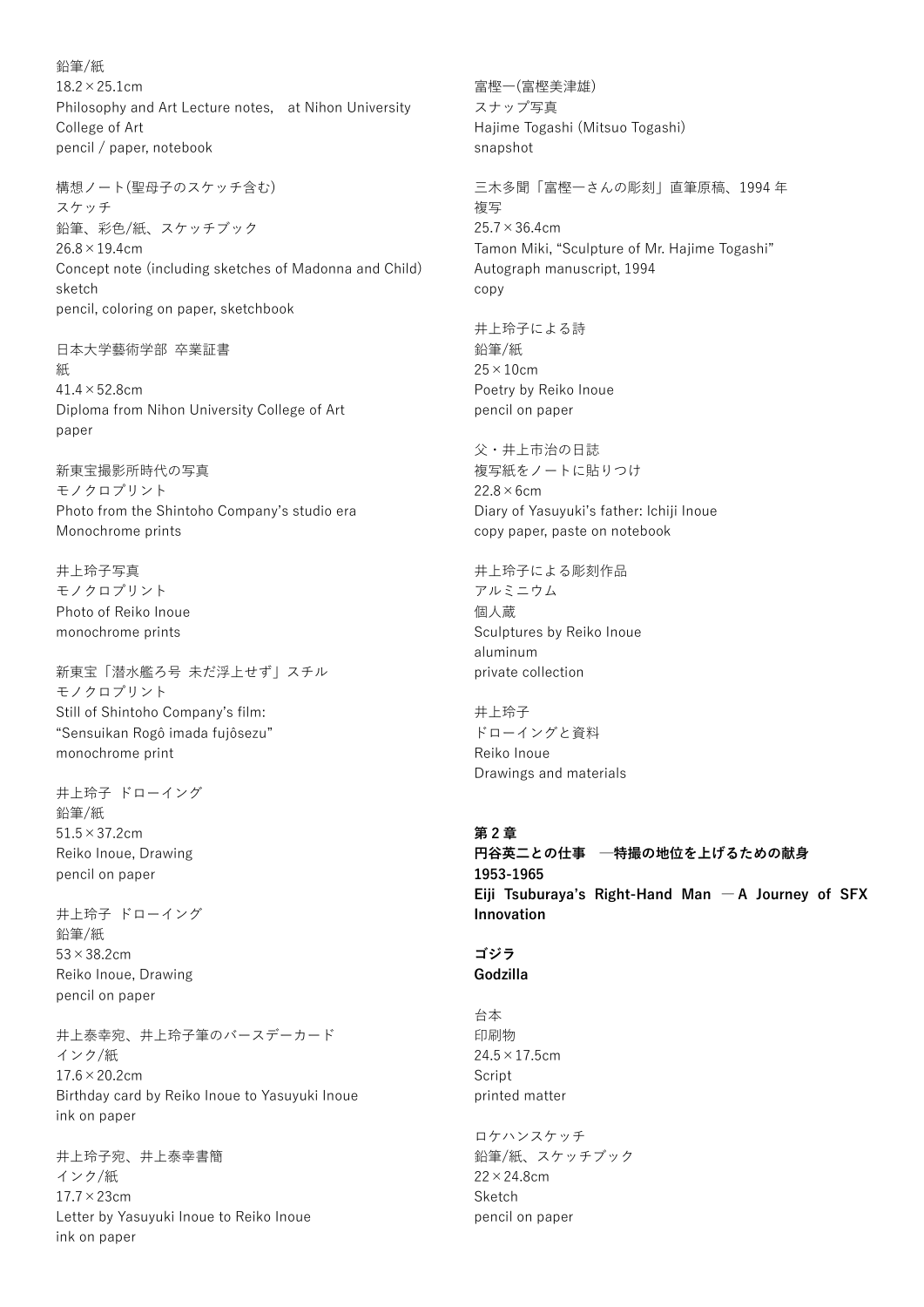鉛筆/紙
18.2×25.1cm
Philosophy and Art Lecture notes,　at Nihon University College of Art
pencil / paper, notebook

構想ノート(聖母子のスケッチ含む)
スケッチ
鉛筆、彩色/紙、スケッチブック
26.8×19.4cm
Concept note (including sketches of Madonna and Child)
sketch
pencil, coloring on paper, sketchbook

日本大学藝術学部 卒業証書
紙
41.4×52.8cm
Diploma from Nihon University College of Art
paper

新東宝撮影所時代の写真
モノクロプリント
Photo from the Shintoho Company's studio era
Monochrome prints

井上玲子写真
モノクロプリント
Photo of Reiko Inoue
monochrome prints

新東宝「潜水艦ろ号 未だ浮上せず」スチル
モノクロプリント
Still of Shintoho Company's film:
"Sensuikan Rogô imada fujôsezu"
monochrome print

井上玲子 ドローイング
鉛筆/紙
51.5×37.2cm
Reiko Inoue, Drawing
pencil on paper

井上玲子 ドローイング
鉛筆/紙
53×38.2cm
Reiko Inoue, Drawing
pencil on paper

井上泰幸宛、井上玲子筆のバースデーカード
インク/紙
17.6×20.2cm
Birthday card by Reiko Inoue to Yasuyuki Inoue
ink on paper

井上玲子宛、井上泰幸書簡
インク/紙
17.7×23cm
Letter by Yasuyuki Inoue to Reiko Inoue
ink on paper

富樫一(富樫美津雄)
スナップ写真
Hajime Togashi (Mitsuo Togashi)
snapshot

三木多聞「富樫一さんの彫刻」直筆原稿、1994 年
複写
25.7×36.4cm
Tamon Miki, "Sculpture of Mr. Hajime Togashi"
Autograph manuscript, 1994
copy

井上玲子による詩
鉛筆/紙
25×10cm
Poetry by Reiko Inoue
pencil on paper

父・井上市治の日誌
複写紙をノートに貼りつけ
22.8×6cm
Diary of Yasuyuki's father: Ichiji Inoue
copy paper, paste on notebook

井上玲子による彫刻作品
アルミニウム
個人蔵
Sculptures by Reiko Inoue
aluminum
private collection

井上玲子
ドローイングと資料
Reiko Inoue
Drawings and materials

## 第 2 章
## 円谷英二との仕事　―特撮の地位を上げるための献身
## 1953-1965
## Eiji Tsuburaya's Right-Hand Man　―A Journey of SFX Innovation

### ゴジラ
### Godzilla

台本
印刷物
24.5×17.5cm
Script
printed matter

ロケハンスケッチ
鉛筆/紙、スケッチブック
22×24.8cm
Sketch
pencil on paper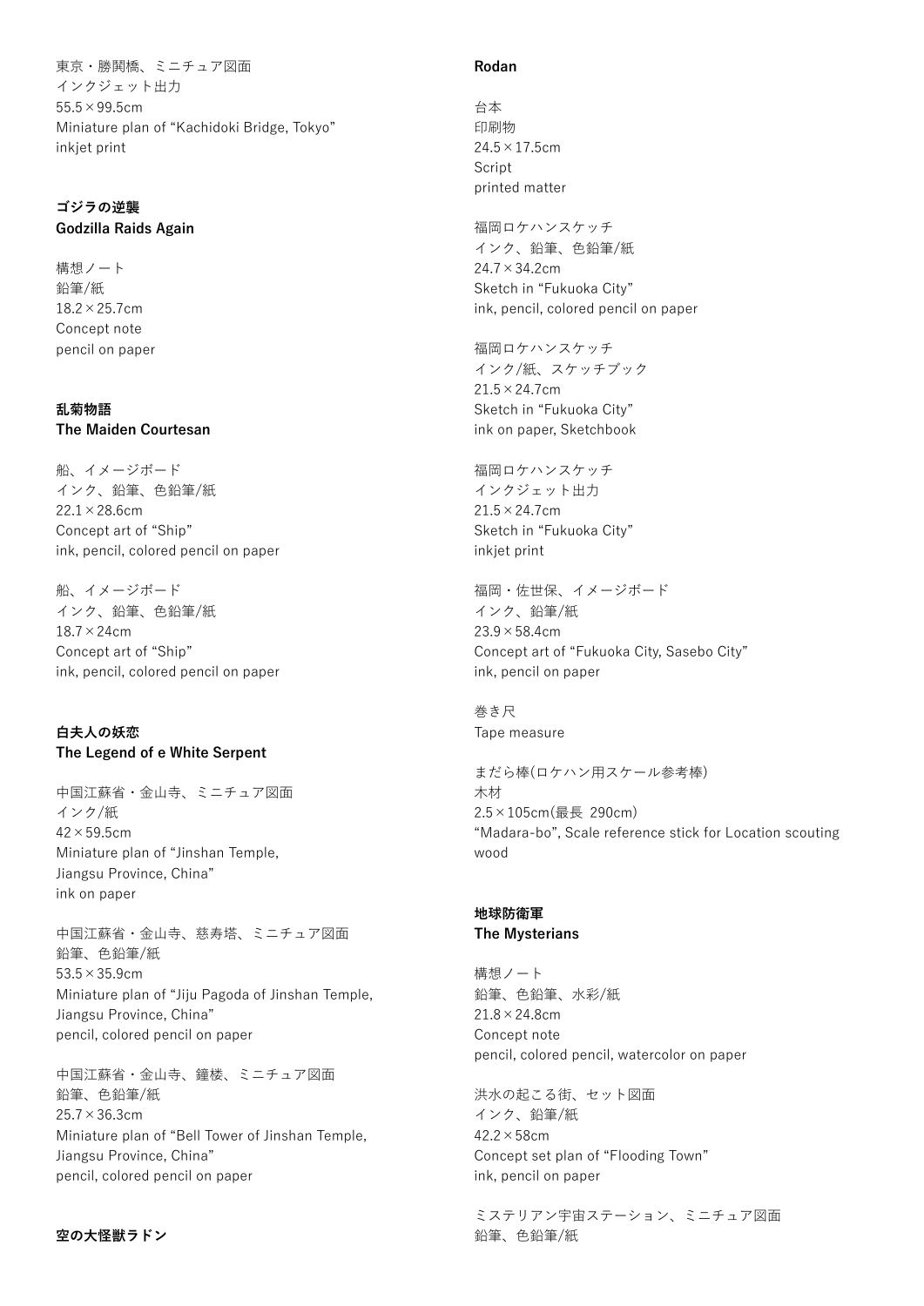東京・勝鬨橋、ミニチュア図面
インクジェット出力
55.5×99.5cm
Miniature plan of "Kachidoki Bridge, Tokyo"
inkjet print

### ゴジラの逆襲
### Godzilla Raids Again

構想ノート
鉛筆/紙
18.2×25.7cm
Concept note
pencil on paper

### 乱菊物語
### The Maiden Courtesan

船、イメージボード
インク、鉛筆、色鉛筆/紙
22.1×28.6cm
Concept art of "Ship"
ink, pencil, colored pencil on paper

船、イメージボード
インク、鉛筆、色鉛筆/紙
18.7×24cm
Concept art of "Ship"
ink, pencil, colored pencil on paper

### 白夫人の妖恋
### The Legend of e White Serpent

中国江蘇省・金山寺、ミニチュア図面
インク/紙
42×59.5cm
Miniature plan of "Jinshan Temple, Jiangsu Province, China"
ink on paper

中国江蘇省・金山寺、慈寿塔、ミニチュア図面
鉛筆、色鉛筆/紙
53.5×35.9cm
Miniature plan of "Jiju Pagoda of Jinshan Temple, Jiangsu Province, China"
pencil, colored pencil on paper

中国江蘇省・金山寺、鐘楼、ミニチュア図面
鉛筆、色鉛筆/紙
25.7×36.3cm
Miniature plan of "Bell Tower of Jinshan Temple, Jiangsu Province, China"
pencil, colored pencil on paper

### 空の大怪獣ラドン
### Rodan

台本
印刷物
24.5×17.5cm
Script
printed matter

福岡ロケハンスケッチ
インク、鉛筆、色鉛筆/紙
24.7×34.2cm
Sketch in "Fukuoka City"
ink, pencil, colored pencil on paper

福岡ロケハンスケッチ
インク/紙、スケッチブック
21.5×24.7cm
Sketch in "Fukuoka City"
ink on paper, Sketchbook

福岡ロケハンスケッチ
インクジェット出力
21.5×24.7cm
Sketch in "Fukuoka City"
inkjet print

福岡・佐世保、イメージボード
インク、鉛筆/紙
23.9×58.4cm
Concept art of "Fukuoka City, Sasebo City"
ink, pencil on paper

巻き尺
Tape measure

まだら棒(ロケハン用スケール参考棒)
木材
2.5×105cm(最長 290cm)
"Madara-bo", Scale reference stick for Location scouting
wood

### 地球防衛軍
### The Mysterians

構想ノート
鉛筆、色鉛筆、水彩/紙
21.8×24.8cm
Concept note
pencil, colored pencil, watercolor on paper

洪水の起こる街、セット図面
インク、鉛筆/紙
42.2×58cm
Concept set plan of "Flooding Town"
ink, pencil on paper

ミステリアン宇宙ステーション、ミニチュア図面
鉛筆、色鉛筆/紙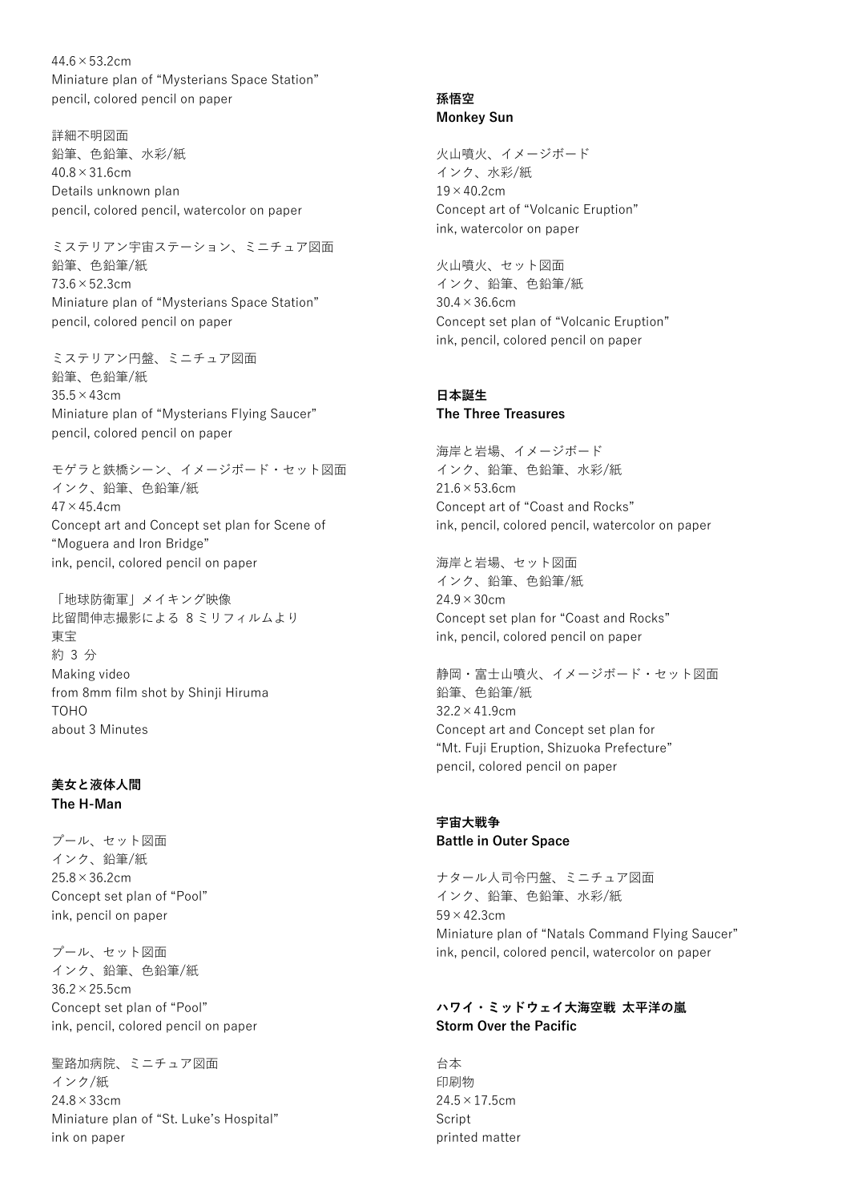44.6×53.2cm
Miniature plan of "Mysterians Space Station"
pencil, colored pencil on paper

詳細不明図面
鉛筆、色鉛筆、水彩/紙
40.8×31.6cm
Details unknown plan
pencil, colored pencil, watercolor on paper

ミステリアン宇宙ステーション、ミニチュア図面
鉛筆、色鉛筆/紙
73.6×52.3cm
Miniature plan of "Mysterians Space Station"
pencil, colored pencil on paper

ミステリアン円盤、ミニチュア図面
鉛筆、色鉛筆/紙
35.5×43cm
Miniature plan of "Mysterians Flying Saucer"
pencil, colored pencil on paper

モゲラと鉄橋シーン、イメージボード・セット図面
インク、鉛筆、色鉛筆/紙
47×45.4cm
Concept art and Concept set plan for Scene of "Moguera and Iron Bridge"
ink, pencil, colored pencil on paper

「地球防衛軍」メイキング映像
比留間伸志撮影による 8 ミリフィルムより
東宝
約 3 分
Making video
from 8mm film shot by Shinji Hiruma
TOHO
about 3 Minutes

**美女と液体人間**
**The H-Man**

プール、セット図面
インク、鉛筆/紙
25.8×36.2cm
Concept set plan of "Pool"
ink, pencil on paper

プール、セット図面
インク、鉛筆、色鉛筆/紙
36.2×25.5cm
Concept set plan of "Pool"
ink, pencil, colored pencil on paper

聖路加病院、ミニチュア図面
インク/紙
24.8×33cm
Miniature plan of "St. Luke's Hospital"
ink on paper

**孫悟空**
**Monkey Sun**

火山噴火、イメージボード
インク、水彩/紙
19×40.2cm
Concept art of "Volcanic Eruption"
ink, watercolor on paper

火山噴火、セット図面
インク、鉛筆、色鉛筆/紙
30.4×36.6cm
Concept set plan of "Volcanic Eruption"
ink, pencil, colored pencil on paper

**日本誕生**
**The Three Treasures**

海岸と岩場、イメージボード
インク、鉛筆、色鉛筆、水彩/紙
21.6×53.6cm
Concept art of "Coast and Rocks"
ink, pencil, colored pencil, watercolor on paper

海岸と岩場、セット図面
インク、鉛筆、色鉛筆/紙
24.9×30cm
Concept set plan for "Coast and Rocks"
ink, pencil, colored pencil on paper

静岡・富士山噴火、イメージボード・セット図面
鉛筆、色鉛筆/紙
32.2×41.9cm
Concept art and Concept set plan for "Mt. Fuji Eruption, Shizuoka Prefecture"
pencil, colored pencil on paper

**宇宙大戦争**
**Battle in Outer Space**

ナタール人司令円盤、ミニチュア図面
インク、鉛筆、色鉛筆、水彩/紙
59×42.3cm
Miniature plan of "Natals Command Flying Saucer"
ink, pencil, colored pencil, watercolor on paper

**ハワイ・ミッドウェイ大海空戦 太平洋の嵐**
**Storm Over the Pacific**

台本
印刷物
24.5×17.5cm
Script
printed matter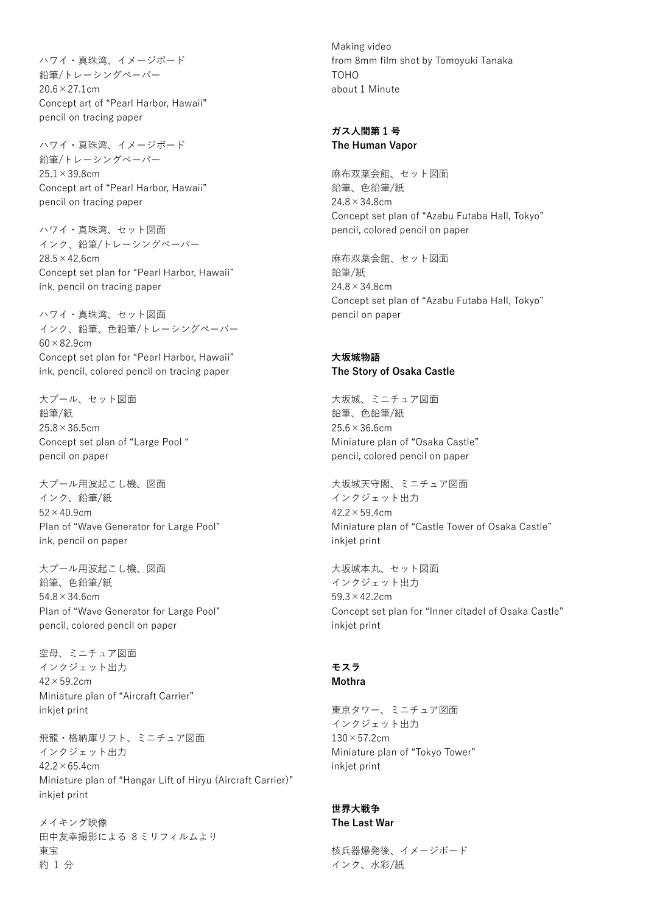ハワイ・真珠湾、イメージボード
鉛筆/トレーシングペーパー
20.6×27.1cm
Concept art of "Pearl Harbor, Hawaii"
pencil on tracing paper

ハワイ・真珠湾、イメージボード
鉛筆/トレーシングペーパー
25.1×39.8cm
Concept art of "Pearl Harbor, Hawaii"
pencil on tracing paper

ハワイ・真珠湾、セット図面
インク、鉛筆/トレーシングペーパー
28.5×42.6cm
Concept set plan for "Pearl Harbor, Hawaii"
ink, pencil on tracing paper

ハワイ・真珠湾、セット図面
インク、鉛筆、色鉛筆/トレーシングペーパー
60×82.9cm
Concept set plan for "Pearl Harbor, Hawaii"
ink, pencil, colored pencil on tracing paper

大プール、セット図面
鉛筆/紙
25.8×36.5cm
Concept set plan of "Large Pool "
pencil on paper

大プール用波起こし機、図面
インク、鉛筆/紙
52×40.9cm
Plan of "Wave Generator for Large Pool"
ink, pencil on paper

大プール用波起こし機、図面
鉛筆、色鉛筆/紙
54.8×34.6cm
Plan of "Wave Generator for Large Pool"
pencil, colored pencil on paper

空母、ミニチュア図面
インクジェット出力
42×59.2cm
Miniature plan of "Aircraft Carrier"
inkjet print

飛龍・格納庫リフト、ミニチュア図面
インクジェット出力
42.2×65.4cm
Miniature plan of "Hangar Lift of Hiryu (Aircraft Carrier)"
inkjet print

メイキング映像
田中友幸撮影による 8 ミリフィルムより
東宝
約 1 分

Making video
from 8mm film shot by Tomoyuki Tanaka
TOHO
about 1 Minute

**ガス人間第 1 号**
**The Human Vapor**

麻布双葉会館、セット図面
鉛筆、色鉛筆/紙
24.8×34.8cm
Concept set plan of "Azabu Futaba Hall, Tokyo"
pencil, colored pencil on paper

麻布双葉会館、セット図面
鉛筆/紙
24.8×34.8cm
Concept set plan of "Azabu Futaba Hall, Tokyo"
pencil on paper

**大坂城物語**
**The Story of Osaka Castle**

大坂城、ミニチュア図面
鉛筆、色鉛筆/紙
25.6×36.6cm
Miniature plan of "Osaka Castle"
pencil, colored pencil on paper

大坂城天守閣、ミニチュア図面
インクジェット出力
42.2×59.4cm
Miniature plan of "Castle Tower of Osaka Castle"
inkjet print

大坂城本丸、セット図面
インクジェット出力
59.3×42.2cm
Concept set plan for "Inner citadel of Osaka Castle"
inkjet print

**モスラ**
**Mothra**

東京タワー、ミニチュア図面
インクジェット出力
130×57.2cm
Miniature plan of "Tokyo Tower"
inkjet print

**世界大戦争**
**The Last War**

核兵器爆発後、イメージボード
インク、水彩/紙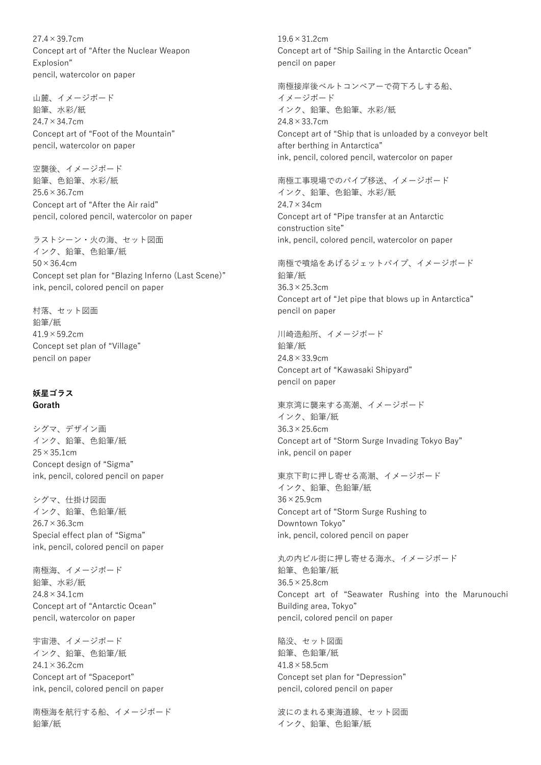27.4×39.7cm
Concept art of “After the Nuclear Weapon Explosion”
pencil, watercolor on paper

山麓、イメージボード
鉛筆、水彩/紙
24.7×34.7cm
Concept art of “Foot of the Mountain”
pencil, watercolor on paper

空襲後、イメージボード
鉛筆、色鉛筆、水彩/紙
25.6×36.7cm
Concept art of “After the Air raid”
pencil, colored pencil, watercolor on paper

ラストシーン・火の海、セット図面
インク、鉛筆、色鉛筆/紙
50×36.4cm
Concept set plan for “Blazing Inferno (Last Scene)”
ink, pencil, colored pencil on paper

村落、セット図面
鉛筆/紙
41.9×59.2cm
Concept set plan of “Village”
pencil on paper

**妖星ゴラス**
**Gorath**

シグマ、デザイン画
インク、鉛筆、色鉛筆/紙
25×35.1cm
Concept design of “Sigma”
ink, pencil, colored pencil on paper

シグマ、仕掛け図面
インク、鉛筆、色鉛筆/紙
26.7×36.3cm
Special effect plan of “Sigma”
ink, pencil, colored pencil on paper

南極海、イメージボード
鉛筆、水彩/紙
24.8×34.1cm
Concept art of “Antarctic Ocean”
pencil, watercolor on paper

宇宙港、イメージボード
インク、鉛筆、色鉛筆/紙
24.1×36.2cm
Concept art of “Spaceport”
ink, pencil, colored pencil on paper

南極海を航行する船、イメージボード
鉛筆/紙
19.6×31.2cm
Concept art of “Ship Sailing in the Antarctic Ocean”
pencil on paper

南極接岸後ベルトコンベアーで荷下ろしする船、イメージボード
インク、鉛筆、色鉛筆、水彩/紙
24.8×33.7cm
Concept art of “Ship that is unloaded by a conveyor belt after berthing in Antarctica”
ink, pencil, colored pencil, watercolor on paper

南極工事現場でのパイプ移送、イメージボード
インク、鉛筆、色鉛筆、水彩/紙
24.7×34cm
Concept art of “Pipe transfer at an Antarctic construction site”
ink, pencil, colored pencil, watercolor on paper

南極で噴焔をあげるジェットパイプ、イメージボード
鉛筆/紙
36.3×25.3cm
Concept art of “Jet pipe that blows up in Antarctica”
pencil on paper

川崎造船所、イメージボード
鉛筆/紙
24.8×33.9cm
Concept art of “Kawasaki Shipyard”
pencil on paper

東京湾に襲来する高潮、イメージボード
インク、鉛筆/紙
36.3×25.6cm
Concept art of “Storm Surge Invading Tokyo Bay”
ink, pencil on paper

東京下町に押し寄せる高潮、イメージボード
インク、鉛筆、色鉛筆/紙
36×25.9cm
Concept art of “Storm Surge Rushing to Downtown Tokyo”
ink, pencil, colored pencil on paper

丸の内ビル街に押し寄せる海水、イメージボード
鉛筆、色鉛筆/紙
36.5×25.8cm
Concept art of “Seawater Rushing into the Marunouchi Building area, Tokyo”
pencil, colored pencil on paper

陥没、セット図面
鉛筆、色鉛筆/紙
41.8×58.5cm
Concept set plan for “Depression”
pencil, colored pencil on paper

波にのまれる東海道線、セット図面
インク、鉛筆、色鉛筆/紙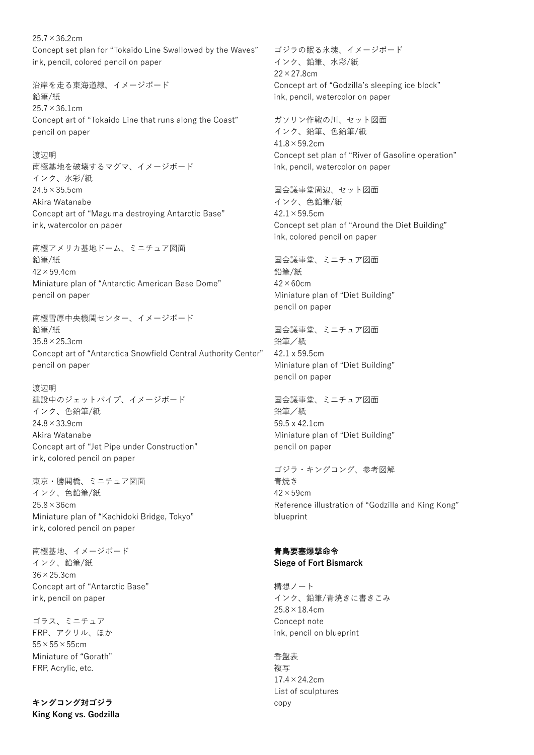25.7×36.2cm
Concept set plan for "Tokaido Line Swallowed by the Waves"
ink, pencil, colored pencil on paper

沿岸を走る東海道線、イメージボード
鉛筆/紙
25.7×36.1cm
Concept art of "Tokaido Line that runs along the Coast"
pencil on paper

渡辺明
南極基地を破壊するマグマ、イメージボード
インク、水彩/紙
24.5×35.5cm
Akira Watanabe
Concept art of "Maguma destroying Antarctic Base"
ink, watercolor on paper

南極アメリカ基地ドーム、ミニチュア図面
鉛筆/紙
42×59.4cm
Miniature plan of "Antarctic American Base Dome"
pencil on paper

南極雪原中央機関センター、イメージボード
鉛筆/紙
35.8×25.3cm
Concept art of "Antarctica Snowfield Central Authority Center"
pencil on paper

渡辺明
建設中のジェットパイプ、イメージボード
インク、色鉛筆/紙
24.8×33.9cm
Akira Watanabe
Concept art of "Jet Pipe under Construction"
ink, colored pencil on paper

東京・勝鬨橋、ミニチュア図面
インク、色鉛筆/紙
25.8×36cm
Miniature plan of "Kachidoki Bridge, Tokyo"
ink, colored pencil on paper

南極基地、イメージボード
インク、鉛筆/紙
36×25.3cm
Concept art of "Antarctic Base"
ink, pencil on paper

ゴラス、ミニチュア
FRP、アクリル、ほか
55×55×55cm
Miniature of "Gorath"
FRP, Acrylic, etc.

**キングコング対ゴジラ**
**King Kong vs. Godzilla**

ゴジラの眠る氷塊、イメージボード
インク、鉛筆、水彩/紙
22×27.8cm
Concept art of "Godzilla's sleeping ice block"
ink, pencil, watercolor on paper

ガソリン作戦の川、セット図面
インク、鉛筆、色鉛筆/紙
41.8×59.2cm
Concept set plan of "River of Gasoline operation"
ink, pencil, watercolor on paper

国会議事堂周辺、セット図面
インク、色鉛筆/紙
42.1×59.5cm
Concept set plan of "Around the Diet Building"
ink, colored pencil on paper

国会議事堂、ミニチュア図面
鉛筆/紙
42×60cm
Miniature plan of "Diet Building"
pencil on paper

国会議事堂、ミニチュア図面
鉛筆／紙
42.1 x 59.5cm
Miniature plan of "Diet Building"
pencil on paper

国会議事堂、ミニチュア図面
鉛筆／紙
59.5 x 42.1cm
Miniature plan of "Diet Building"
pencil on paper

ゴジラ・キングコング、参考図解
青焼き
42×59cm
Reference illustration of "Godzilla and King Kong"
blueprint

**青島要塞爆撃命令**
**Siege of Fort Bismarck**

構想ノート
インク、鉛筆/青焼きに書きこみ
25.8×18.4cm
Concept note
ink, pencil on blueprint

香盤表
複写
17.4×24.2cm
List of sculptures
copy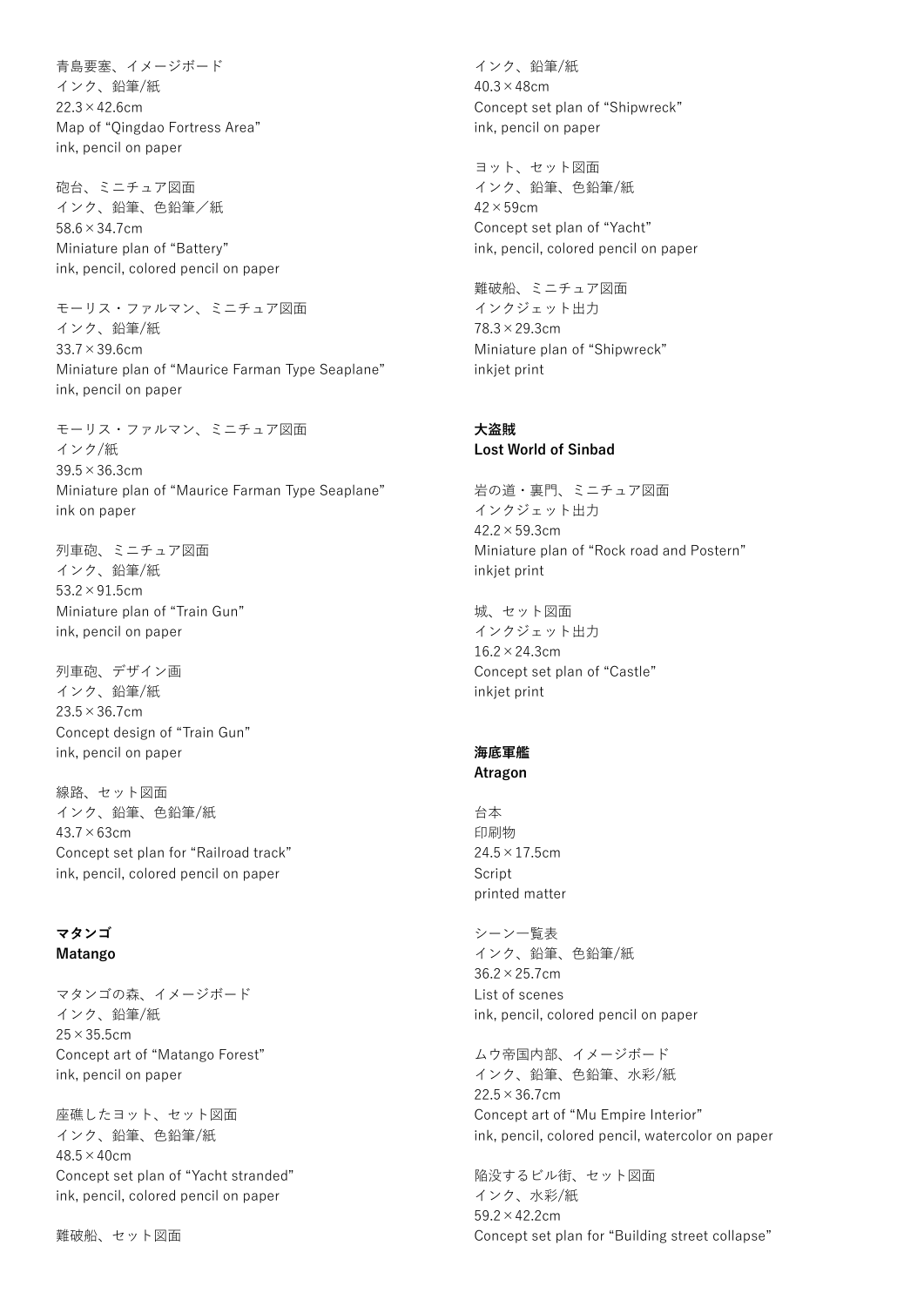青島要塞、イメージボード
インク、鉛筆/紙
22.3×42.6cm
Map of “Qingdao Fortress Area”
ink, pencil on paper

砲台、ミニチュア図面
インク、鉛筆、色鉛筆／紙
58.6×34.7cm
Miniature plan of “Battery”
ink, pencil, colored pencil on paper

モーリス・ファルマン、ミニチュア図面
インク、鉛筆/紙
33.7×39.6cm
Miniature plan of “Maurice Farman Type Seaplane”
ink, pencil on paper

モーリス・ファルマン、ミニチュア図面
インク/紙
39.5×36.3cm
Miniature plan of “Maurice Farman Type Seaplane”
ink on paper

列車砲、ミニチュア図面
インク、鉛筆/紙
53.2×91.5cm
Miniature plan of “Train Gun”
ink, pencil on paper

列車砲、デザイン画
インク、鉛筆/紙
23.5×36.7cm
Concept design of “Train Gun”
ink, pencil on paper

線路、セット図面
インク、鉛筆、色鉛筆/紙
43.7×63cm
Concept set plan for “Railroad track”
ink, pencil, colored pencil on paper

**マタンゴ**
**Matango**

マタンゴの森、イメージボード
インク、鉛筆/紙
25×35.5cm
Concept art of “Matango Forest”
ink, pencil on paper

座礁したヨット、セット図面
インク、鉛筆、色鉛筆/紙
48.5×40cm
Concept set plan of “Yacht stranded”
ink, pencil, colored pencil on paper

難破船、セット図面
インク、鉛筆/紙
40.3×48cm
Concept set plan of “Shipwreck”
ink, pencil on paper

ヨット、セット図面
インク、鉛筆、色鉛筆/紙
42×59cm
Concept set plan of “Yacht”
ink, pencil, colored pencil on paper

難破船、ミニチュア図面
インクジェット出力
78.3×29.3cm
Miniature plan of “Shipwreck”
inkjet print

**大盗賊**
**Lost World of Sinbad**

岩の道・裏門、ミニチュア図面
インクジェット出力
42.2×59.3cm
Miniature plan of “Rock road and Postern”
inkjet print

城、セット図面
インクジェット出力
16.2×24.3cm
Concept set plan of “Castle”
inkjet print

**海底軍艦**
**Atragon**

台本
印刷物
24.5×17.5cm
Script
printed matter

シーン一覧表
インク、鉛筆、色鉛筆/紙
36.2×25.7cm
List of scenes
ink, pencil, colored pencil on paper

ムウ帝国内部、イメージボード
インク、鉛筆、色鉛筆、水彩/紙
22.5×36.7cm
Concept art of “Mu Empire Interior”
ink, pencil, colored pencil, watercolor on paper

陥没するビル街、セット図面
インク、水彩/紙
59.2×42.2cm
Concept set plan for “Building street collapse”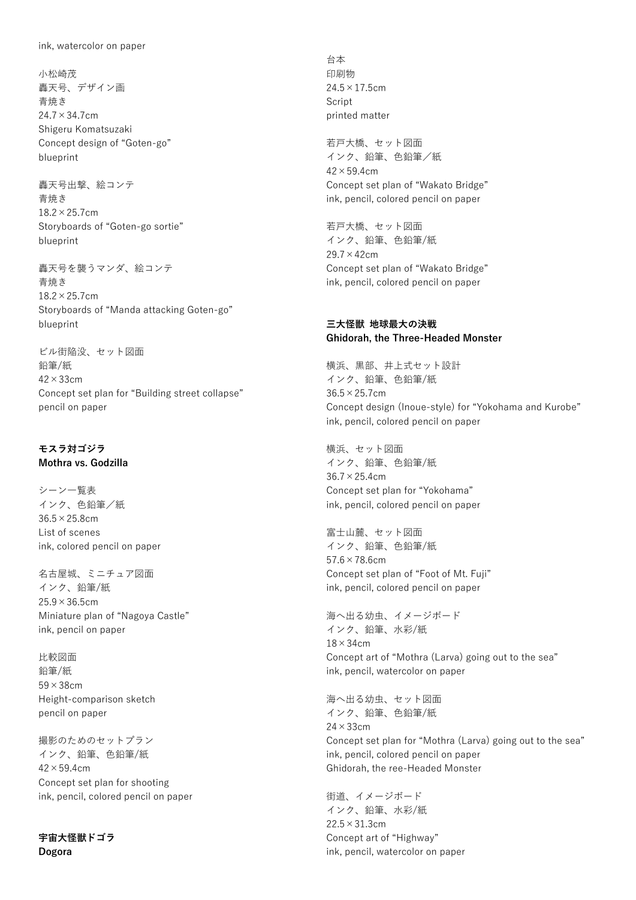ink, watercolor on paper

小松崎茂
轟天号、デザイン画
青焼き
24.7×34.7cm
Shigeru Komatsuzaki
Concept design of “Goten-go”
blueprint

轟天号出撃、絵コンテ
青焼き
18.2×25.7cm
Storyboards of “Goten-go sortie”
blueprint

轟天号を襲うマンダ、絵コンテ
青焼き
18.2×25.7cm
Storyboards of “Manda attacking Goten-go”
blueprint

ビル街陥没、セット図面
鉛筆/紙
42×33cm
Concept set plan for “Building street collapse”
pencil on paper

**モスラ対ゴジラ**
**Mothra vs. Godzilla**

シーン一覧表
インク、色鉛筆／紙
36.5×25.8cm
List of scenes
ink, colored pencil on paper

名古屋城、ミニチュア図面
インク、鉛筆/紙
25.9×36.5cm
Miniature plan of “Nagoya Castle”
ink, pencil on paper

比較図面
鉛筆/紙
59×38cm
Height-comparison sketch
pencil on paper

撮影のためのセットプラン
インク、鉛筆、色鉛筆/紙
42×59.4cm
Concept set plan for shooting
ink, pencil, colored pencil on paper

**宇宙大怪獣ドゴラ**
**Dogora**

台本
印刷物
24.5×17.5cm
Script
printed matter

若戸大橋、セット図面
インク、鉛筆、色鉛筆／紙
42×59.4cm
Concept set plan of “Wakato Bridge”
ink, pencil, colored pencil on paper

若戸大橋、セット図面
インク、鉛筆、色鉛筆/紙
29.7×42cm
Concept set plan of “Wakato Bridge”
ink, pencil, colored pencil on paper

**三大怪獣 地球最大の決戦**
**Ghidorah, the Three-Headed Monster**

横浜、黒部、井上式セット設計
インク、鉛筆、色鉛筆/紙
36.5×25.7cm
Concept design (Inoue-style) for “Yokohama and Kurobe”
ink, pencil, colored pencil on paper

横浜、セット図面
インク、鉛筆、色鉛筆/紙
36.7×25.4cm
Concept set plan for “Yokohama”
ink, pencil, colored pencil on paper

富士山麓、セット図面
インク、鉛筆、色鉛筆/紙
57.6×78.6cm
Concept set plan of “Foot of Mt. Fuji”
ink, pencil, colored pencil on paper

海へ出る幼虫、イメージボード
インク、鉛筆、水彩/紙
18×34cm
Concept art of “Mothra (Larva) going out to the sea”
ink, pencil, watercolor on paper

海へ出る幼虫、セット図面
インク、鉛筆、色鉛筆/紙
24×33cm
Concept set plan for “Mothra (Larva) going out to the sea”
ink, pencil, colored pencil on paper
Ghidorah, the ree-Headed Monster

街道、イメージボード
インク、鉛筆、水彩/紙
22.5×31.3cm
Concept art of “Highway”
ink, pencil, watercolor on paper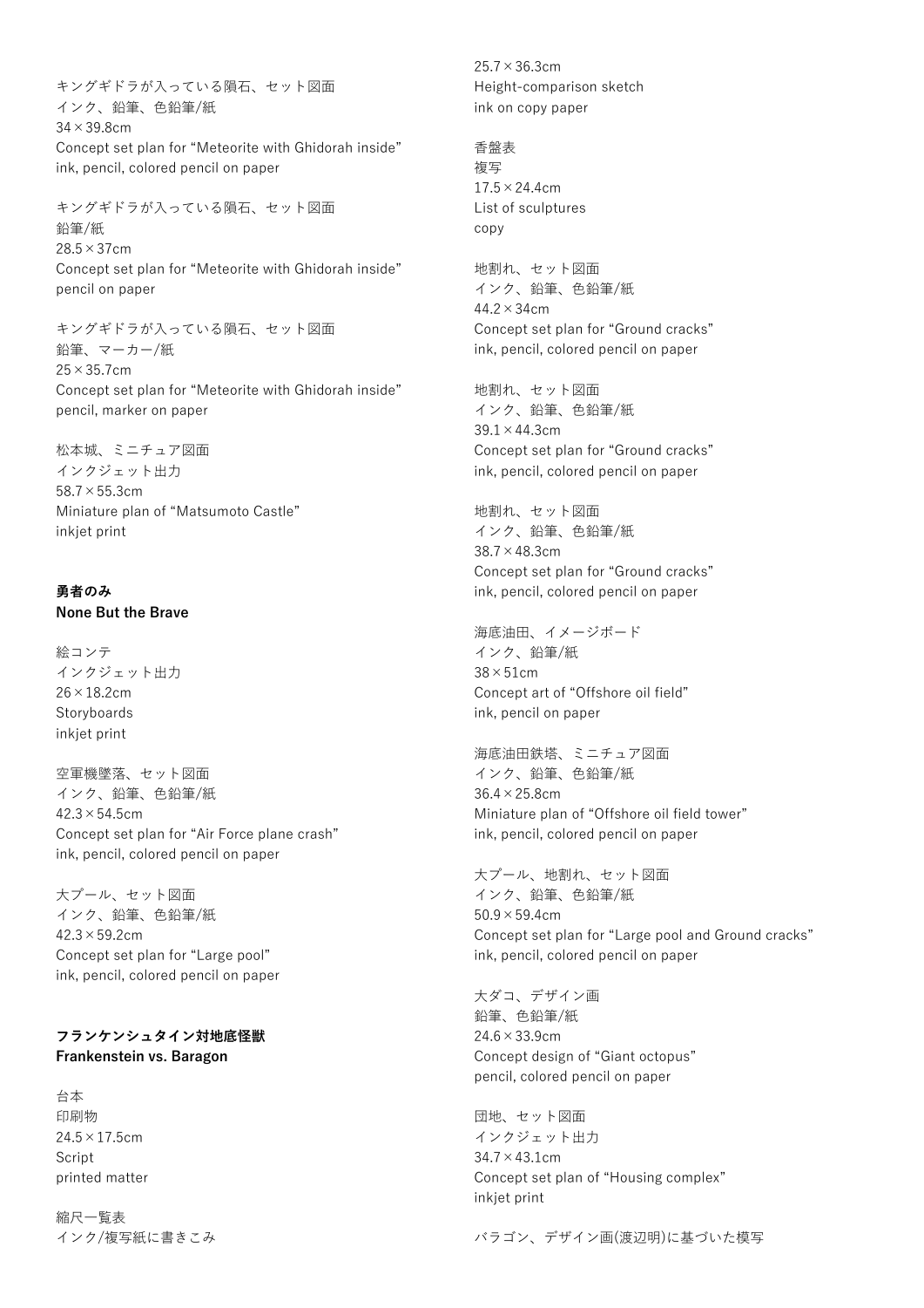キングギドラが入っている隕石、セット図面
インク、鉛筆、色鉛筆/紙
34×39.8cm
Concept set plan for "Meteorite with Ghidorah inside"
ink, pencil, colored pencil on paper

キングギドラが入っている隕石、セット図面
鉛筆/紙
28.5×37cm
Concept set plan for "Meteorite with Ghidorah inside"
pencil on paper

キングギドラが入っている隕石、セット図面
鉛筆、マーカー/紙
25×35.7cm
Concept set plan for "Meteorite with Ghidorah inside"
pencil, marker on paper

松本城、ミニチュア図面
インクジェット出力
58.7×55.3cm
Miniature plan of "Matsumoto Castle"
inkjet print

**勇者のみ**
**None But the Brave**

絵コンテ
インクジェット出力
26×18.2cm
Storyboards
inkjet print

空軍機墜落、セット図面
インク、鉛筆、色鉛筆/紙
42.3×54.5cm
Concept set plan for "Air Force plane crash"
ink, pencil, colored pencil on paper

大プール、セット図面
インク、鉛筆、色鉛筆/紙
42.3×59.2cm
Concept set plan for "Large pool"
ink, pencil, colored pencil on paper

**フランケンシュタイン対地底怪獣**
**Frankenstein vs. Baragon**

台本
印刷物
24.5×17.5cm
Script
printed matter

縮尺一覧表
インク/複写紙に書きこみ
25.7×36.3cm
Height-comparison sketch
ink on copy paper

香盤表
複写
17.5×24.4cm
List of sculptures
copy

地割れ、セット図面
インク、鉛筆、色鉛筆/紙
44.2×34cm
Concept set plan for "Ground cracks"
ink, pencil, colored pencil on paper

地割れ、セット図面
インク、鉛筆、色鉛筆/紙
39.1×44.3cm
Concept set plan for "Ground cracks"
ink, pencil, colored pencil on paper

地割れ、セット図面
インク、鉛筆、色鉛筆/紙
38.7×48.3cm
Concept set plan for "Ground cracks"
ink, pencil, colored pencil on paper

海底油田、イメージボード
インク、鉛筆/紙
38×51cm
Concept art of "Offshore oil field"
ink, pencil on paper

海底油田鉄塔、ミニチュア図面
インク、鉛筆、色鉛筆/紙
36.4×25.8cm
Miniature plan of "Offshore oil field tower"
ink, pencil, colored pencil on paper

大プール、地割れ、セット図面
インク、鉛筆、色鉛筆/紙
50.9×59.4cm
Concept set plan for "Large pool and Ground cracks"
ink, pencil, colored pencil on paper

大ダコ、デザイン画
鉛筆、色鉛筆/紙
24.6×33.9cm
Concept design of "Giant octopus"
pencil, colored pencil on paper

団地、セット図面
インクジェット出力
34.7×43.1cm
Concept set plan of "Housing complex"
inkjet print

バラゴン、デザイン画(渡辺明)に基づいた模写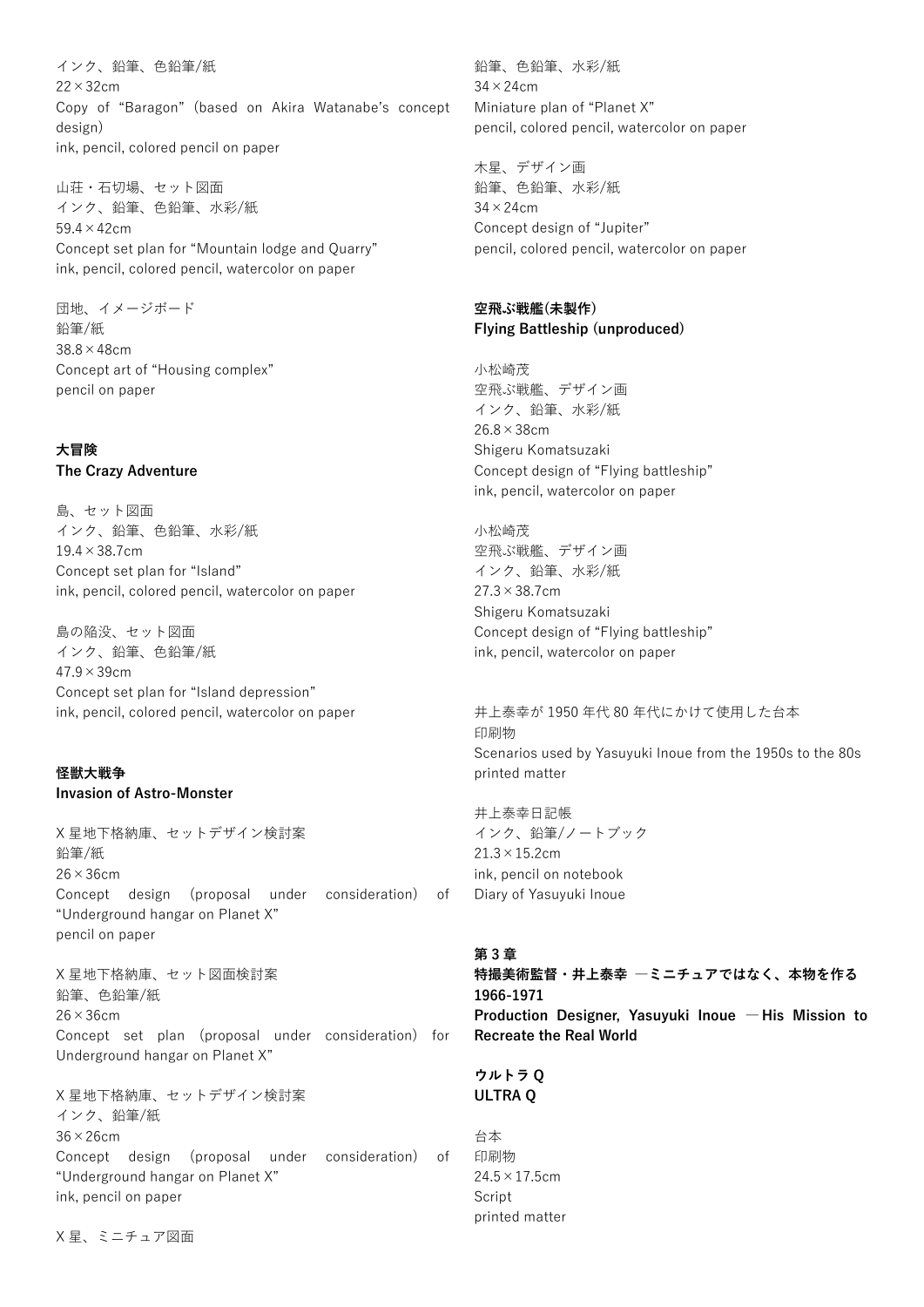インク、鉛筆、色鉛筆/紙
22×32cm
Copy of "Baragon" (based on Akira Watanabe's concept design)
ink, pencil, colored pencil on paper

山荘・石切場、セット図面
インク、鉛筆、色鉛筆、水彩/紙
59.4×42cm
Concept set plan for "Mountain lodge and Quarry"
ink, pencil, colored pencil, watercolor on paper

団地、イメージボード
鉛筆/紙
38.8×48cm
Concept art of "Housing complex"
pencil on paper

**大冒険**
**The Crazy Adventure**

島、セット図面
インク、鉛筆、色鉛筆、水彩/紙
19.4×38.7cm
Concept set plan for "Island"
ink, pencil, colored pencil, watercolor on paper

島の陥没、セット図面
インク、鉛筆、色鉛筆/紙
47.9×39cm
Concept set plan for "Island depression"
ink, pencil, colored pencil, watercolor on paper

**怪獣大戦争**
**Invasion of Astro-Monster**

X 星地下格納庫、セットデザイン検討案
鉛筆/紙
26×36cm
Concept design (proposal under consideration) of "Underground hangar on Planet X"
pencil on paper

X 星地下格納庫、セット図面検討案
鉛筆、色鉛筆/紙
26×36cm
Concept set plan (proposal under consideration) for Underground hangar on Planet X"

X 星地下格納庫、セットデザイン検討案
インク、鉛筆/紙
36×26cm
Concept design (proposal under consideration) of "Underground hangar on Planet X"
ink, pencil on paper

X 星、ミニチュア図面
鉛筆、色鉛筆、水彩/紙
34×24cm
Miniature plan of "Planet X"
pencil, colored pencil, watercolor on paper

木星、デザイン画
鉛筆、色鉛筆、水彩/紙
34×24cm
Concept design of "Jupiter"
pencil, colored pencil, watercolor on paper

**空飛ぶ戦艦(未製作)**
**Flying Battleship (unproduced)**

小松崎茂
空飛ぶ戦艦、デザイン画
インク、鉛筆、水彩/紙
26.8×38cm
Shigeru Komatsuzaki
Concept design of "Flying battleship"
ink, pencil, watercolor on paper

小松崎茂
空飛ぶ戦艦、デザイン画
インク、鉛筆、水彩/紙
27.3×38.7cm
Shigeru Komatsuzaki
Concept design of "Flying battleship"
ink, pencil, watercolor on paper

井上泰幸が 1950 年代 80 年代にかけて使用した台本
印刷物
Scenarios used by Yasuyuki Inoue from the 1950s to the 80s
printed matter

井上泰幸日記帳
インク、鉛筆/ノートブック
21.3×15.2cm
ink, pencil on notebook
Diary of Yasuyuki Inoue

## 第 3 章
## 特撮美術監督・井上泰幸 ―ミニチュアではなく、本物を作る 1966-1971
## Production Designer, Yasuyuki Inoue ―His Mission to Recreate the Real World

**ウルトラ Q**
**ULTRA Q**

台本
印刷物
24.5×17.5cm
Script
printed matter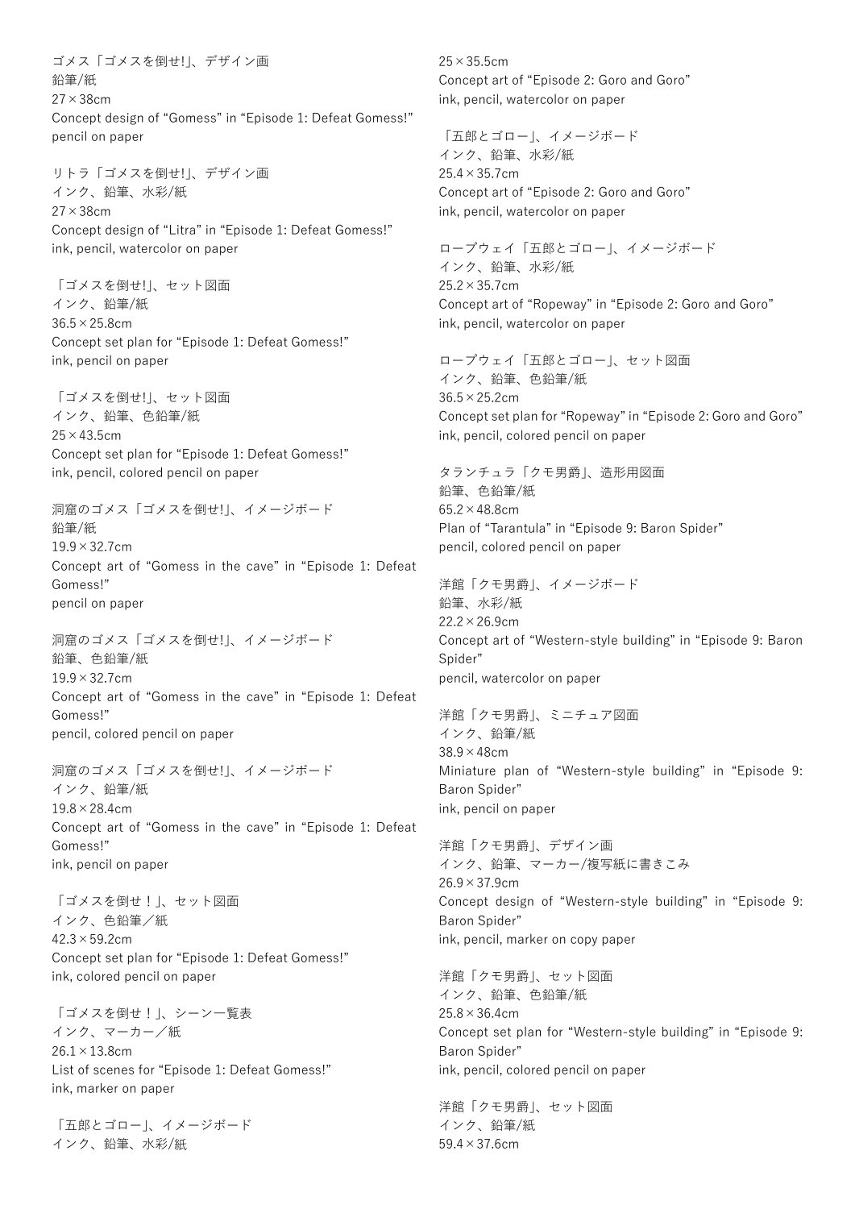ゴメス「ゴメスを倒せ!」、デザイン画
鉛筆/紙
27×38cm
Concept design of “Gomess” in “Episode 1: Defeat Gomess!”
pencil on paper

リトラ「ゴメスを倒せ!」、デザイン画
インク、鉛筆、水彩/紙
27×38cm
Concept design of “Litra” in “Episode 1: Defeat Gomess!”
ink, pencil, watercolor on paper

「ゴメスを倒せ!」、セット図面
インク、鉛筆/紙
36.5×25.8cm
Concept set plan for “Episode 1: Defeat Gomess!”
ink, pencil on paper

「ゴメスを倒せ!」、セット図面
インク、鉛筆、色鉛筆/紙
25×43.5cm
Concept set plan for “Episode 1: Defeat Gomess!”
ink, pencil, colored pencil on paper

洞窟のゴメス「ゴメスを倒せ!」、イメージボード
鉛筆/紙
19.9×32.7cm
Concept art of “Gomess in the cave” in “Episode 1: Defeat Gomess!”
pencil on paper

洞窟のゴメス「ゴメスを倒せ!」、イメージボード
鉛筆、色鉛筆/紙
19.9×32.7cm
Concept art of “Gomess in the cave” in “Episode 1: Defeat Gomess!”
pencil, colored pencil on paper

洞窟のゴメス「ゴメスを倒せ!」、イメージボード
インク、鉛筆/紙
19.8×28.4cm
Concept art of “Gomess in the cave” in “Episode 1: Defeat Gomess!”
ink, pencil on paper

「ゴメスを倒せ！」、セット図面
インク、色鉛筆／紙
42.3×59.2cm
Concept set plan for “Episode 1: Defeat Gomess!”
ink, colored pencil on paper

「ゴメスを倒せ！」、シーン一覧表
インク、マーカー／紙
26.1×13.8cm
List of scenes for “Episode 1: Defeat Gomess!”
ink, marker on paper

「五郎とゴロー」、イメージボード
インク、鉛筆、水彩/紙
25×35.5cm
Concept art of “Episode 2: Goro and Goro”
ink, pencil, watercolor on paper

「五郎とゴロー」、イメージボード
インク、鉛筆、水彩/紙
25.4×35.7cm
Concept art of “Episode 2: Goro and Goro”
ink, pencil, watercolor on paper

ロープウェイ「五郎とゴロー」、イメージボード
インク、鉛筆、水彩/紙
25.2×35.7cm
Concept art of “Ropeway” in “Episode 2: Goro and Goro”
ink, pencil, watercolor on paper

ロープウェイ「五郎とゴロー」、セット図面
インク、鉛筆、色鉛筆/紙
36.5×25.2cm
Concept set plan for “Ropeway” in “Episode 2: Goro and Goro”
ink, pencil, colored pencil on paper

タランチュラ「クモ男爵」、造形用図面
鉛筆、色鉛筆/紙
65.2×48.8cm
Plan of “Tarantula” in “Episode 9: Baron Spider”
pencil, colored pencil on paper

洋館「クモ男爵」、イメージボード
鉛筆、水彩/紙
22.2×26.9cm
Concept art of “Western-style building” in “Episode 9: Baron Spider”
pencil, watercolor on paper

洋館「クモ男爵」、ミニチュア図面
インク、鉛筆/紙
38.9×48cm
Miniature plan of “Western-style building” in “Episode 9: Baron Spider”
ink, pencil on paper

洋館「クモ男爵」、デザイン画
インク、鉛筆、マーカー/複写紙に書きこみ
26.9×37.9cm
Concept design of “Western-style building” in “Episode 9: Baron Spider”
ink, pencil, marker on copy paper

洋館「クモ男爵」、セット図面
インク、鉛筆、色鉛筆/紙
25.8×36.4cm
Concept set plan for “Western-style building” in “Episode 9: Baron Spider”
ink, pencil, colored pencil on paper

洋館「クモ男爵」、セット図面
インク、鉛筆/紙
59.4×37.6cm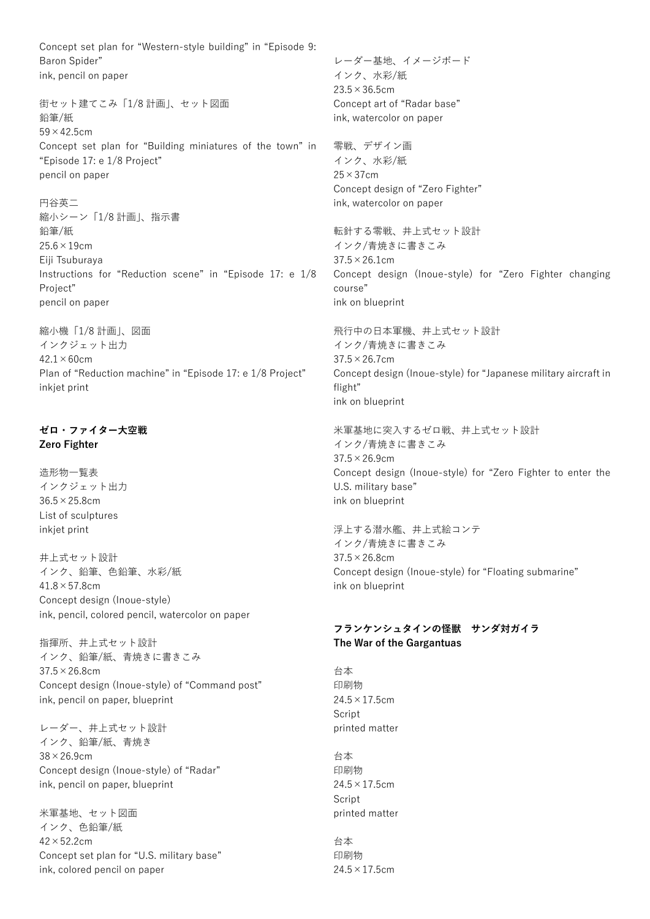Concept set plan for “Western-style building” in “Episode 9: Baron Spider”
ink, pencil on paper

街セット建てこみ「1/8 計画」、セット図面
鉛筆/紙
59×42.5cm
Concept set plan for “Building miniatures of the town” in “Episode 17: e 1/8 Project”
pencil on paper

円谷英二
縮小シーン「1/8 計画」、指示書
鉛筆/紙
25.6×19cm
Eiji Tsuburaya
Instructions for “Reduction scene” in “Episode 17: e 1/8 Project”
pencil on paper

縮小機「1/8 計画」、図面
インクジェット出力
42.1×60cm
Plan of “Reduction machine” in “Episode 17: e 1/8 Project”
inkjet print

**ゼロ・ファイター大空戦**
**Zero Fighter**

造形物一覧表
インクジェット出力
36.5×25.8cm
List of sculptures
inkjet print

井上式セット設計
インク、鉛筆、色鉛筆、水彩/紙
41.8×57.8cm
Concept design (Inoue-style)
ink, pencil, colored pencil, watercolor on paper

指揮所、井上式セット設計
インク、鉛筆/紙、青焼きに書きこみ
37.5×26.8cm
Concept design (Inoue-style) of “Command post”
ink, pencil on paper, blueprint

レーダー、井上式セット設計
インク、鉛筆/紙、青焼き
38×26.9cm
Concept design (Inoue-style) of “Radar”
ink, pencil on paper, blueprint

米軍基地、セット図面
インク、色鉛筆/紙
42×52.2cm
Concept set plan for “U.S. military base”
ink, colored pencil on paper

レーダー基地、イメージボード
インク、水彩/紙
23.5×36.5cm
Concept art of “Radar base”
ink, watercolor on paper

零戦、デザイン画
インク、水彩/紙
25×37cm
Concept design of “Zero Fighter”
ink, watercolor on paper

転針する零戦、井上式セット設計
インク/青焼きに書きこみ
37.5×26.1cm
Concept design (Inoue-style) for “Zero Fighter changing course”
ink on blueprint

飛行中の日本軍機、井上式セット設計
インク/青焼きに書きこみ
37.5×26.7cm
Concept design (Inoue-style) for “Japanese military aircraft in flight”
ink on blueprint

米軍基地に突入するゼロ戦、井上式セット設計
インク/青焼きに書きこみ
37.5×26.9cm
Concept design (Inoue-style) for “Zero Fighter to enter the U.S. military base”
ink on blueprint

浮上する潜水艦、井上式絵コンテ
インク/青焼きに書きこみ
37.5×26.8cm
Concept design (Inoue-style) for “Floating submarine”
ink on blueprint

**フランケンシュタインの怪獣　サンダ対ガイラ**
**The War of the Gargantuas**

台本
印刷物
24.5×17.5cm
Script
printed matter

台本
印刷物
24.5×17.5cm
Script
printed matter

台本
印刷物
24.5×17.5cm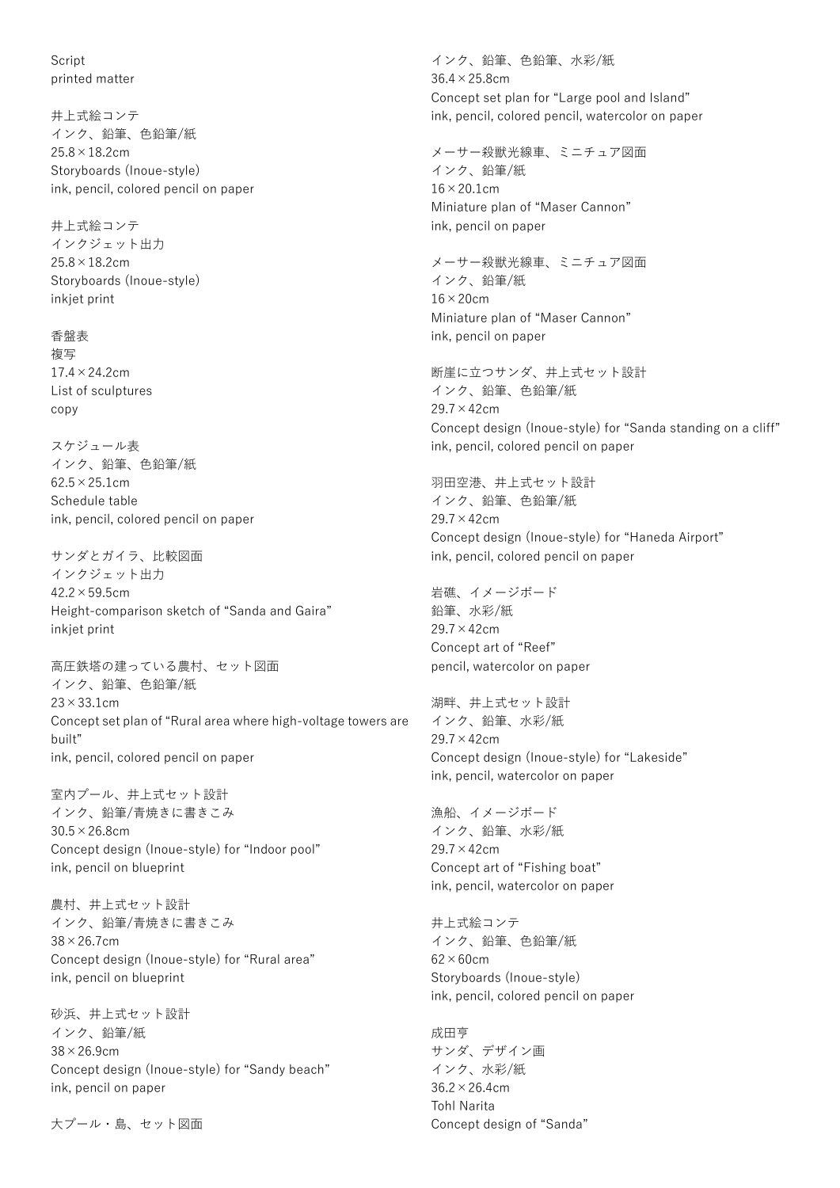Script
printed matter

井上式絵コンテ
インク、鉛筆、色鉛筆/紙
25.8×18.2cm
Storyboards (Inoue-style)
ink, pencil, colored pencil on paper

井上式絵コンテ
インクジェット出力
25.8×18.2cm
Storyboards (Inoue-style)
inkjet print

香盤表
複写
17.4×24.2cm
List of sculptures
copy

スケジュール表
インク、鉛筆、色鉛筆/紙
62.5×25.1cm
Schedule table
ink, pencil, colored pencil on paper

サンダとガイラ、比較図面
インクジェット出力
42.2×59.5cm
Height-comparison sketch of "Sanda and Gaira"
inkjet print

高圧鉄塔の建っている農村、セット図面
インク、鉛筆、色鉛筆/紙
23×33.1cm
Concept set plan of "Rural area where high-voltage towers are built"
ink, pencil, colored pencil on paper

室内プール、井上式セット設計
インク、鉛筆/青焼きに書きこみ
30.5×26.8cm
Concept design (Inoue-style) for "Indoor pool"
ink, pencil on blueprint

農村、井上式セット設計
インク、鉛筆/青焼きに書きこみ
38×26.7cm
Concept design (Inoue-style) for "Rural area"
ink, pencil on blueprint

砂浜、井上式セット設計
インク、鉛筆/紙
38×26.9cm
Concept design (Inoue-style) for "Sandy beach"
ink, pencil on paper

大プール・島、セット図面
インク、鉛筆、色鉛筆、水彩/紙
36.4×25.8cm
Concept set plan for "Large pool and Island"
ink, pencil, colored pencil, watercolor on paper

メーサー殺獣光線車、ミニチュア図面
インク、鉛筆/紙
16×20.1cm
Miniature plan of "Maser Cannon"
ink, pencil on paper

メーサー殺獣光線車、ミニチュア図面
インク、鉛筆/紙
16×20cm
Miniature plan of "Maser Cannon"
ink, pencil on paper

断崖に立つサンダ、井上式セット設計
インク、鉛筆、色鉛筆/紙
29.7×42cm
Concept design (Inoue-style) for "Sanda standing on a cliff"
ink, pencil, colored pencil on paper

羽田空港、井上式セット設計
インク、鉛筆、色鉛筆/紙
29.7×42cm
Concept design (Inoue-style) for "Haneda Airport"
ink, pencil, colored pencil on paper

岩礁、イメージボード
鉛筆、水彩/紙
29.7×42cm
Concept art of "Reef"
pencil, watercolor on paper

湖畔、井上式セット設計
インク、鉛筆、水彩/紙
29.7×42cm
Concept design (Inoue-style) for "Lakeside"
ink, pencil, watercolor on paper

漁船、イメージボード
インク、鉛筆、水彩/紙
29.7×42cm
Concept art of "Fishing boat"
ink, pencil, watercolor on paper

井上式絵コンテ
インク、鉛筆、色鉛筆/紙
62×60cm
Storyboards (Inoue-style)
ink, pencil, colored pencil on paper

成田亨
サンダ、デザイン画
インク、水彩/紙
36.2×26.4cm
Tohl Narita
Concept design of "Sanda"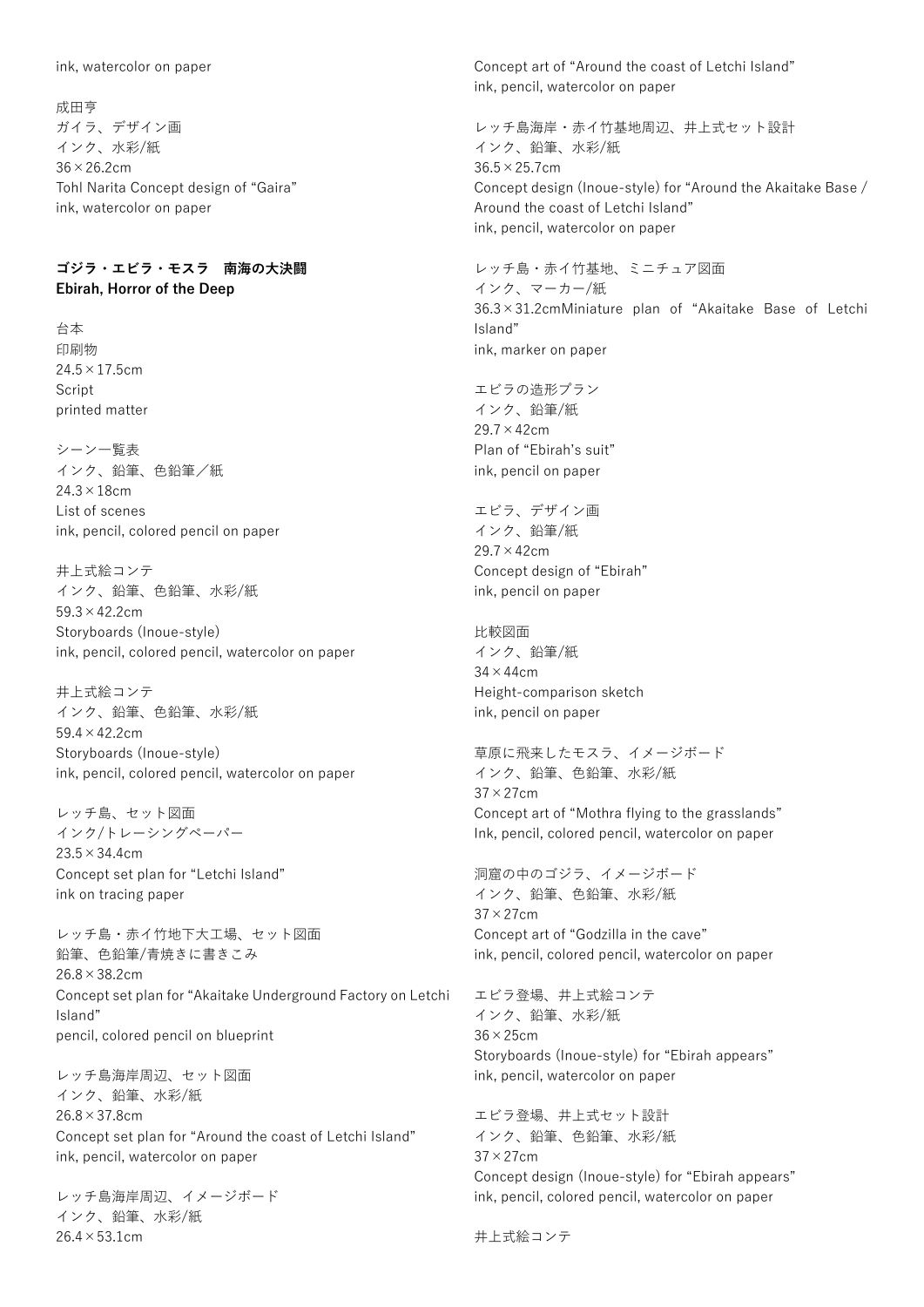ink, watercolor on paper

成田亨
ガイラ、デザイン画
インク、水彩/紙
36×26.2cm
Tohl Narita Concept design of "Gaira"
ink, watercolor on paper

**ゴジラ・エビラ・モスラ　南海の大決闘**
**Ebirah, Horror of the Deep**

台本
印刷物
24.5×17.5cm
Script
printed matter

シーン一覧表
インク、鉛筆、色鉛筆／紙
24.3×18cm
List of scenes
ink, pencil, colored pencil on paper

井上式絵コンテ
インク、鉛筆、色鉛筆、水彩/紙
59.3×42.2cm
Storyboards (Inoue-style)
ink, pencil, colored pencil, watercolor on paper

井上式絵コンテ
インク、鉛筆、色鉛筆、水彩/紙
59.4×42.2cm
Storyboards (Inoue-style)
ink, pencil, colored pencil, watercolor on paper

レッチ島、セット図面
インク/トレーシングペーパー
23.5×34.4cm
Concept set plan for "Letchi Island"
ink on tracing paper

レッチ島・赤イ竹地下大工場、セット図面
鉛筆、色鉛筆/青焼きに書きこみ
26.8×38.2cm
Concept set plan for "Akaitake Underground Factory on Letchi Island"
pencil, colored pencil on blueprint

レッチ島海岸周辺、セット図面
インク、鉛筆、水彩/紙
26.8×37.8cm
Concept set plan for "Around the coast of Letchi Island"
ink, pencil, watercolor on paper

レッチ島海岸周辺、イメージボード
インク、鉛筆、水彩/紙
26.4×53.1cm
Concept art of "Around the coast of Letchi Island"
ink, pencil, watercolor on paper

レッチ島海岸・赤イ竹基地周辺、井上式セット設計
インク、鉛筆、水彩/紙
36.5×25.7cm
Concept design (Inoue-style) for "Around the Akaitake Base / Around the coast of Letchi Island"
ink, pencil, watercolor on paper

レッチ島・赤イ竹基地、ミニチュア図面
インク、マーカー/紙
36.3×31.2cmMiniature plan of "Akaitake Base of Letchi Island"
ink, marker on paper

エビラの造形プラン
インク、鉛筆/紙
29.7×42cm
Plan of "Ebirah's suit"
ink, pencil on paper

エビラ、デザイン画
インク、鉛筆/紙
29.7×42cm
Concept design of "Ebirah"
ink, pencil on paper

比較図面
インク、鉛筆/紙
34×44cm
Height-comparison sketch
ink, pencil on paper

草原に飛来したモスラ、イメージボード
インク、鉛筆、色鉛筆、水彩/紙
37×27cm
Concept art of "Mothra flying to the grasslands"
Ink, pencil, colored pencil, watercolor on paper

洞窟の中のゴジラ、イメージボード
インク、鉛筆、色鉛筆、水彩/紙
37×27cm
Concept art of "Godzilla in the cave"
ink, pencil, colored pencil, watercolor on paper

エビラ登場、井上式絵コンテ
インク、鉛筆、水彩/紙
36×25cm
Storyboards (Inoue-style) for "Ebirah appears"
ink, pencil, watercolor on paper

エビラ登場、井上式セット設計
インク、鉛筆、色鉛筆、水彩/紙
37×27cm
Concept design (Inoue-style) for "Ebirah appears"
ink, pencil, colored pencil, watercolor on paper

井上式絵コンテ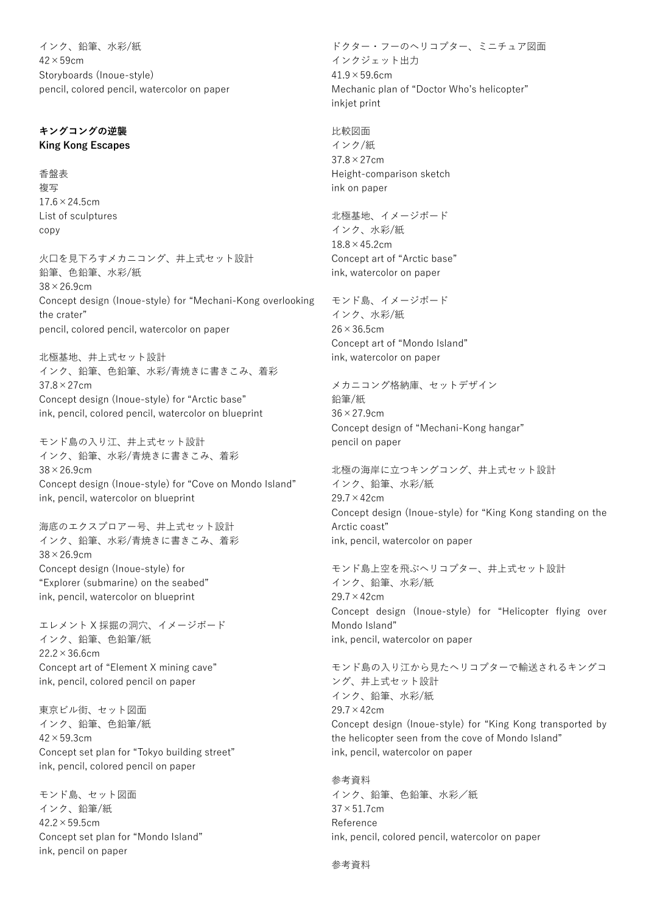インク、鉛筆、水彩/紙
42×59cm
Storyboards (Inoue-style)
pencil, colored pencil, watercolor on paper

**キングコングの逆襲**
**King Kong Escapes**

香盤表
複写
17.6×24.5cm
List of sculptures
copy

火口を見下ろすメカニコング、井上式セット設計
鉛筆、色鉛筆、水彩/紙
38×26.9cm
Concept design (Inoue-style) for “Mechani-Kong overlooking the crater”
pencil, colored pencil, watercolor on paper

北極基地、井上式セット設計
インク、鉛筆、色鉛筆、水彩/青焼きに書きこみ、着彩
37.8×27cm
Concept design (Inoue-style) for “Arctic base”
ink, pencil, colored pencil, watercolor on blueprint

モンド島の入り江、井上式セット設計
インク、鉛筆、水彩/青焼きに書きこみ、着彩
38×26.9cm
Concept design (Inoue-style) for “Cove on Mondo Island”
ink, pencil, watercolor on blueprint

海底のエクスプロアー号、井上式セット設計
インク、鉛筆、水彩/青焼きに書きこみ、着彩
38×26.9cm
Concept design (Inoue-style) for “Explorer (submarine) on the seabed”
ink, pencil, watercolor on blueprint

エレメント X 採掘の洞穴、イメージボード
インク、鉛筆、色鉛筆/紙
22.2×36.6cm
Concept art of “Element X mining cave”
ink, pencil, colored pencil on paper

東京ビル街、セット図面
インク、鉛筆、色鉛筆/紙
42×59.3cm
Concept set plan for “Tokyo building street”
ink, pencil, colored pencil on paper

モンド島、セット図面
インク、鉛筆/紙
42.2×59.5cm
Concept set plan for “Mondo Island”
ink, pencil on paper

ドクター・フーのヘリコプター、ミニチュア図面
インクジェット出力
41.9×59.6cm
Mechanic plan of “Doctor Who’s helicopter”
inkjet print

比較図面
インク/紙
37.8×27cm
Height-comparison sketch
ink on paper

北極基地、イメージボード
インク、水彩/紙
18.8×45.2cm
Concept art of “Arctic base”
ink, watercolor on paper

モンド島、イメージボード
インク、水彩/紙
26×36.5cm
Concept art of “Mondo Island”
ink, watercolor on paper

メカニコング格納庫、セットデザイン
鉛筆/紙
36×27.9cm
Concept design of “Mechani-Kong hangar”
pencil on paper

北極の海岸に立つキングコング、井上式セット設計
インク、鉛筆、水彩/紙
29.7×42cm
Concept design (Inoue-style) for “King Kong standing on the Arctic coast”
ink, pencil, watercolor on paper

モンド島上空を飛ぶヘリコプター、井上式セット設計
インク、鉛筆、水彩/紙
29.7×42cm
Concept design (Inoue-style) for “Helicopter flying over Mondo Island”
ink, pencil, watercolor on paper

モンド島の入り江から見たヘリコプターで輸送されるキングコング、井上式セット設計
インク、鉛筆、水彩/紙
29.7×42cm
Concept design (Inoue-style) for “King Kong transported by the helicopter seen from the cove of Mondo Island”
ink, pencil, watercolor on paper

参考資料
インク、鉛筆、色鉛筆、水彩／紙
37×51.7cm
Reference
ink, pencil, colored pencil, watercolor on paper

参考資料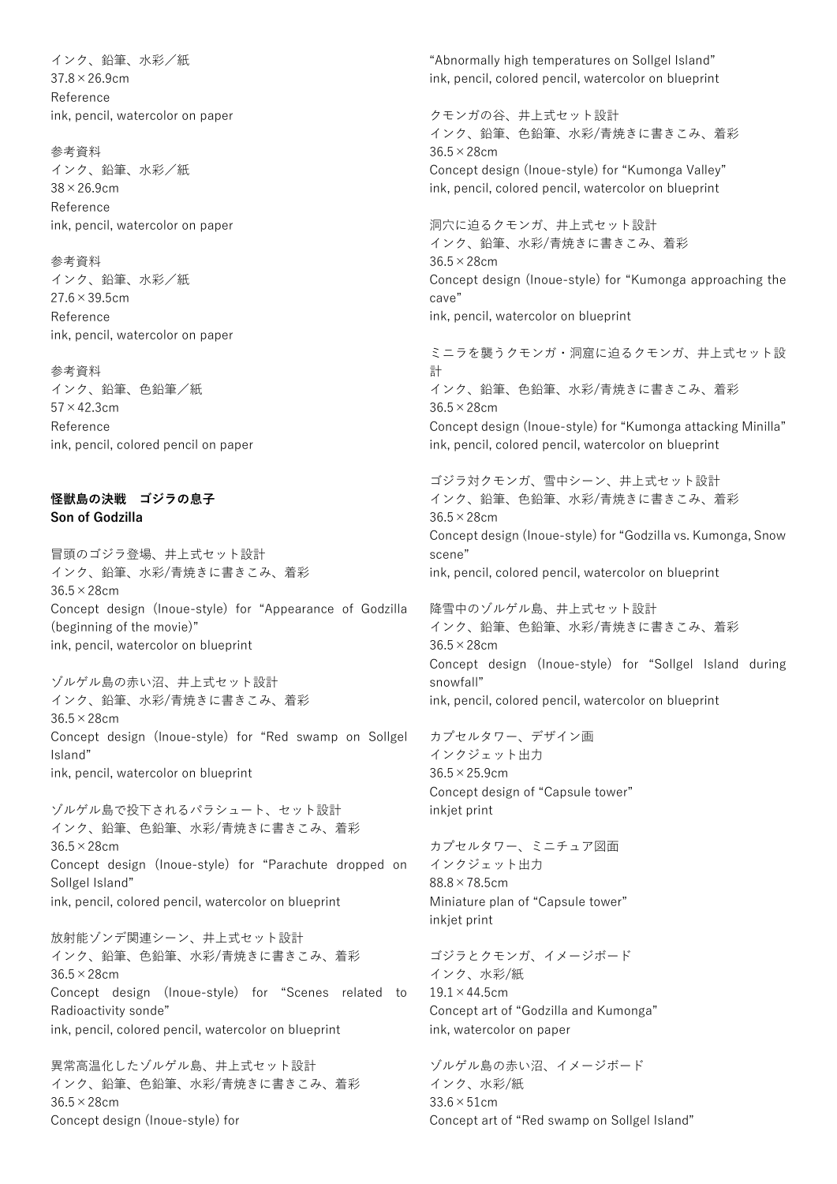インク、鉛筆、水彩／紙
37.8×26.9cm
Reference
ink, pencil, watercolor on paper

参考資料
インク、鉛筆、水彩／紙
38×26.9cm
Reference
ink, pencil, watercolor on paper

参考資料
インク、鉛筆、水彩／紙
27.6×39.5cm
Reference
ink, pencil, watercolor on paper

参考資料
インク、鉛筆、色鉛筆／紙
57×42.3cm
Reference
ink, pencil, colored pencil on paper

**怪獣島の決戦　ゴジラの息子**
**Son of Godzilla**

冒頭のゴジラ登場、井上式セット設計
インク、鉛筆、水彩/青焼きに書きこみ、着彩
36.5×28cm
Concept design (Inoue-style) for "Appearance of Godzilla (beginning of the movie)"
ink, pencil, watercolor on blueprint

ゾルゲル島の赤い沼、井上式セット設計
インク、鉛筆、水彩/青焼きに書きこみ、着彩
36.5×28cm
Concept design (Inoue-style) for "Red swamp on Sollgel Island"
ink, pencil, watercolor on blueprint

ゾルゲル島で投下されるパラシュート、セット設計
インク、鉛筆、色鉛筆、水彩/青焼きに書きこみ、着彩
36.5×28cm
Concept design (Inoue-style) for "Parachute dropped on Sollgel Island"
ink, pencil, colored pencil, watercolor on blueprint

放射能ゾンデ関連シーン、井上式セット設計
インク、鉛筆、色鉛筆、水彩/青焼きに書きこみ、着彩
36.5×28cm
Concept design (Inoue-style) for "Scenes related to Radioactivity sonde"
ink, pencil, colored pencil, watercolor on blueprint

異常高温化したゾルゲル島、井上式セット設計
インク、鉛筆、色鉛筆、水彩/青焼きに書きこみ、着彩
36.5×28cm
Concept design (Inoue-style) for "Abnormally high temperatures on Sollgel Island"
ink, pencil, colored pencil, watercolor on blueprint

クモンガの谷、井上式セット設計
インク、鉛筆、色鉛筆、水彩/青焼きに書きこみ、着彩
36.5×28cm
Concept design (Inoue-style) for "Kumonga Valley"
ink, pencil, colored pencil, watercolor on blueprint

洞穴に迫るクモンガ、井上式セット設計
インク、鉛筆、水彩/青焼きに書きこみ、着彩
36.5×28cm
Concept design (Inoue-style) for "Kumonga approaching the cave"
ink, pencil, watercolor on blueprint

ミニラを襲うクモンガ・洞窟に迫るクモンガ、井上式セット設計
インク、鉛筆、色鉛筆、水彩/青焼きに書きこみ、着彩
36.5×28cm
Concept design (Inoue-style) for "Kumonga attacking Minilla"
ink, pencil, colored pencil, watercolor on blueprint

ゴジラ対クモンガ、雪中シーン、井上式セット設計
インク、鉛筆、色鉛筆、水彩/青焼きに書きこみ、着彩
36.5×28cm
Concept design (Inoue-style) for "Godzilla vs. Kumonga, Snow scene"
ink, pencil, colored pencil, watercolor on blueprint

降雪中のゾルゲル島、井上式セット設計
インク、鉛筆、色鉛筆、水彩/青焼きに書きこみ、着彩
36.5×28cm
Concept design (Inoue-style) for "Sollgel Island during snowfall"
ink, pencil, colored pencil, watercolor on blueprint

カプセルタワー、デザイン画
インクジェット出力
36.5×25.9cm
Concept design of "Capsule tower"
inkjet print

カプセルタワー、ミニチュア図面
インクジェット出力
88.8×78.5cm
Miniature plan of "Capsule tower"
inkjet print

ゴジラとクモンガ、イメージボード
インク、水彩/紙
19.1×44.5cm
Concept art of "Godzilla and Kumonga"
ink, watercolor on paper

ゾルゲル島の赤い沼、イメージボード
インク、水彩/紙
33.6×51cm
Concept art of "Red swamp on Sollgel Island"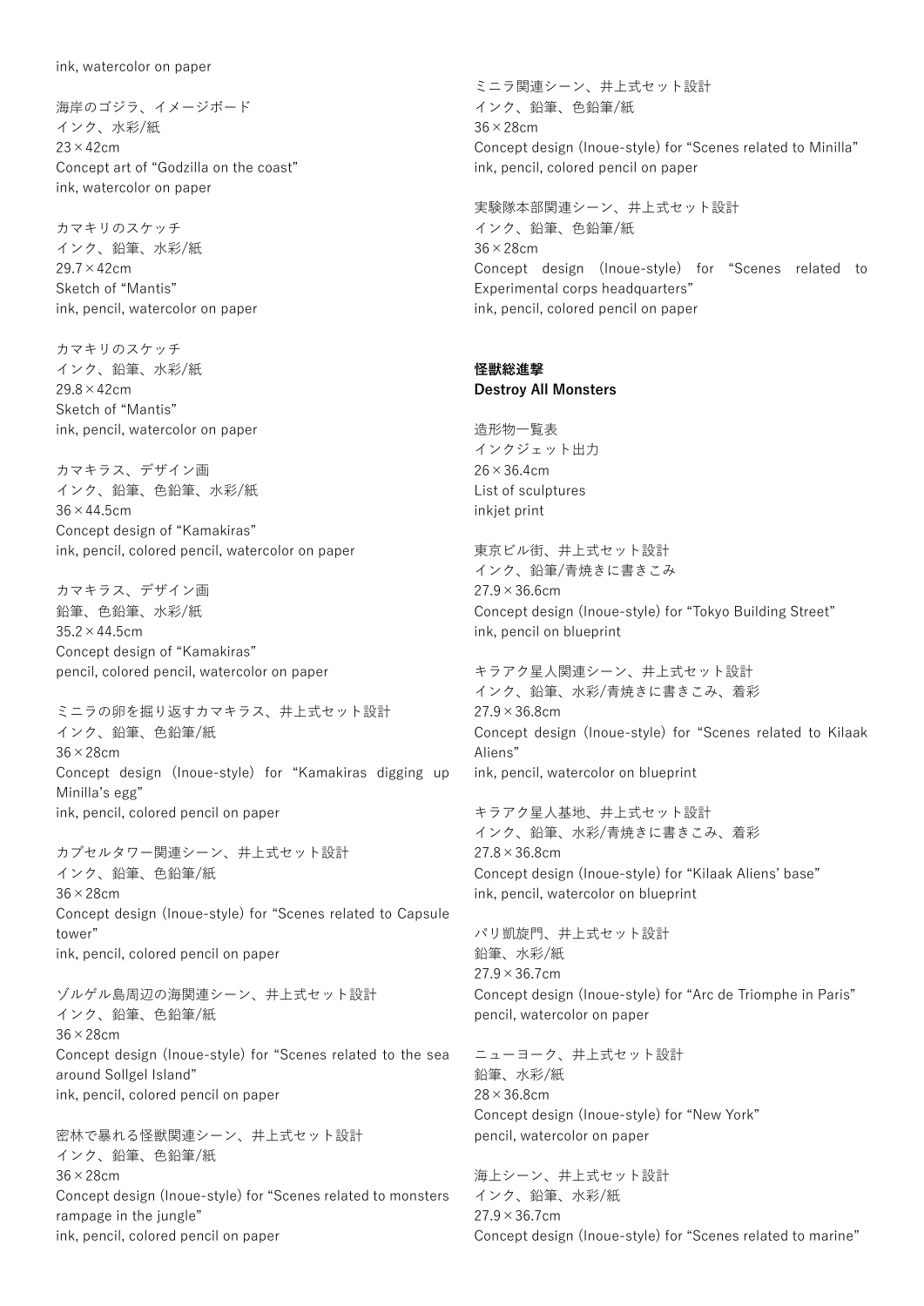ink, watercolor on paper

海岸のゴジラ、イメージボード
インク、水彩/紙
23×42cm
Concept art of “Godzilla on the coast”
ink, watercolor on paper

カマキリのスケッチ
インク、鉛筆、水彩/紙
29.7×42cm
Sketch of “Mantis”
ink, pencil, watercolor on paper

カマキリのスケッチ
インク、鉛筆、水彩/紙
29.8×42cm
Sketch of “Mantis”
ink, pencil, watercolor on paper

カマキラス、デザイン画
インク、鉛筆、色鉛筆、水彩/紙
36×44.5cm
Concept design of “Kamakiras”
ink, pencil, colored pencil, watercolor on paper

カマキラス、デザイン画
鉛筆、色鉛筆、水彩/紙
35.2×44.5cm
Concept design of “Kamakiras”
pencil, colored pencil, watercolor on paper

ミニラの卵を掘り返すカマキラス、井上式セット設計
インク、鉛筆、色鉛筆/紙
36×28cm
Concept design (Inoue-style) for “Kamakiras digging up Minilla’s egg”
ink, pencil, colored pencil on paper

カプセルタワー関連シーン、井上式セット設計
インク、鉛筆、色鉛筆/紙
36×28cm
Concept design (Inoue-style) for “Scenes related to Capsule tower”
ink, pencil, colored pencil on paper

ゾルゲル島周辺の海関連シーン、井上式セット設計
インク、鉛筆、色鉛筆/紙
36×28cm
Concept design (Inoue-style) for “Scenes related to the sea around Sollgel Island”
ink, pencil, colored pencil on paper

密林で暴れる怪獣関連シーン、井上式セット設計
インク、鉛筆、色鉛筆/紙
36×28cm
Concept design (Inoue-style) for “Scenes related to monsters rampage in the jungle”
ink, pencil, colored pencil on paper

ミニラ関連シーン、井上式セット設計
インク、鉛筆、色鉛筆/紙
36×28cm
Concept design (Inoue-style) for “Scenes related to Minilla”
ink, pencil, colored pencil on paper

実験隊本部関連シーン、井上式セット設計
インク、鉛筆、色鉛筆/紙
36×28cm
Concept design (Inoue-style) for “Scenes related to Experimental corps headquarters”
ink, pencil, colored pencil on paper

**怪獣総進撃**
**Destroy All Monsters**

造形物一覧表
インクジェット出力
26×36.4cm
List of sculptures
inkjet print

東京ビル街、井上式セット設計
インク、鉛筆/青焼きに書きこみ
27.9×36.6cm
Concept design (Inoue-style) for “Tokyo Building Street”
ink, pencil on blueprint

キラアク星人関連シーン、井上式セット設計
インク、鉛筆、水彩/青焼きに書きこみ、着彩
27.9×36.8cm
Concept design (Inoue-style) for “Scenes related to Kilaak Aliens”
ink, pencil, watercolor on blueprint

キラアク星人基地、井上式セット設計
インク、鉛筆、水彩/青焼きに書きこみ、着彩
27.8×36.8cm
Concept design (Inoue-style) for “Kilaak Aliens’ base”
ink, pencil, watercolor on blueprint

パリ凱旋門、井上式セット設計
鉛筆、水彩/紙
27.9×36.7cm
Concept design (Inoue-style) for “Arc de Triomphe in Paris”
pencil, watercolor on paper

ニューヨーク、井上式セット設計
鉛筆、水彩/紙
28×36.8cm
Concept design (Inoue-style) for “New York”
pencil, watercolor on paper

海上シーン、井上式セット設計
インク、鉛筆、水彩/紙
27.9×36.7cm
Concept design (Inoue-style) for “Scenes related to marine”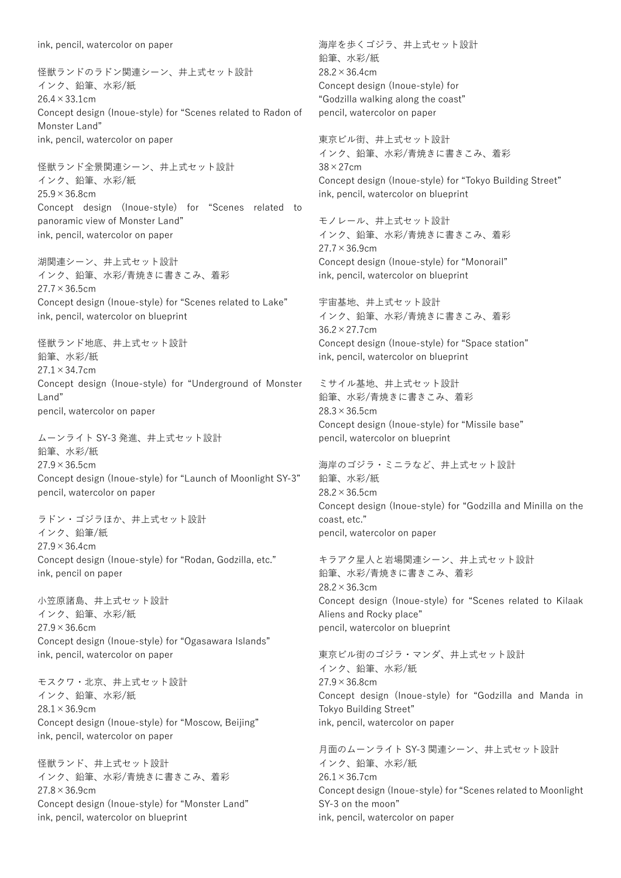ink, pencil, watercolor on paper

怪獣ランドのラドン関連シーン、井上式セット設計
インク、鉛筆、水彩/紙
26.4×33.1cm
Concept design (Inoue-style) for "Scenes related to Radon of Monster Land"
ink, pencil, watercolor on paper

怪獣ランド全景関連シーン、井上式セット設計
インク、鉛筆、水彩/紙
25.9×36.8cm
Concept design (Inoue-style) for "Scenes related to panoramic view of Monster Land"
ink, pencil, watercolor on paper

湖関連シーン、井上式セット設計
インク、鉛筆、水彩/青焼きに書きこみ、着彩
27.7×36.5cm
Concept design (Inoue-style) for "Scenes related to Lake"
ink, pencil, watercolor on blueprint

怪獣ランド地底、井上式セット設計
鉛筆、水彩/紙
27.1×34.7cm
Concept design (Inoue-style) for "Underground of Monster Land"
pencil, watercolor on paper

ムーンライト SY-3 発進、井上式セット設計
鉛筆、水彩/紙
27.9×36.5cm
Concept design (Inoue-style) for "Launch of Moonlight SY-3"
pencil, watercolor on paper

ラドン・ゴジラほか、井上式セット設計
インク、鉛筆/紙
27.9×36.4cm
Concept design (Inoue-style) for "Rodan, Godzilla, etc."
ink, pencil on paper

小笠原諸島、井上式セット設計
インク、鉛筆、水彩/紙
27.9×36.6cm
Concept design (Inoue-style) for "Ogasawara Islands"
ink, pencil, watercolor on paper

モスクワ・北京、井上式セット設計
インク、鉛筆、水彩/紙
28.1×36.9cm
Concept design (Inoue-style) for "Moscow, Beijing"
ink, pencil, watercolor on paper

怪獣ランド、井上式セット設計
インク、鉛筆、水彩/青焼きに書きこみ、着彩
27.8×36.9cm
Concept design (Inoue-style) for "Monster Land"
ink, pencil, watercolor on blueprint

海岸を歩くゴジラ、井上式セット設計
鉛筆、水彩/紙
28.2×36.4cm
Concept design (Inoue-style) for "Godzilla walking along the coast"
pencil, watercolor on paper

東京ビル街、井上式セット設計
インク、鉛筆、水彩/青焼きに書きこみ、着彩
38×27cm
Concept design (Inoue-style) for "Tokyo Building Street"
ink, pencil, watercolor on blueprint

モノレール、井上式セット設計
インク、鉛筆、水彩/青焼きに書きこみ、着彩
27.7×36.9cm
Concept design (Inoue-style) for "Monorail"
ink, pencil, watercolor on blueprint

宇宙基地、井上式セット設計
インク、鉛筆、水彩/青焼きに書きこみ、着彩
36.2×27.7cm
Concept design (Inoue-style) for "Space station"
ink, pencil, watercolor on blueprint

ミサイル基地、井上式セット設計
鉛筆、水彩/青焼きに書きこみ、着彩
28.3×36.5cm
Concept design (Inoue-style) for "Missile base"
pencil, watercolor on blueprint

海岸のゴジラ・ミニラなど、井上式セット設計
鉛筆、水彩/紙
28.2×36.5cm
Concept design (Inoue-style) for "Godzilla and Minilla on the coast, etc."
pencil, watercolor on paper

キラアク星人と岩場関連シーン、井上式セット設計
鉛筆、水彩/青焼きに書きこみ、着彩
28.2×36.3cm
Concept design (Inoue-style) for "Scenes related to Kilaak Aliens and Rocky place"
pencil, watercolor on blueprint

東京ビル街のゴジラ・マンダ、井上式セット設計
インク、鉛筆、水彩/紙
27.9×36.8cm
Concept design (Inoue-style) for "Godzilla and Manda in Tokyo Building Street"
ink, pencil, watercolor on paper

月面のムーンライト SY-3 関連シーン、井上式セット設計
インク、鉛筆、水彩/紙
26.1×36.7cm
Concept design (Inoue-style) for "Scenes related to Moonlight SY-3 on the moon"
ink, pencil, watercolor on paper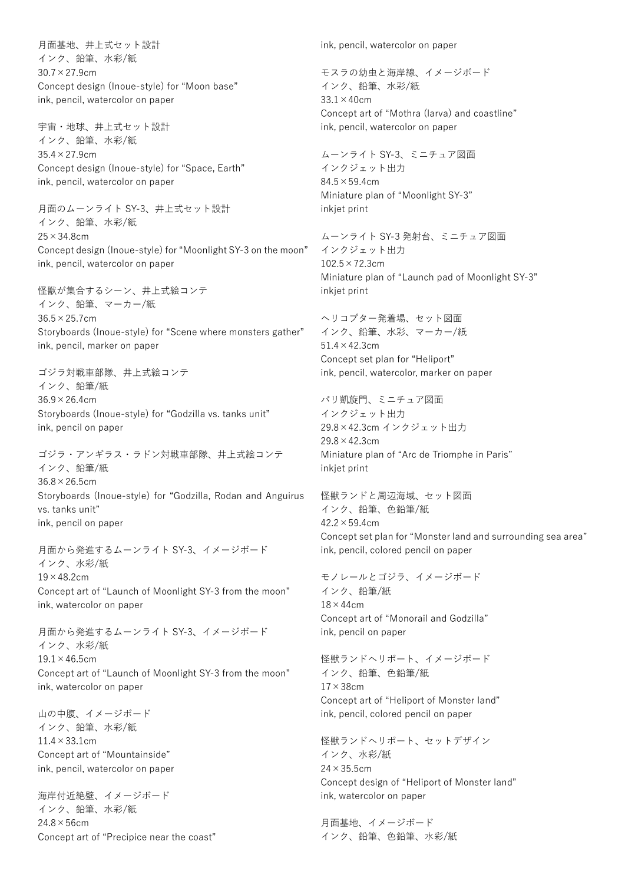月面基地、井上式セット設計
インク、鉛筆、水彩/紙
30.7×27.9cm
Concept design (Inoue-style) for “Moon base”
ink, pencil, watercolor on paper

宇宙・地球、井上式セット設計
インク、鉛筆、水彩/紙
35.4×27.9cm
Concept design (Inoue-style) for “Space, Earth”
ink, pencil, watercolor on paper

月面のムーンライト SY-3、井上式セット設計
インク、鉛筆、水彩/紙
25×34.8cm
Concept design (Inoue-style) for “Moonlight SY-3 on the moon”
ink, pencil, watercolor on paper

怪獣が集合するシーン、井上式絵コンテ
インク、鉛筆、マーカー/紙
36.5×25.7cm
Storyboards (Inoue-style) for “Scene where monsters gather”
ink, pencil, marker on paper

ゴジラ対戦車部隊、井上式絵コンテ
インク、鉛筆/紙
36.9×26.4cm
Storyboards (Inoue-style) for “Godzilla vs. tanks unit”
ink, pencil on paper

ゴジラ・アンギラス・ラドン対戦車部隊、井上式絵コンテ
インク、鉛筆/紙
36.8×26.5cm
Storyboards (Inoue-style) for “Godzilla, Rodan and Anguirus vs. tanks unit”
ink, pencil on paper

月面から発進するムーンライト SY-3、イメージボード
インク、水彩/紙
19×48.2cm
Concept art of “Launch of Moonlight SY-3 from the moon”
ink, watercolor on paper

月面から発進するムーンライト SY-3、イメージボード
インク、水彩/紙
19.1×46.5cm
Concept art of “Launch of Moonlight SY-3 from the moon”
ink, watercolor on paper

山の中腹、イメージボード
インク、鉛筆、水彩/紙
11.4×33.1cm
Concept art of “Mountainside”
ink, pencil, watercolor on paper

海岸付近絶壁、イメージボード
インク、鉛筆、水彩/紙
24.8×56cm
Concept art of “Precipice near the coast”
ink, pencil, watercolor on paper

モスラの幼虫と海岸線、イメージボード
インク、鉛筆、水彩/紙
33.1×40cm
Concept art of “Mothra (larva) and coastline”
ink, pencil, watercolor on paper

ムーンライト SY-3、ミニチュア図面
インクジェット出力
84.5×59.4cm
Miniature plan of “Moonlight SY-3”
inkjet print

ムーンライト SY-3 発射台、ミニチュア図面
インクジェット出力
102.5×72.3cm
Miniature plan of “Launch pad of Moonlight SY-3”
inkjet print

ヘリコプター発着場、セット図面
インク、鉛筆、水彩、マーカー/紙
51.4×42.3cm
Concept set plan for “Heliport”
ink, pencil, watercolor, marker on paper

パリ凱旋門、ミニチュア図面
インクジェット出力
29.8×42.3cm インクジェット出力
29.8×42.3cm
Miniature plan of “Arc de Triomphe in Paris”
inkjet print

怪獣ランドと周辺海域、セット図面
インク、鉛筆、色鉛筆/紙
42.2×59.4cm
Concept set plan for “Monster land and surrounding sea area”
ink, pencil, colored pencil on paper

モノレールとゴジラ、イメージボード
インク、鉛筆/紙
18×44cm
Concept art of “Monorail and Godzilla”
ink, pencil on paper

怪獣ランドヘリポート、イメージボード
インク、鉛筆、色鉛筆/紙
17×38cm
Concept art of “Heliport of Monster land”
ink, pencil, colored pencil on paper

怪獣ランドヘリポート、セットデザイン
インク、水彩/紙
24×35.5cm
Concept design of “Heliport of Monster land”
ink, watercolor on paper

月面基地、イメージボード
インク、鉛筆、色鉛筆、水彩/紙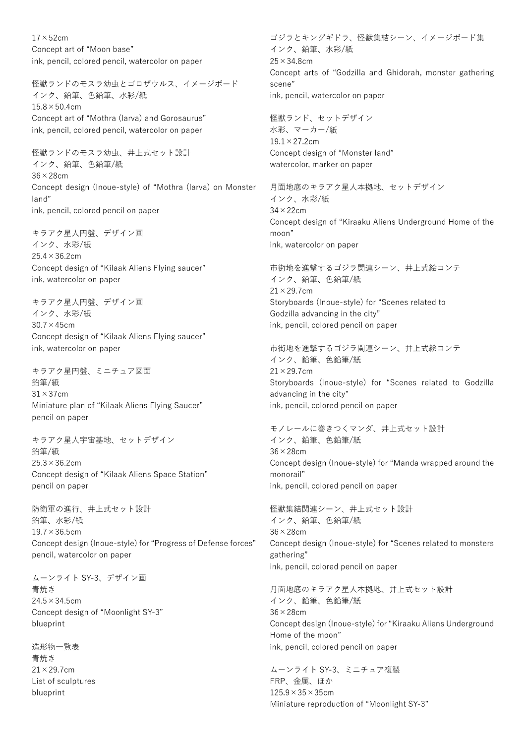17×52cm
Concept art of “Moon base”
ink, pencil, colored pencil, watercolor on paper

怪獣ランドのモスラ幼虫とゴロザウルス、イメージボード
インク、鉛筆、色鉛筆、水彩/紙
15.8×50.4cm
Concept art of “Mothra (larva) and Gorosaurus”
ink, pencil, colored pencil, watercolor on paper

怪獣ランドのモスラ幼虫、井上式セット設計
インク、鉛筆、色鉛筆/紙
36×28cm
Concept design (Inoue-style) of “Mothra (larva) on Monster land”
ink, pencil, colored pencil on paper

キラアク星人円盤、デザイン画
インク、水彩/紙
25.4×36.2cm
Concept design of “Kilaak Aliens Flying saucer”
ink, watercolor on paper

キラアク星人円盤、デザイン画
インク、水彩/紙
30.7×45cm
Concept design of “Kilaak Aliens Flying saucer”
ink, watercolor on paper

キラアク星円盤、ミニチュア図面
鉛筆/紙
31×37cm
Miniature plan of “Kilaak Aliens Flying Saucer”
pencil on paper

キラアク星人宇宙基地、セットデザイン
鉛筆/紙
25.3×36.2cm
Concept design of “Kilaak Aliens Space Station”
pencil on paper

防衛軍の進行、井上式セット設計
鉛筆、水彩/紙
19.7×36.5cm
Concept design (Inoue-style) for “Progress of Defense forces”
pencil, watercolor on paper

ムーンライト SY-3、デザイン画
青焼き
24.5×34.5cm
Concept design of “Moonlight SY-3”
blueprint

造形物一覧表
青焼き
21×29.7cm
List of sculptures
blueprint

ゴジラとキングギドラ、怪獣集結シーン、イメージボード集
インク、鉛筆、水彩/紙
25×34.8cm
Concept arts of “Godzilla and Ghidorah, monster gathering scene”
ink, pencil, watercolor on paper

怪獣ランド、セットデザイン
水彩、マーカー/紙
19.1×27.2cm
Concept design of “Monster land”
watercolor, marker on paper

月面地底のキラアク星人本拠地、セットデザイン
インク、水彩/紙
34×22cm
Concept design of “Kiraaku Aliens Underground Home of the moon”
ink, watercolor on paper

市街地を進撃するゴジラ関連シーン、井上式絵コンテ
インク、鉛筆、色鉛筆/紙
21×29.7cm
Storyboards (Inoue-style) for “Scenes related to Godzilla advancing in the city”
ink, pencil, colored pencil on paper

市街地を進撃するゴジラ関連シーン、井上式絵コンテ
インク、鉛筆、色鉛筆/紙
21×29.7cm
Storyboards (Inoue-style) for “Scenes related to Godzilla advancing in the city”
ink, pencil, colored pencil on paper

モノレールに巻きつくマンダ、井上式セット設計
インク、鉛筆、色鉛筆/紙
36×28cm
Concept design (Inoue-style) for “Manda wrapped around the monorail”
ink, pencil, colored pencil on paper

怪獣集結関連シーン、井上式セット設計
インク、鉛筆、色鉛筆/紙
36×28cm
Concept design (Inoue-style) for “Scenes related to monsters gathering”
ink, pencil, colored pencil on paper

月面地底のキラアク星人本拠地、井上式セット設計
インク、鉛筆、色鉛筆/紙
36×28cm
Concept design (Inoue-style) for “Kiraaku Aliens Underground Home of the moon”
ink, pencil, colored pencil on paper

ムーンライト SY-3、ミニチュア複製
FRP、金属、ほか
125.9×35×35cm
Miniature reproduction of “Moonlight SY-3”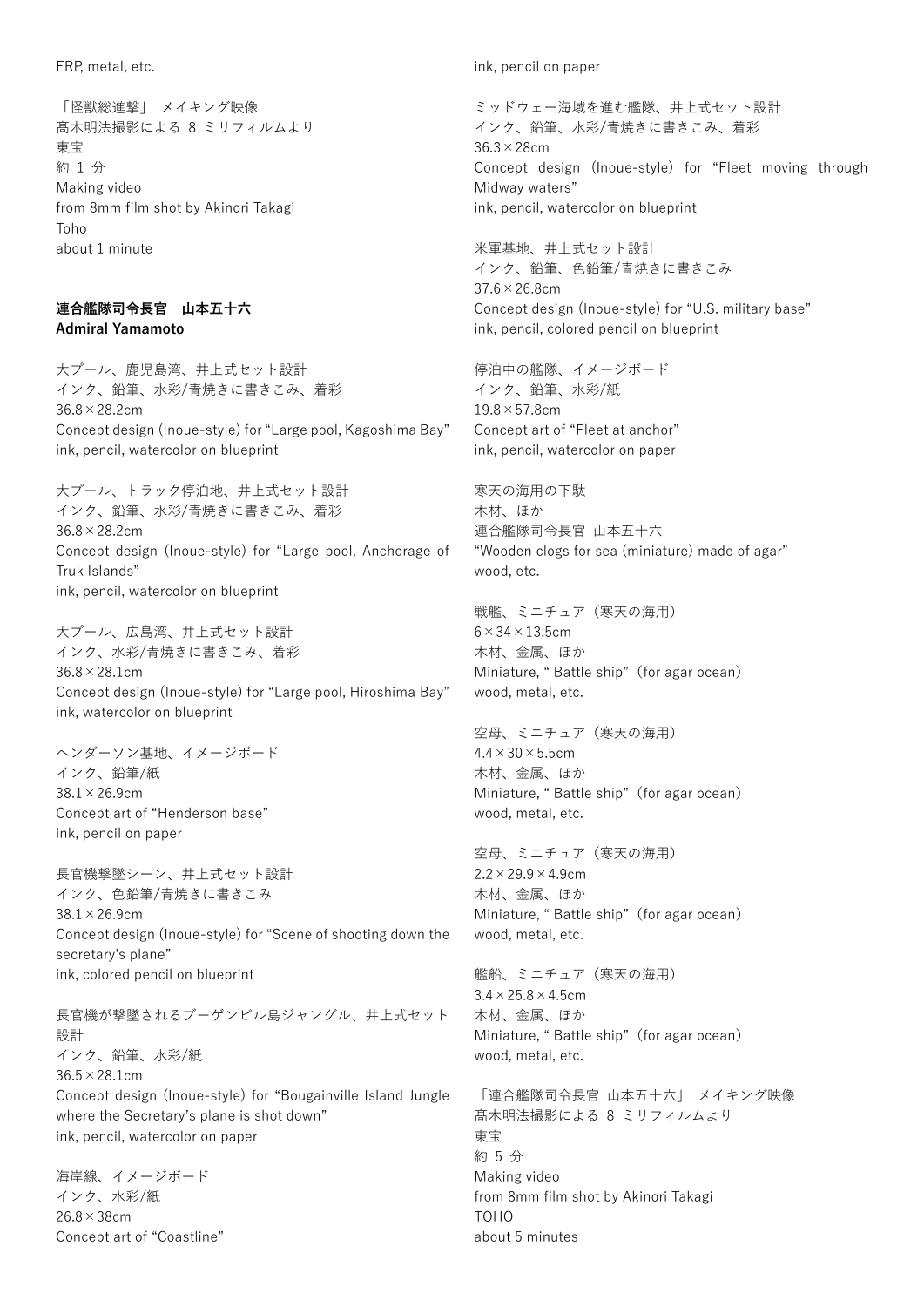FRP, metal, etc.

「怪獣総進撃」 メイキング映像
髙木明法撮影による 8 ミリフィルムより
東宝
約 1 分
Making video
from 8mm film shot by Akinori Takagi
Toho
about 1 minute

**連合艦隊司令長官　山本五十六**
**Admiral Yamamoto**

大プール、鹿児島湾、井上式セット設計
インク、鉛筆、水彩/青焼きに書きこみ、着彩
36.8×28.2cm
Concept design (Inoue-style) for "Large pool, Kagoshima Bay"
ink, pencil, watercolor on blueprint

大プール、トラック停泊地、井上式セット設計
インク、鉛筆、水彩/青焼きに書きこみ、着彩
36.8×28.2cm
Concept design (Inoue-style) for "Large pool, Anchorage of Truk Islands"
ink, pencil, watercolor on blueprint

大プール、広島湾、井上式セット設計
インク、水彩/青焼きに書きこみ、着彩
36.8×28.1cm
Concept design (Inoue-style) for "Large pool, Hiroshima Bay"
ink, watercolor on blueprint

ヘンダーソン基地、イメージボード
インク、鉛筆/紙
38.1×26.9cm
Concept art of "Henderson base"
ink, pencil on paper

長官機撃墜シーン、井上式セット設計
インク、色鉛筆/青焼きに書きこみ
38.1×26.9cm
Concept design (Inoue-style) for "Scene of shooting down the secretary's plane"
ink, colored pencil on blueprint

長官機が撃墜されるブーゲンビル島ジャングル、井上式セット設計
インク、鉛筆、水彩/紙
36.5×28.1cm
Concept design (Inoue-style) for "Bougainville Island Jungle where the Secretary's plane is shot down"
ink, pencil, watercolor on paper

海岸線、イメージボード
インク、水彩/紙
26.8×38cm
Concept art of "Coastline"
ink, pencil on paper

ミッドウェー海域を進む艦隊、井上式セット設計
インク、鉛筆、水彩/青焼きに書きこみ、着彩
36.3×28cm
Concept design (Inoue-style) for "Fleet moving through Midway waters"
ink, pencil, watercolor on blueprint

米軍基地、井上式セット設計
インク、鉛筆、色鉛筆/青焼きに書きこみ
37.6×26.8cm
Concept design (Inoue-style) for "U.S. military base"
ink, pencil, colored pencil on blueprint

停泊中の艦隊、イメージボード
インク、鉛筆、水彩/紙
19.8×57.8cm
Concept art of "Fleet at anchor"
ink, pencil, watercolor on paper

寒天の海用の下駄
木材、ほか
連合艦隊司令長官 山本五十六
"Wooden clogs for sea (miniature) made of agar"
wood, etc.

戦艦、ミニチュア（寒天の海用）
6×34×13.5cm
木材、金属、ほか
Miniature, " Battle ship" (for agar ocean)
wood, metal, etc.

空母、ミニチュア（寒天の海用）
4.4×30×5.5cm
木材、金属、ほか
Miniature, " Battle ship" (for agar ocean)
wood, metal, etc.

空母、ミニチュア（寒天の海用）
2.2×29.9×4.9cm
木材、金属、ほか
Miniature, " Battle ship" (for agar ocean)
wood, metal, etc.

艦船、ミニチュア（寒天の海用）
3.4×25.8×4.5cm
木材、金属、ほか
Miniature, " Battle ship" (for agar ocean)
wood, metal, etc.

「連合艦隊司令長官 山本五十六」 メイキング映像
髙木明法撮影による 8 ミリフィルムより
東宝
約 5 分
Making video
from 8mm film shot by Akinori Takagi
TOHO
about 5 minutes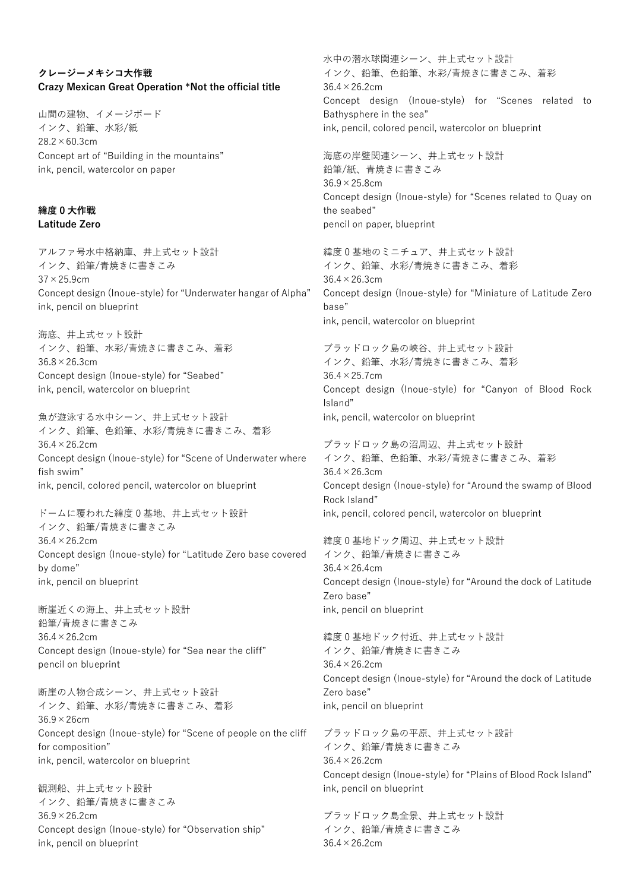**クレージーメキシコ大作戦**
**Crazy Mexican Great Operation *Not the official title**

山間の建物、イメージボード
インク、鉛筆、水彩/紙
28.2×60.3cm
Concept art of “Building in the mountains”
ink, pencil, watercolor on paper

**緯度 0 大作戦**
**Latitude Zero**

アルファ号水中格納庫、井上式セット設計
インク、鉛筆/青焼きに書きこみ
37×25.9cm
Concept design (Inoue-style) for “Underwater hangar of Alpha”
ink, pencil on blueprint

海底、井上式セット設計
インク、鉛筆、水彩/青焼きに書きこみ、着彩
36.8×26.3cm
Concept design (Inoue-style) for “Seabed”
ink, pencil, watercolor on blueprint

魚が遊泳する水中シーン、井上式セット設計
インク、鉛筆、色鉛筆、水彩/青焼きに書きこみ、着彩
36.4×26.2cm
Concept design (Inoue-style) for “Scene of Underwater where fish swim”
ink, pencil, colored pencil, watercolor on blueprint

ドームに覆われた緯度 0 基地、井上式セット設計
インク、鉛筆/青焼きに書きこみ
36.4×26.2cm
Concept design (Inoue-style) for “Latitude Zero base covered by dome”
ink, pencil on blueprint

断崖近くの海上、井上式セット設計
鉛筆/青焼きに書きこみ
36.4×26.2cm
Concept design (Inoue-style) for “Sea near the cliff”
pencil on blueprint

断崖の人物合成シーン、井上式セット設計
インク、鉛筆、水彩/青焼きに書きこみ、着彩
36.9×26cm
Concept design (Inoue-style) for “Scene of people on the cliff for composition”
ink, pencil, watercolor on blueprint

観測船、井上式セット設計
インク、鉛筆/青焼きに書きこみ
36.9×26.2cm
Concept design (Inoue-style) for “Observation ship”
ink, pencil on blueprint

水中の潜水球関連シーン、井上式セット設計
インク、鉛筆、色鉛筆、水彩/青焼きに書きこみ、着彩
36.4×26.2cm
Concept design (Inoue-style) for “Scenes related to Bathysphere in the sea”
ink, pencil, colored pencil, watercolor on blueprint

海底の岸壁関連シーン、井上式セット設計
鉛筆/紙、青焼きに書きこみ
36.9×25.8cm
Concept design (Inoue-style) for “Scenes related to Quay on the seabed”
pencil on paper, blueprint

緯度 0 基地のミニチュア、井上式セット設計
インク、鉛筆、水彩/青焼きに書きこみ、着彩
36.4×26.3cm
Concept design (Inoue-style) for “Miniature of Latitude Zero base”
ink, pencil, watercolor on blueprint

ブラッドロック島の峡谷、井上式セット設計
インク、鉛筆、水彩/青焼きに書きこみ、着彩
36.4×25.7cm
Concept design (Inoue-style) for “Canyon of Blood Rock Island”
ink, pencil, watercolor on blueprint

ブラッドロック島の沼周辺、井上式セット設計
インク、鉛筆、色鉛筆、水彩/青焼きに書きこみ、着彩
36.4×26.3cm
Concept design (Inoue-style) for “Around the swamp of Blood Rock Island”
ink, pencil, colored pencil, watercolor on blueprint

緯度 0 基地ドック周辺、井上式セット設計
インク、鉛筆/青焼きに書きこみ
36.4×26.4cm
Concept design (Inoue-style) for “Around the dock of Latitude Zero base”
ink, pencil on blueprint

緯度 0 基地ドック付近、井上式セット設計
インク、鉛筆/青焼きに書きこみ
36.4×26.2cm
Concept design (Inoue-style) for “Around the dock of Latitude Zero base”
ink, pencil on blueprint

ブラッドロック島の平原、井上式セット設計
インク、鉛筆/青焼きに書きこみ
36.4×26.2cm
Concept design (Inoue-style) for “Plains of Blood Rock Island”
ink, pencil on blueprint

ブラッドロック島全景、井上式セット設計
インク、鉛筆/青焼きに書きこみ
36.4×26.2cm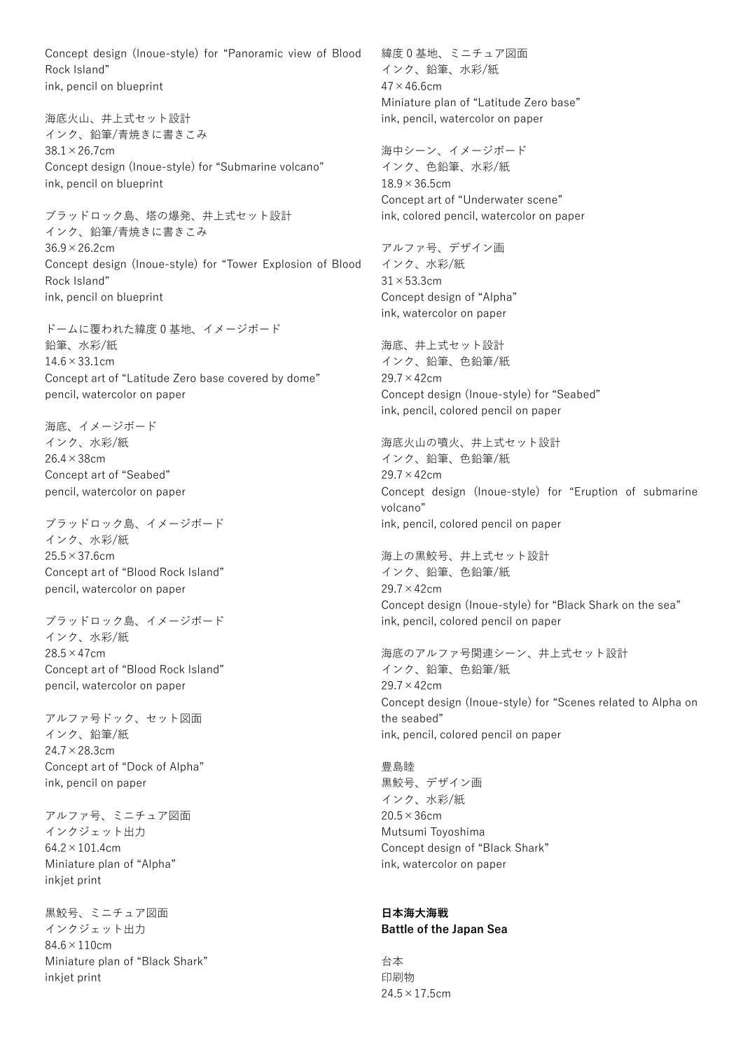Concept design (Inoue-style) for “Panoramic view of Blood Rock Island”
ink, pencil on blueprint

海底火山、井上式セット設計
インク、鉛筆/青焼きに書きこみ
38.1×26.7cm
Concept design (Inoue-style) for “Submarine volcano”
ink, pencil on blueprint

ブラッドロック島、塔の爆発、井上式セット設計
インク、鉛筆/青焼きに書きこみ
36.9×26.2cm
Concept design (Inoue-style) for “Tower Explosion of Blood Rock Island”
ink, pencil on blueprint

ドームに覆われた緯度0基地、イメージボード
鉛筆、水彩/紙
14.6×33.1cm
Concept art of “Latitude Zero base covered by dome”
pencil, watercolor on paper

海底、イメージボード
インク、水彩/紙
26.4×38cm
Concept art of “Seabed”
pencil, watercolor on paper

ブラッドロック島、イメージボード
インク、水彩/紙
25.5×37.6cm
Concept art of “Blood Rock Island”
pencil, watercolor on paper

ブラッドロック島、イメージボード
インク、水彩/紙
28.5×47cm
Concept art of “Blood Rock Island”
pencil, watercolor on paper

アルファ号ドック、セット図面
インク、鉛筆/紙
24.7×28.3cm
Concept art of “Dock of Alpha”
ink, pencil on paper

アルファ号、ミニチュア図面
インクジェット出力
64.2×101.4cm
Miniature plan of “Alpha”
inkjet print

黒鮫号、ミニチュア図面
インクジェット出力
84.6×110cm
Miniature plan of “Black Shark”
inkjet print

緯度0基地、ミニチュア図面
インク、鉛筆、水彩/紙
47×46.6cm
Miniature plan of “Latitude Zero base”
ink, pencil, watercolor on paper

海中シーン、イメージボード
インク、色鉛筆、水彩/紙
18.9×36.5cm
Concept art of “Underwater scene”
ink, colored pencil, watercolor on paper

アルファ号、デザイン画
インク、水彩/紙
31×53.3cm
Concept design of “Alpha”
ink, watercolor on paper

海底、井上式セット設計
インク、鉛筆、色鉛筆/紙
29.7×42cm
Concept design (Inoue-style) for “Seabed”
ink, pencil, colored pencil on paper

海底火山の噴火、井上式セット設計
インク、鉛筆、色鉛筆/紙
29.7×42cm
Concept design (Inoue-style) for “Eruption of submarine volcano”
ink, pencil, colored pencil on paper

海上の黒鮫号、井上式セット設計
インク、鉛筆、色鉛筆/紙
29.7×42cm
Concept design (Inoue-style) for “Black Shark on the sea”
ink, pencil, colored pencil on paper

海底のアルファ号関連シーン、井上式セット設計
インク、鉛筆、色鉛筆/紙
29.7×42cm
Concept design (Inoue-style) for “Scenes related to Alpha on the seabed”
ink, pencil, colored pencil on paper

豊島睦
黒鮫号、デザイン画
インク、水彩/紙
20.5×36cm
Mutsumi Toyoshima
Concept design of “Black Shark”
ink, watercolor on paper

**日本海大海戦**
**Battle of the Japan Sea**

台本
印刷物
24.5×17.5cm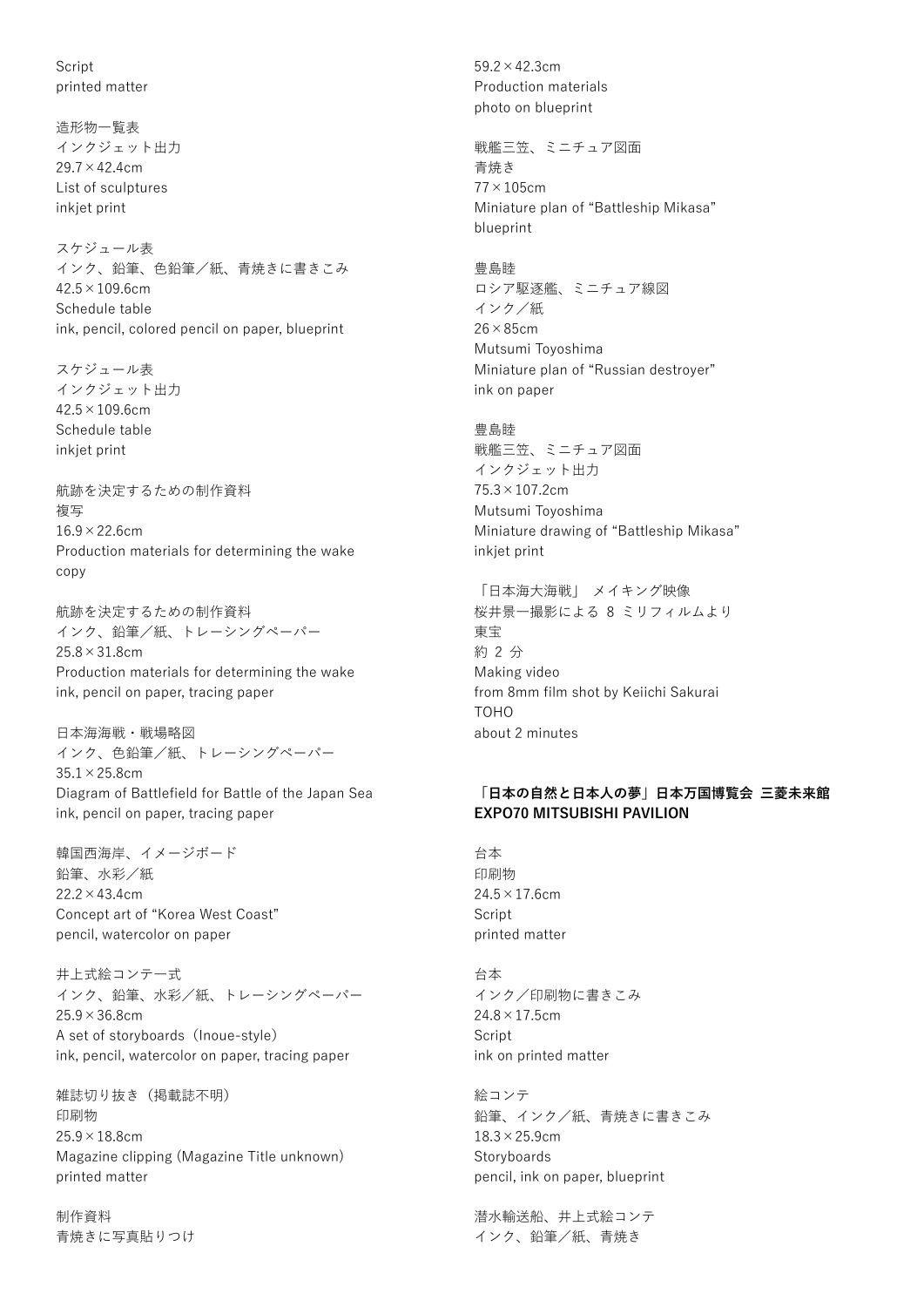Script
printed matter

造形物一覧表
インクジェット出力
29.7×42.4cm
List of sculptures
inkjet print

スケジュール表
インク、鉛筆、色鉛筆／紙、青焼きに書きこみ
42.5×109.6cm
Schedule table
ink, pencil, colored pencil on paper, blueprint

スケジュール表
インクジェット出力
42.5×109.6cm
Schedule table
inkjet print

航跡を決定するための制作資料
複写
16.9×22.6cm
Production materials for determining the wake
copy

航跡を決定するための制作資料
インク、鉛筆／紙、トレーシングペーパー
25.8×31.8cm
Production materials for determining the wake
ink, pencil on paper, tracing paper

日本海海戦・戦場略図
インク、色鉛筆／紙、トレーシングペーパー
35.1×25.8cm
Diagram of Battlefield for Battle of the Japan Sea
ink, pencil on paper, tracing paper

韓国西海岸、イメージボード
鉛筆、水彩／紙
22.2×43.4cm
Concept art of "Korea West Coast"
pencil, watercolor on paper

井上式絵コンテ一式
インク、鉛筆、水彩／紙、トレーシングペーパー
25.9×36.8cm
A set of storyboards（Inoue-style）
ink, pencil, watercolor on paper, tracing paper

雑誌切り抜き（掲載誌不明）
印刷物
25.9×18.8cm
Magazine clipping (Magazine Title unknown)
printed matter

制作資料
青焼きに写真貼りつけ
59.2×42.3cm
Production materials
photo on blueprint

戦艦三笠、ミニチュア図面
青焼き
77×105cm
Miniature plan of "Battleship Mikasa"
blueprint

豊島睦
ロシア駆逐艦、ミニチュア線図
インク／紙
26×85cm
Mutsumi Toyoshima
Miniature plan of "Russian destroyer"
ink on paper

豊島睦
戦艦三笠、ミニチュア図面
インクジェット出力
75.3×107.2cm
Mutsumi Toyoshima
Miniature drawing of "Battleship Mikasa"
inkjet print

「日本海大海戦」 メイキング映像
桜井景一撮影による 8 ミリフィルムより
東宝
約 2 分
Making video
from 8mm film shot by Keiichi Sakurai
TOHO
about 2 minutes

**「日本の自然と日本人の夢」日本万国博覧会 三菱未来館**
**EXPO70 MITSUBISHI PAVILION**

台本
印刷物
24.5×17.6cm
Script
printed matter

台本
インク／印刷物に書きこみ
24.8×17.5cm
Script
ink on printed matter

絵コンテ
鉛筆、インク／紙、青焼きに書きこみ
18.3×25.9cm
Storyboards
pencil, ink on paper, blueprint

潜水輸送船、井上式絵コンテ
インク、鉛筆／紙、青焼き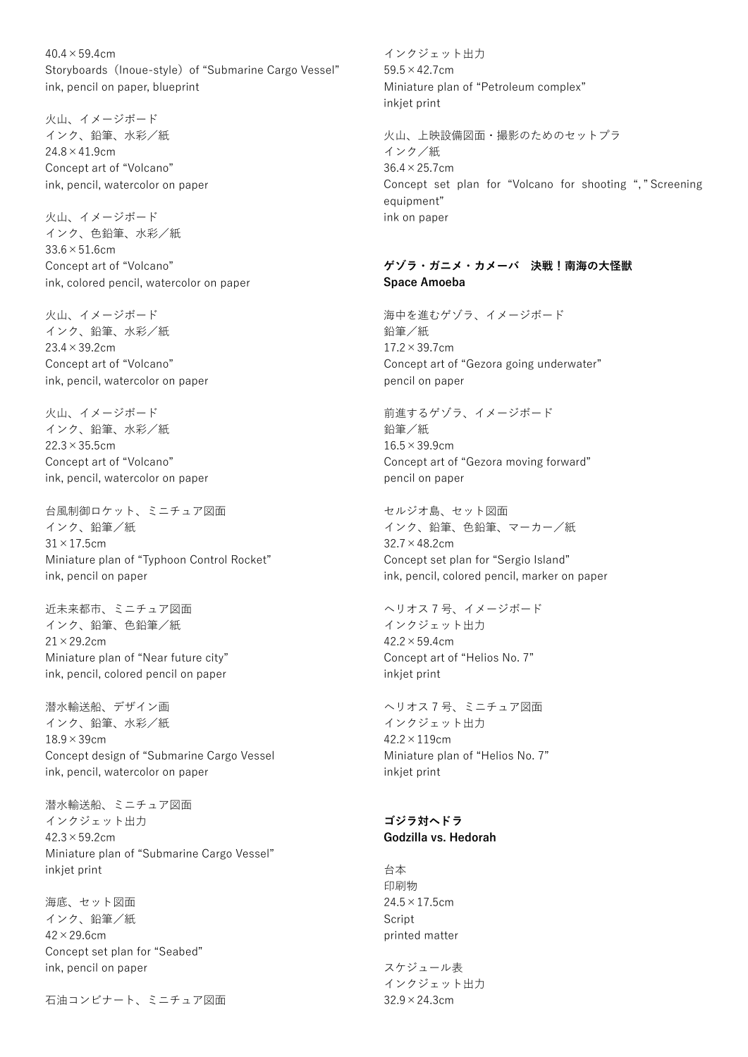40.4×59.4cm
Storyboards（Inoue-style）of "Submarine Cargo Vessel"
ink, pencil on paper, blueprint

火山、イメージボード
インク、鉛筆、水彩／紙
24.8×41.9cm
Concept art of "Volcano"
ink, pencil, watercolor on paper

火山、イメージボード
インク、色鉛筆、水彩／紙
33.6×51.6cm
Concept art of "Volcano"
ink, colored pencil, watercolor on paper

火山、イメージボード
インク、鉛筆、水彩／紙
23.4×39.2cm
Concept art of "Volcano"
ink, pencil, watercolor on paper

火山、イメージボード
インク、鉛筆、水彩／紙
22.3×35.5cm
Concept art of "Volcano"
ink, pencil, watercolor on paper

台風制御ロケット、ミニチュア図面
インク、鉛筆／紙
31×17.5cm
Miniature plan of "Typhoon Control Rocket"
ink, pencil on paper

近未来都市、ミニチュア図面
インク、鉛筆、色鉛筆／紙
21×29.2cm
Miniature plan of "Near future city"
ink, pencil, colored pencil on paper

潜水輸送船、デザイン画
インク、鉛筆、水彩／紙
18.9×39cm
Concept design of "Submarine Cargo Vessel
ink, pencil, watercolor on paper

潜水輸送船、ミニチュア図面
インクジェット出力
42.3×59.2cm
Miniature plan of "Submarine Cargo Vessel"
inkjet print

海底、セット図面
インク、鉛筆／紙
42×29.6cm
Concept set plan for "Seabed"
ink, pencil on paper

石油コンビナート、ミニチュア図面
インクジェット出力
59.5×42.7cm
Miniature plan of "Petroleum complex"
inkjet print

火山、上映設備図面・撮影のためのセットプラ
インク／紙
36.4×25.7cm
Concept set plan for "Volcano for shooting "," Screening equipment"
ink on paper

**ゲゾラ・ガニメ・カメーバ　決戦！南海の大怪獣**
**Space Amoeba**

海中を進むゲゾラ、イメージボード
鉛筆／紙
17.2×39.7cm
Concept art of "Gezora going underwater"
pencil on paper

前進するゲゾラ、イメージボード
鉛筆／紙
16.5×39.9cm
Concept art of "Gezora moving forward"
pencil on paper

セルジオ島、セット図面
インク、鉛筆、色鉛筆、マーカー／紙
32.7×48.2cm
Concept set plan for "Sergio Island"
ink, pencil, colored pencil, marker on paper

ヘリオス７号、イメージボード
インクジェット出力
42.2×59.4cm
Concept art of "Helios No. 7"
inkjet print

ヘリオス７号、ミニチュア図面
インクジェット出力
42.2×119cm
Miniature plan of "Helios No. 7"
inkjet print

**ゴジラ対ヘドラ**
**Godzilla vs. Hedorah**

台本
印刷物
24.5×17.5cm
Script
printed matter

スケジュール表
インクジェット出力
32.9×24.3cm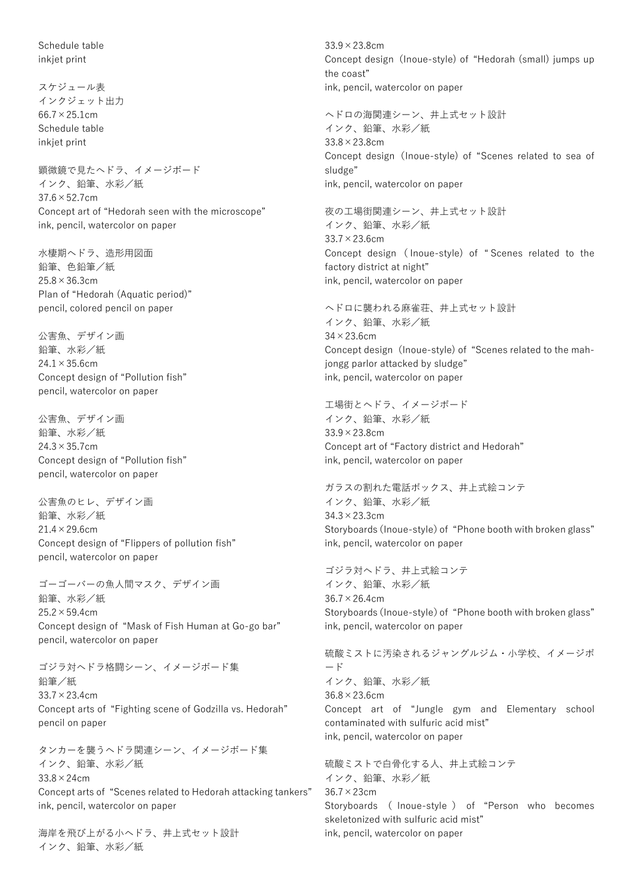Schedule table
inkjet print

スケジュール表
インクジェット出力
66.7×25.1cm
Schedule table
inkjet print

顕微鏡で見たヘドラ、イメージボード
インク、鉛筆、水彩／紙
37.6×52.7cm
Concept art of "Hedorah seen with the microscope"
ink, pencil, watercolor on paper

水棲期ヘドラ、造形用図面
鉛筆、色鉛筆／紙
25.8×36.3cm
Plan of "Hedorah (Aquatic period)"
pencil, colored pencil on paper

公害魚、デザイン画
鉛筆、水彩／紙
24.1×35.6cm
Concept design of "Pollution fish"
pencil, watercolor on paper

公害魚、デザイン画
鉛筆、水彩／紙
24.3×35.7cm
Concept design of "Pollution fish"
pencil, watercolor on paper

公害魚のヒレ、デザイン画
鉛筆、水彩／紙
21.4×29.6cm
Concept design of "Flippers of pollution fish"
pencil, watercolor on paper

ゴーゴーバーの魚人間マスク、デザイン画
鉛筆、水彩／紙
25.2×59.4cm
Concept design of "Mask of Fish Human at Go-go bar"
pencil, watercolor on paper

ゴジラ対ヘドラ格闘シーン、イメージボード集
鉛筆／紙
33.7×23.4cm
Concept arts of "Fighting scene of Godzilla vs. Hedorah"
pencil on paper

タンカーを襲うヘドラ関連シーン、イメージボード集
インク、鉛筆、水彩／紙
33.8×24cm
Concept arts of "Scenes related to Hedorah attacking tankers"
ink, pencil, watercolor on paper

海岸を飛び上がる小ヘドラ、井上式セット設計
インク、鉛筆、水彩／紙
33.9×23.8cm
Concept design (Inoue-style) of "Hedorah (small) jumps up the coast"
ink, pencil, watercolor on paper

ヘドロの海関連シーン、井上式セット設計
インク、鉛筆、水彩／紙
33.8×23.8cm
Concept design (Inoue-style) of "Scenes related to sea of sludge"
ink, pencil, watercolor on paper

夜の工場街関連シーン、井上式セット設計
インク、鉛筆、水彩／紙
33.7×23.6cm
Concept design (Inoue-style) of "Scenes related to the factory district at night"
ink, pencil, watercolor on paper

ヘドロに襲われる麻雀荘、井上式セット設計
インク、鉛筆、水彩／紙
34×23.6cm
Concept design (Inoue-style) of "Scenes related to the mah-jongg parlor attacked by sludge"
ink, pencil, watercolor on paper

工場街とヘドラ、イメージボード
インク、鉛筆、水彩／紙
33.9×23.8cm
Concept art of "Factory district and Hedorah"
ink, pencil, watercolor on paper

ガラスの割れた電話ボックス、井上式絵コンテ
インク、鉛筆、水彩／紙
34.3×23.3cm
Storyboards (Inoue-style) of "Phone booth with broken glass"
ink, pencil, watercolor on paper

ゴジラ対ヘドラ、井上式絵コンテ
インク、鉛筆、水彩／紙
36.7×26.4cm
Storyboards (Inoue-style) of "Phone booth with broken glass"
ink, pencil, watercolor on paper

硫酸ミストに汚染されるジャングルジム・小学校、イメージボード
インク、鉛筆、水彩／紙
36.8×23.6cm
Concept art of "Jungle gym and Elementary school contaminated with sulfuric acid mist"
ink, pencil, watercolor on paper

硫酸ミストで白骨化する人、井上式絵コンテ
インク、鉛筆、水彩／紙
36.7×23cm
Storyboards (Inoue-style) of "Person who becomes skeletonized with sulfuric acid mist"
ink, pencil, watercolor on paper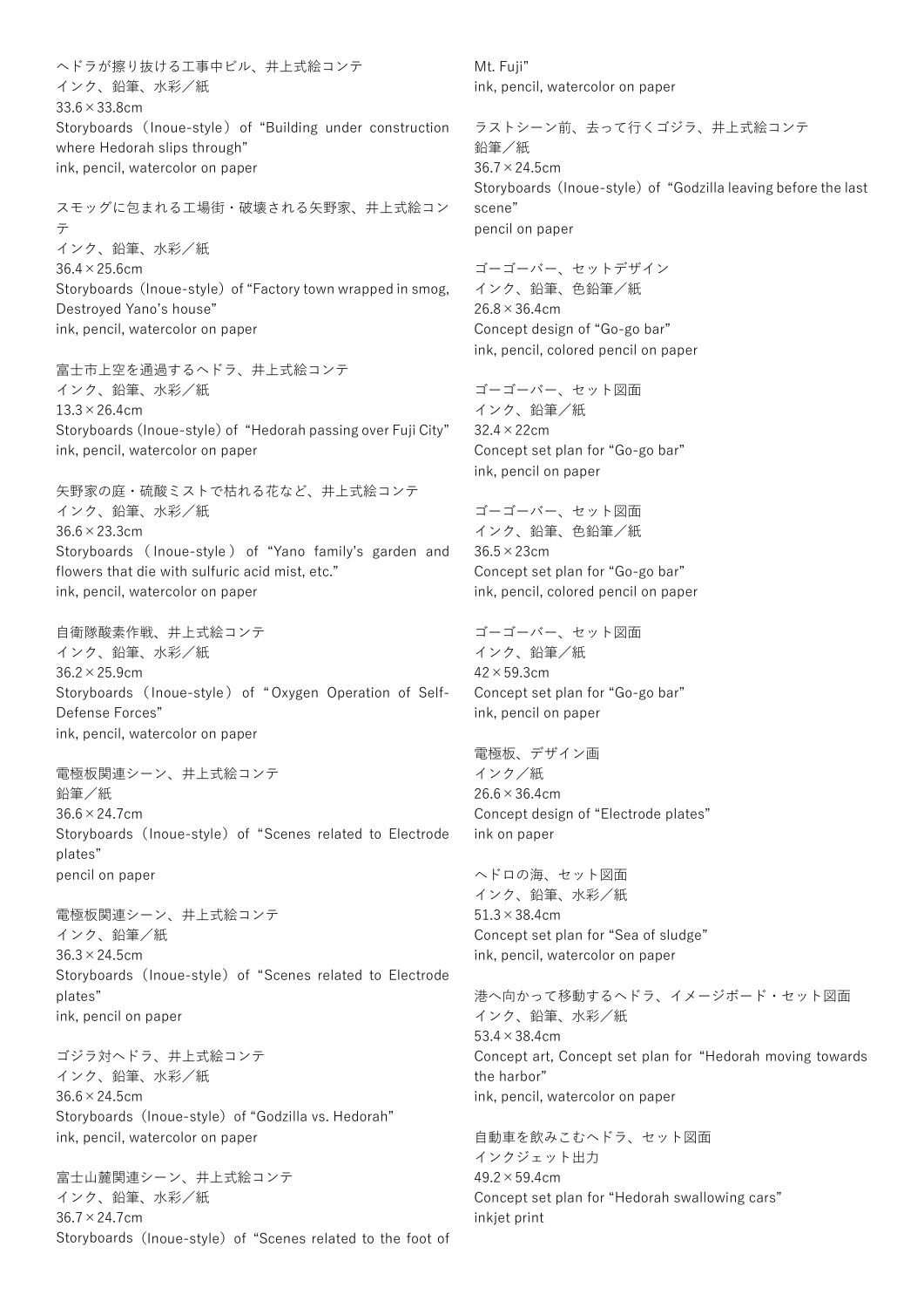ヘドラが擦り抜ける工事中ビル、井上式絵コンテ
インク、鉛筆、水彩／紙
33.6×33.8cm
Storyboards（Inoue-style）of “Building under construction where Hedorah slips through”
ink, pencil, watercolor on paper

スモッグに包まれる工場街・破壊される矢野家、井上式絵コンテ
インク、鉛筆、水彩／紙
36.4×25.6cm
Storyboards（Inoue-style）of “Factory town wrapped in smog, Destroyed Yano’s house”
ink, pencil, watercolor on paper

富士市上空を通過するヘドラ、井上式絵コンテ
インク、鉛筆、水彩／紙
13.3×26.4cm
Storyboards（Inoue-style）of “Hedorah passing over Fuji City”
ink, pencil, watercolor on paper

矢野家の庭・硫酸ミストで枯れる花など、井上式絵コンテ
インク、鉛筆、水彩／紙
36.6×23.3cm
Storyboards（Inoue-style）of “Yano family’s garden and flowers that die with sulfuric acid mist, etc.”
ink, pencil, watercolor on paper

自衛隊酸素作戦、井上式絵コンテ
インク、鉛筆、水彩／紙
36.2×25.9cm
Storyboards（Inoue-style）of “Oxygen Operation of Self-Defense Forces”
ink, pencil, watercolor on paper

電極板関連シーン、井上式絵コンテ
鉛筆／紙
36.6×24.7cm
Storyboards（Inoue-style）of “Scenes related to Electrode plates”
pencil on paper

電極板関連シーン、井上式絵コンテ
インク、鉛筆／紙
36.3×24.5cm
Storyboards（Inoue-style）of “Scenes related to Electrode plates”
ink, pencil on paper

ゴジラ対ヘドラ、井上式絵コンテ
インク、鉛筆、水彩／紙
36.6×24.5cm
Storyboards（Inoue-style）of “Godzilla vs. Hedorah”
ink, pencil, watercolor on paper

富士山麓関連シーン、井上式絵コンテ
インク、鉛筆、水彩／紙
36.7×24.7cm
Storyboards（Inoue-style）of “Scenes related to the foot of Mt. Fuji”
ink, pencil, watercolor on paper

ラストシーン前、去って行くゴジラ、井上式絵コンテ
鉛筆／紙
36.7×24.5cm
Storyboards（Inoue-style）of “Godzilla leaving before the last scene”
pencil on paper

ゴーゴーバー、セットデザイン
インク、鉛筆、色鉛筆／紙
26.8×36.4cm
Concept design of “Go-go bar”
ink, pencil, colored pencil on paper

ゴーゴーバー、セット図面
インク、鉛筆／紙
32.4×22cm
Concept set plan for “Go-go bar”
ink, pencil on paper

ゴーゴーバー、セット図面
インク、鉛筆、色鉛筆／紙
36.5×23cm
Concept set plan for “Go-go bar”
ink, pencil, colored pencil on paper

ゴーゴーバー、セット図面
インク、鉛筆／紙
42×59.3cm
Concept set plan for “Go-go bar”
ink, pencil on paper

電極板、デザイン画
インク／紙
26.6×36.4cm
Concept design of “Electrode plates”
ink on paper

ヘドロの海、セット図面
インク、鉛筆、水彩／紙
51.3×38.4cm
Concept set plan for “Sea of sludge”
ink, pencil, watercolor on paper

港へ向かって移動するヘドラ、イメージボード・セット図面
インク、鉛筆、水彩／紙
53.4×38.4cm
Concept art, Concept set plan for “Hedorah moving towards the harbor”
ink, pencil, watercolor on paper

自動車を飲みこむヘドラ、セット図面
インクジェット出力
49.2×59.4cm
Concept set plan for “Hedorah swallowing cars”
inkjet print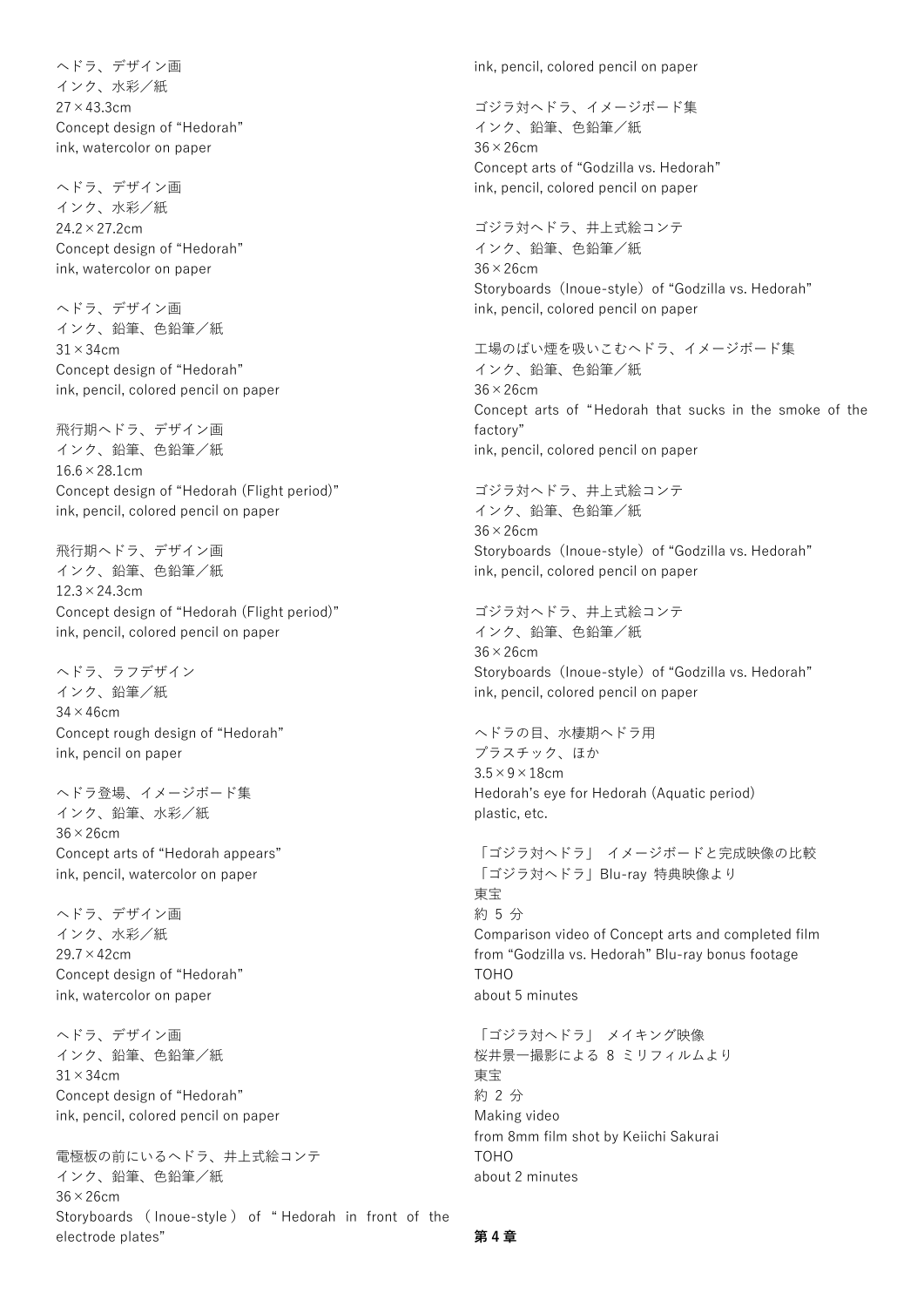ヘドラ、デザイン画
インク、水彩／紙
27×43.3cm
Concept design of “Hedorah”
ink, watercolor on paper

ヘドラ、デザイン画
インク、水彩／紙
24.2×27.2cm
Concept design of “Hedorah”
ink, watercolor on paper

ヘドラ、デザイン画
インク、鉛筆、色鉛筆／紙
31×34cm
Concept design of “Hedorah”
ink, pencil, colored pencil on paper

飛行期ヘドラ、デザイン画
インク、鉛筆、色鉛筆／紙
16.6×28.1cm
Concept design of “Hedorah (Flight period)”
ink, pencil, colored pencil on paper

飛行期ヘドラ、デザイン画
インク、鉛筆、色鉛筆／紙
12.3×24.3cm
Concept design of “Hedorah (Flight period)”
ink, pencil, colored pencil on paper

ヘドラ、ラフデザイン
インク、鉛筆／紙
34×46cm
Concept rough design of “Hedorah”
ink, pencil on paper

ヘドラ登場、イメージボード集
インク、鉛筆、水彩／紙
36×26cm
Concept arts of “Hedorah appears”
ink, pencil, watercolor on paper

ヘドラ、デザイン画
インク、水彩／紙
29.7×42cm
Concept design of “Hedorah”
ink, watercolor on paper

ヘドラ、デザイン画
インク、鉛筆、色鉛筆／紙
31×34cm
Concept design of “Hedorah”
ink, pencil, colored pencil on paper

電極板の前にいるヘドラ、井上式絵コンテ
インク、鉛筆、色鉛筆／紙
36×26cm
Storyboards（Inoue-style）of “Hedorah in front of the electrode plates”
ink, pencil, colored pencil on paper

ゴジラ対ヘドラ、イメージボード集
インク、鉛筆、色鉛筆／紙
36×26cm
Concept arts of “Godzilla vs. Hedorah”
ink, pencil, colored pencil on paper

ゴジラ対ヘドラ、井上式絵コンテ
インク、鉛筆、色鉛筆／紙
36×26cm
Storyboards（Inoue-style）of “Godzilla vs. Hedorah”
ink, pencil, colored pencil on paper

工場のばい煙を吸いこむヘドラ、イメージボード集
インク、鉛筆、色鉛筆／紙
36×26cm
Concept arts of “Hedorah that sucks in the smoke of the factory”
ink, pencil, colored pencil on paper

ゴジラ対ヘドラ、井上式絵コンテ
インク、鉛筆、色鉛筆／紙
36×26cm
Storyboards（Inoue-style）of “Godzilla vs. Hedorah”
ink, pencil, colored pencil on paper

ゴジラ対ヘドラ、井上式絵コンテ
インク、鉛筆、色鉛筆／紙
36×26cm
Storyboards（Inoue-style）of “Godzilla vs. Hedorah”
ink, pencil, colored pencil on paper

ヘドラの目、水棲期ヘドラ用
プラスチック、ほか
3.5×9×18cm
Hedorah's eye for Hedorah (Aquatic period)
plastic, etc.

「ゴジラ対ヘドラ」 イメージボードと完成映像の比較
「ゴジラ対ヘドラ」Blu-ray 特典映像より
東宝
約 5 分
Comparison video of Concept arts and completed film
from “Godzilla vs. Hedorah” Blu-ray bonus footage
TOHO
about 5 minutes

「ゴジラ対ヘドラ」 メイキング映像
桜井景一撮影による 8 ミリフィルムより
東宝
約 2 分
Making video
from 8mm film shot by Keiichi Sakurai
TOHO
about 2 minutes

**第 4 章**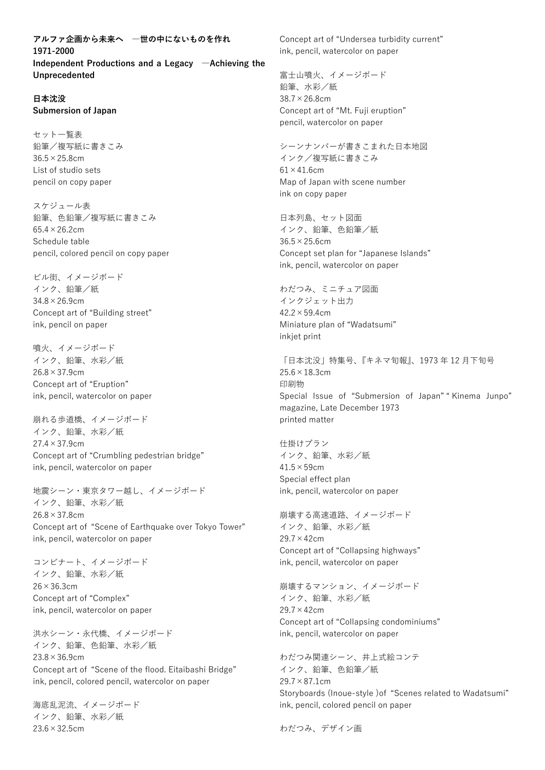**アルファ企画から未来へ　―世の中にないものを作れ**
**1971-2000**
**Independent Productions and a Legacy　―Achieving the Unprecedented**

**日本沈没**
**Submersion of Japan**

セット一覧表
鉛筆／複写紙に書きこみ
36.5×25.8cm
List of studio sets
pencil on copy paper

スケジュール表
鉛筆、色鉛筆／複写紙に書きこみ
65.4×26.2cm
Schedule table
pencil, colored pencil on copy paper

ビル街、イメージボード
インク、鉛筆／紙
34.8×26.9cm
Concept art of “Building street”
ink, pencil on paper

噴火、イメージボード
インク、鉛筆、水彩／紙
26.8×37.9cm
Concept art of “Eruption”
ink, pencil, watercolor on paper

崩れる歩道橋、イメージボード
インク、鉛筆、水彩／紙
27.4×37.9cm
Concept art of “Crumbling pedestrian bridge”
ink, pencil, watercolor on paper

地震シーン・東京タワー越し、イメージボード
インク、鉛筆、水彩／紙
26.8×37.8cm
Concept art of “Scene of Earthquake over Tokyo Tower”
ink, pencil, watercolor on paper

コンビナート、イメージボード
インク、鉛筆、水彩／紙
26×36.3cm
Concept art of “Complex”
ink, pencil, watercolor on paper

洪水シーン・永代橋、イメージボード
インク、鉛筆、色鉛筆、水彩／紙
23.8×36.9cm
Concept art of “Scene of the flood. Eitaibashi Bridge”
ink, pencil, colored pencil, watercolor on paper

海底乱泥流、イメージボード
インク、鉛筆、水彩／紙
23.6×32.5cm
Concept art of “Undersea turbidity current”
ink, pencil, watercolor on paper

富士山噴火、イメージボード
鉛筆、水彩／紙
38.7×26.8cm
Concept art of “Mt. Fuji eruption”
pencil, watercolor on paper

シーンナンバーが書きこまれた日本地図
インク／複写紙に書きこみ
61×41.6cm
Map of Japan with scene number
ink on copy paper

日本列島、セット図面
インク、鉛筆、色鉛筆／紙
36.5×25.6cm
Concept set plan for “Japanese Islands”
ink, pencil, watercolor on paper

わだつみ、ミニチュア図面
インクジェット出力
42.2×59.4cm
Miniature plan of “Wadatsumi”
inkjet print

「日本沈没」特集号、『キネマ旬報』、1973 年 12 月下旬号
25.6×18.3cm
印刷物
Special Issue of “Submersion of Japan” “Kinema Junpo” magazine, Late December 1973
printed matter

仕掛けプラン
インク、鉛筆、水彩／紙
41.5×59cm
Special effect plan
ink, pencil, watercolor on paper

崩壊する高速道路、イメージボード
インク、鉛筆、水彩／紙
29.7×42cm
Concept art of “Collapsing highways”
ink, pencil, watercolor on paper

崩壊するマンション、イメージボード
インク、鉛筆、水彩／紙
29.7×42cm
Concept art of “Collapsing condominiums”
ink, pencil, watercolor on paper

わだつみ関連シーン、井上式絵コンテ
インク、鉛筆、色鉛筆／紙
29.7×87.1cm
Storyboards (Inoue-style )of “Scenes related to Wadatsumi”
ink, pencil, colored pencil on paper

わだつみ、デザイン画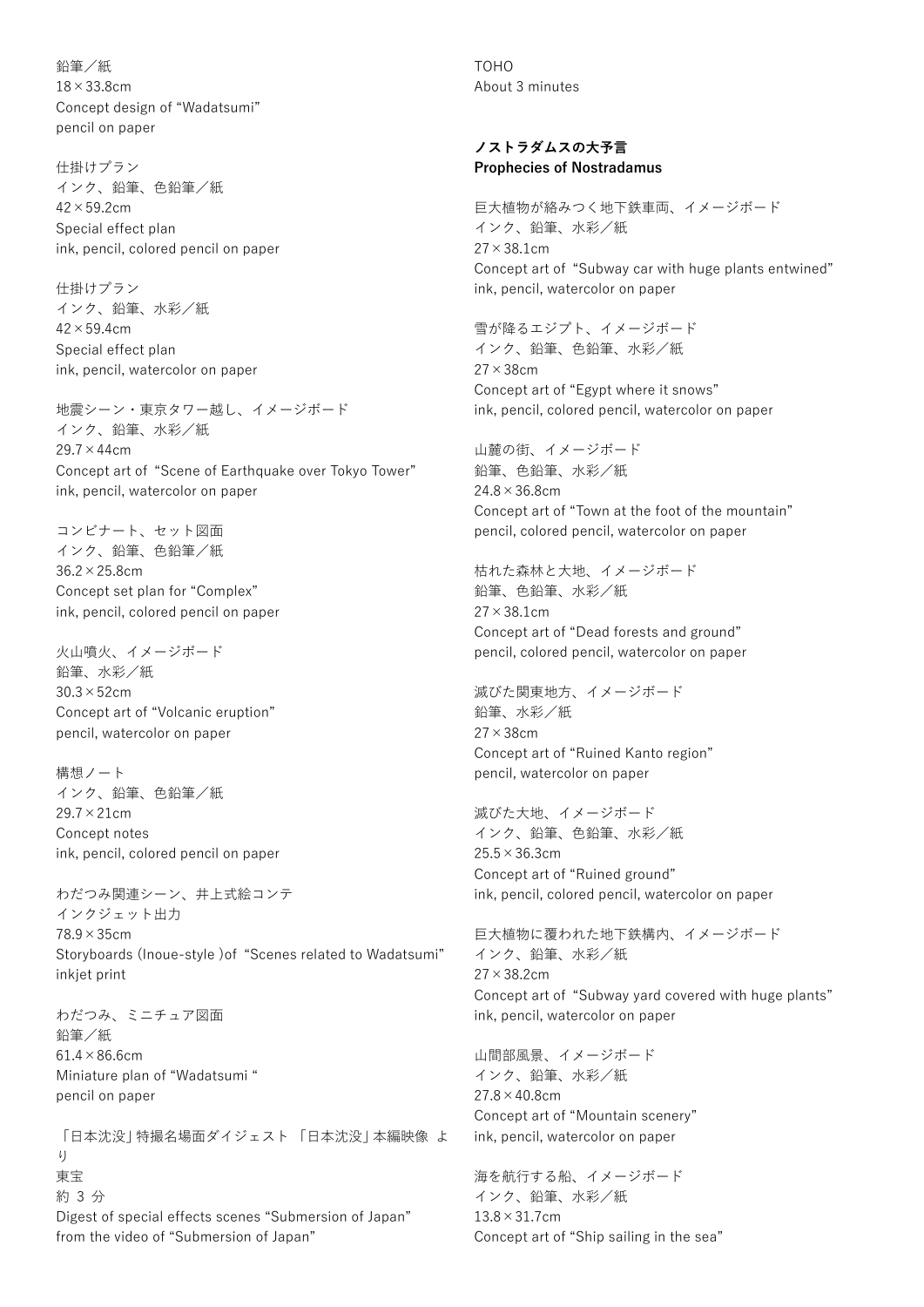鉛筆／紙
18×33.8cm
Concept design of “Wadatsumi”
pencil on paper

仕掛けプラン
インク、鉛筆、色鉛筆／紙
42×59.2cm
Special effect plan
ink, pencil, colored pencil on paper

仕掛けプラン
インク、鉛筆、水彩／紙
42×59.4cm
Special effect plan
ink, pencil, watercolor on paper

地震シーン・東京タワー越し、イメージボード
インク、鉛筆、水彩／紙
29.7×44cm
Concept art of “Scene of Earthquake over Tokyo Tower”
ink, pencil, watercolor on paper

コンビナート、セット図面
インク、鉛筆、色鉛筆／紙
36.2×25.8cm
Concept set plan for “Complex”
ink, pencil, colored pencil on paper

火山噴火、イメージボード
鉛筆、水彩／紙
30.3×52cm
Concept art of “Volcanic eruption”
pencil, watercolor on paper

構想ノート
インク、鉛筆、色鉛筆／紙
29.7×21cm
Concept notes
ink, pencil, colored pencil on paper

わだつみ関連シーン、井上式絵コンテ
インクジェット出力
78.9×35cm
Storyboards (Inoue-style )of “Scenes related to Wadatsumi”
inkjet print

わだつみ、ミニチュア図面
鉛筆／紙
61.4×86.6cm
Miniature plan of “Wadatsumi “
pencil on paper

「日本沈没」特撮名場面ダイジェスト 「日本沈没」本編映像 より
東宝
約 3 分
Digest of special effects scenes “Submersion of Japan”
from the video of “Submersion of Japan”
TOHO
About 3 minutes

**ノストラダムスの大予言**
**Prophecies of Nostradamus**

巨大植物が絡みつく地下鉄車両、イメージボード
インク、鉛筆、水彩／紙
27×38.1cm
Concept art of “Subway car with huge plants entwined”
ink, pencil, watercolor on paper

雪が降るエジプト、イメージボード
インク、鉛筆、色鉛筆、水彩／紙
27×38cm
Concept art of “Egypt where it snows”
ink, pencil, colored pencil, watercolor on paper

山麓の街、イメージボード
鉛筆、色鉛筆、水彩／紙
24.8×36.8cm
Concept art of “Town at the foot of the mountain”
pencil, colored pencil, watercolor on paper

枯れた森林と大地、イメージボード
鉛筆、色鉛筆、水彩／紙
27×38.1cm
Concept art of “Dead forests and ground”
pencil, colored pencil, watercolor on paper

滅びた関東地方、イメージボード
鉛筆、水彩／紙
27×38cm
Concept art of “Ruined Kanto region”
pencil, watercolor on paper

滅びた大地、イメージボード
インク、鉛筆、色鉛筆、水彩／紙
25.5×36.3cm
Concept art of “Ruined ground”
ink, pencil, colored pencil, watercolor on paper

巨大植物に覆われた地下鉄構内、イメージボード
インク、鉛筆、水彩／紙
27×38.2cm
Concept art of “Subway yard covered with huge plants”
ink, pencil, watercolor on paper

山間部風景、イメージボード
インク、鉛筆、水彩／紙
27.8×40.8cm
Concept art of “Mountain scenery”
ink, pencil, watercolor on paper

海を航行する船、イメージボード
インク、鉛筆、水彩／紙
13.8×31.7cm
Concept art of “Ship sailing in the sea”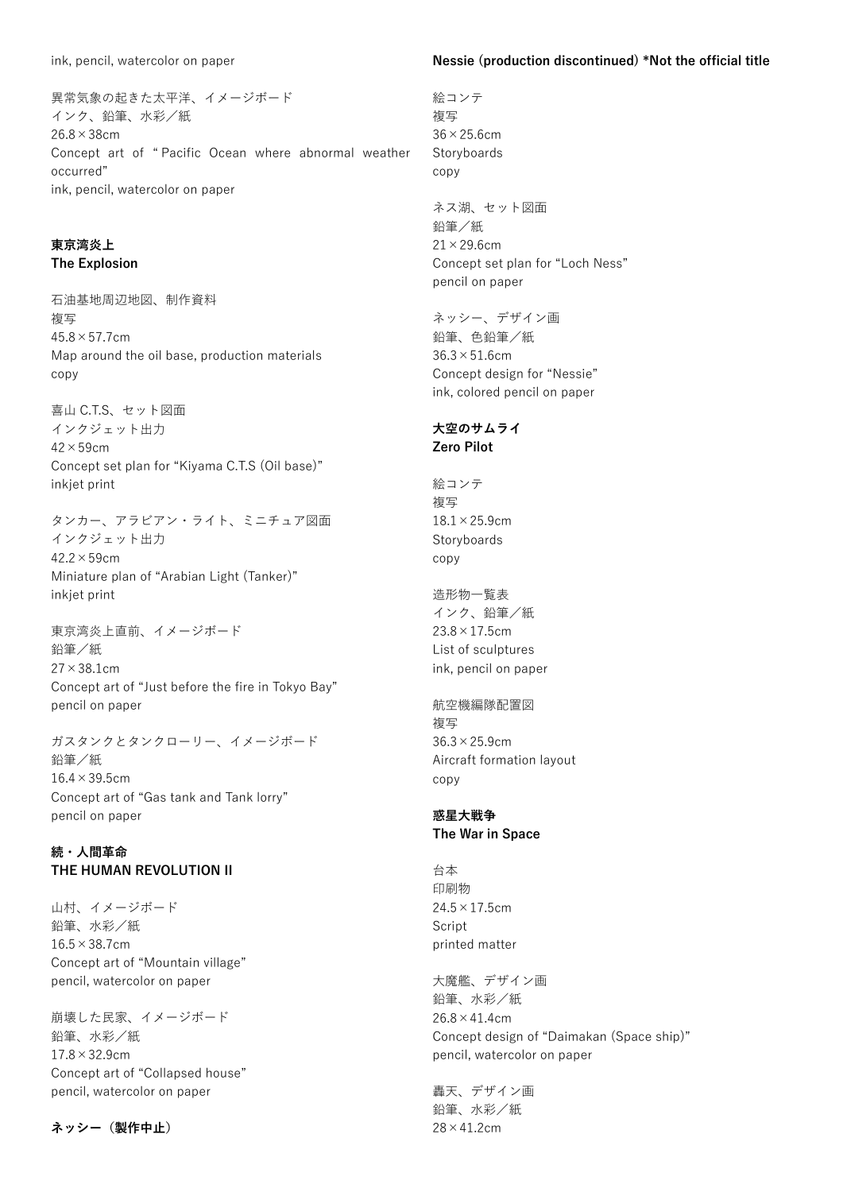ink, pencil, watercolor on paper

異常気象の起きた太平洋、イメージボード
インク、鉛筆、水彩／紙
26.8×38cm
Concept art of " Pacific Ocean where abnormal weather occurred"
ink, pencil, watercolor on paper

### 東京湾炎上
### The Explosion

石油基地周辺地図、制作資料
複写
45.8×57.7cm
Map around the oil base, production materials
copy

喜山 C.T.S、セット図面
インクジェット出力
42×59cm
Concept set plan for "Kiyama C.T.S (Oil base)"
inkjet print

タンカー、アラビアン・ライト、ミニチュア図面
インクジェット出力
42.2×59cm
Miniature plan of "Arabian Light (Tanker)"
inkjet print

東京湾炎上直前、イメージボード
鉛筆／紙
27×38.1cm
Concept art of "Just before the fire in Tokyo Bay"
pencil on paper

ガスタンクとタンクローリー、イメージボード
鉛筆／紙
16.4×39.5cm
Concept art of "Gas tank and Tank lorry"
pencil on paper

### 続・人間革命
### THE HUMAN REVOLUTION II

山村、イメージボード
鉛筆、水彩／紙
16.5×38.7cm
Concept art of "Mountain village"
pencil, watercolor on paper

崩壊した民家、イメージボード
鉛筆、水彩／紙
17.8×32.9cm
Concept art of "Collapsed house"
pencil, watercolor on paper

### ネッシー（製作中止）
### Nessie (production discontinued) *Not the official title

絵コンテ
複写
36×25.6cm
Storyboards
copy

ネス湖、セット図面
鉛筆／紙
21×29.6cm
Concept set plan for "Loch Ness"
pencil on paper

ネッシー、デザイン画
鉛筆、色鉛筆／紙
36.3×51.6cm
Concept design for "Nessie"
ink, colored pencil on paper

### 大空のサムライ
### Zero Pilot

絵コンテ
複写
18.1×25.9cm
Storyboards
copy

造形物一覧表
インク、鉛筆／紙
23.8×17.5cm
List of sculptures
ink, pencil on paper

航空機編隊配置図
複写
36.3×25.9cm
Aircraft formation layout
copy

### 惑星大戦争
### The War in Space

台本
印刷物
24.5×17.5cm
Script
printed matter

大魔艦、デザイン画
鉛筆、水彩／紙
26.8×41.4cm
Concept design of "Daimakan (Space ship)"
pencil, watercolor on paper

轟天、デザイン画
鉛筆、水彩／紙
28×41.2cm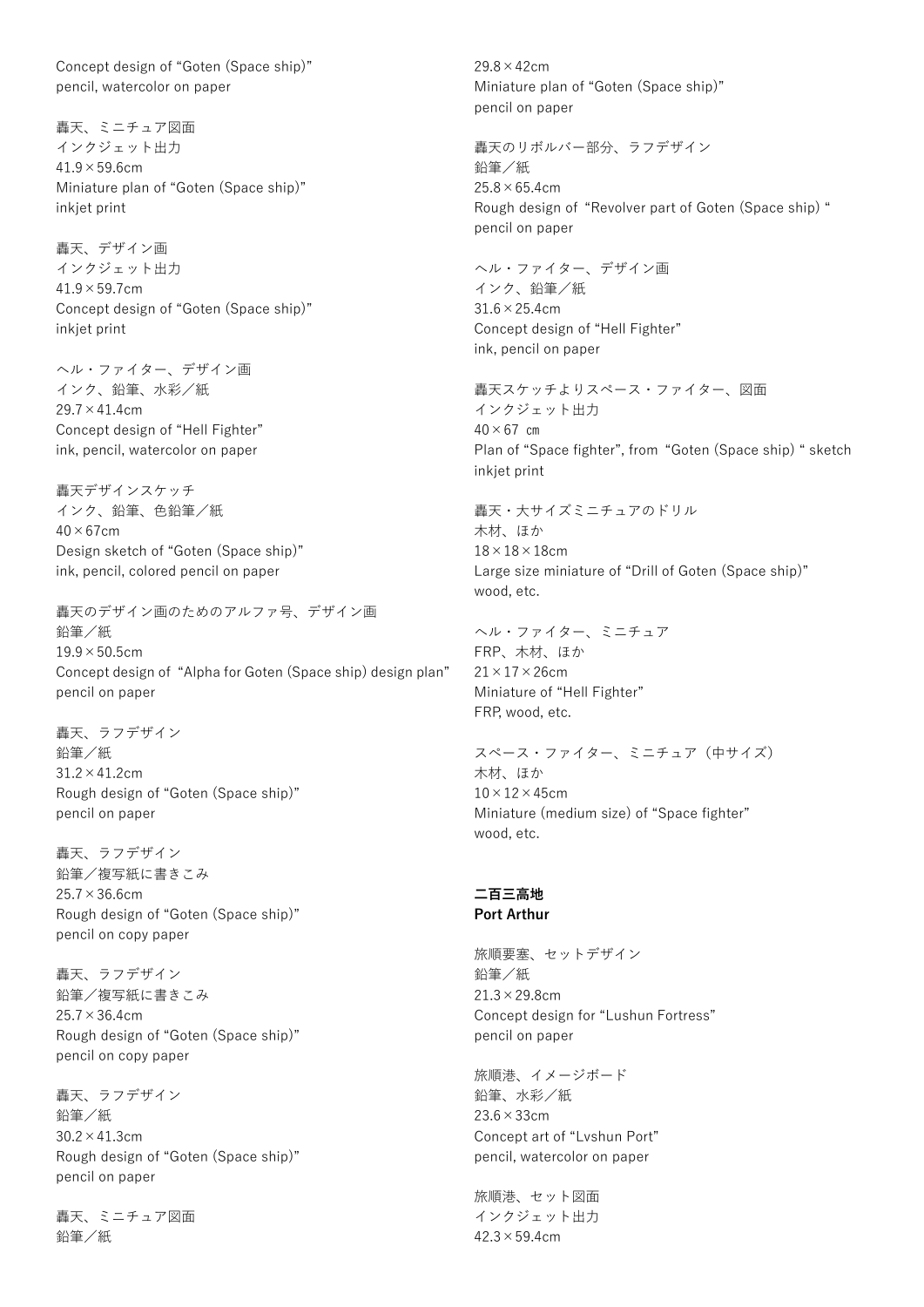Concept design of “Goten (Space ship)”
pencil, watercolor on paper

轟天、ミニチュア図面
インクジェット出力
41.9×59.6cm
Miniature plan of “Goten (Space ship)”
inkjet print

轟天、デザイン画
インクジェット出力
41.9×59.7cm
Concept design of “Goten (Space ship)”
inkjet print

ヘル・ファイター、デザイン画
インク、鉛筆、水彩／紙
29.7×41.4cm
Concept design of “Hell Fighter”
ink, pencil, watercolor on paper

轟天デザインスケッチ
インク、鉛筆、色鉛筆／紙
40×67cm
Design sketch of “Goten (Space ship)”
ink, pencil, colored pencil on paper

轟天のデザイン画のためのアルファ号、デザイン画
鉛筆／紙
19.9×50.5cm
Concept design of “Alpha for Goten (Space ship) design plan”
pencil on paper

轟天、ラフデザイン
鉛筆／紙
31.2×41.2cm
Rough design of “Goten (Space ship)”
pencil on paper

轟天、ラフデザイン
鉛筆／複写紙に書きこみ
25.7×36.6cm
Rough design of “Goten (Space ship)”
pencil on copy paper

轟天、ラフデザイン
鉛筆／複写紙に書きこみ
25.7×36.4cm
Rough design of “Goten (Space ship)”
pencil on copy paper

轟天、ラフデザイン
鉛筆／紙
30.2×41.3cm
Rough design of “Goten (Space ship)”
pencil on paper

轟天、ミニチュア図面
鉛筆／紙
29.8×42cm
Miniature plan of “Goten (Space ship)”
pencil on paper

轟天のリボルバー部分、ラフデザイン
鉛筆／紙
25.8×65.4cm
Rough design of “Revolver part of Goten (Space ship) “
pencil on paper

ヘル・ファイター、デザイン画
インク、鉛筆／紙
31.6×25.4cm
Concept design of “Hell Fighter”
ink, pencil on paper

轟天スケッチよりスペース・ファイター、図面
インクジェット出力
40×67 ㎝
Plan of “Space fighter”, from “Goten (Space ship) “ sketch
inkjet print

轟天・大サイズミニチュアのドリル
木材、ほか
18×18×18cm
Large size miniature of “Drill of Goten (Space ship)”
wood, etc.

ヘル・ファイター、ミニチュア
FRP、木材、ほか
21×17×26cm
Miniature of “Hell Fighter”
FRP, wood, etc.

スペース・ファイター、ミニチュア（中サイズ）
木材、ほか
10×12×45cm
Miniature (medium size) of “Space fighter”
wood, etc.

**二百三高地**
**Port Arthur**

旅順要塞、セットデザイン
鉛筆／紙
21.3×29.8cm
Concept design for “Lushun Fortress”
pencil on paper

旅順港、イメージボード
鉛筆、水彩／紙
23.6×33cm
Concept art of “Lvshun Port”
pencil, watercolor on paper

旅順港、セット図面
インクジェット出力
42.3×59.4cm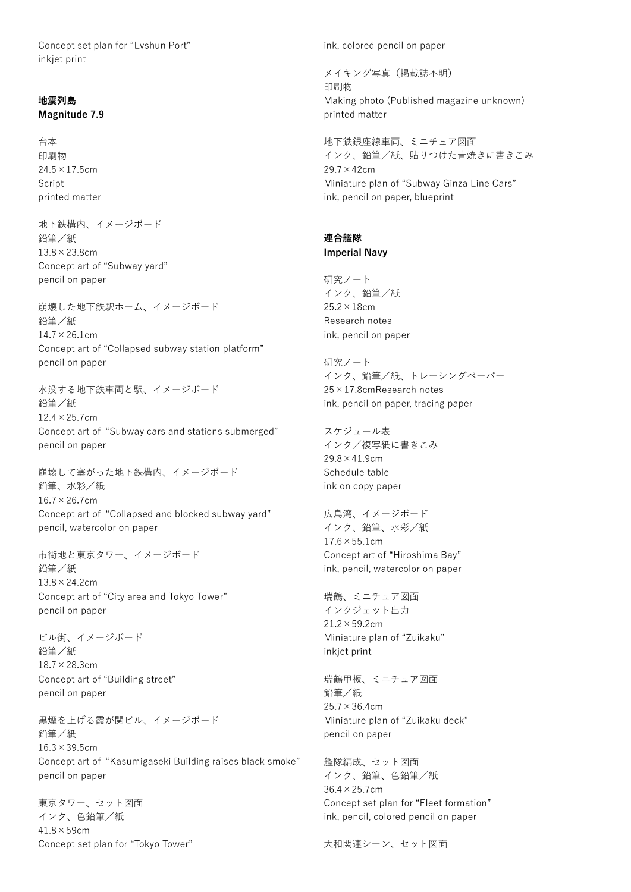Concept set plan for “Lvshun Port”
inkjet print

**地震列島**
**Magnitude 7.9**

台本
印刷物
24.5×17.5cm
Script
printed matter

地下鉄構内、イメージボード
鉛筆／紙
13.8×23.8cm
Concept art of “Subway yard”
pencil on paper

崩壊した地下鉄駅ホーム、イメージボード
鉛筆／紙
14.7×26.1cm
Concept art of “Collapsed subway station platform”
pencil on paper

水没する地下鉄車両と駅、イメージボード
鉛筆／紙
12.4×25.7cm
Concept art of “Subway cars and stations submerged”
pencil on paper

崩壊して塞がった地下鉄構内、イメージボード
鉛筆、水彩／紙
16.7×26.7cm
Concept art of “Collapsed and blocked subway yard”
pencil, watercolor on paper

市街地と東京タワー、イメージボード
鉛筆／紙
13.8×24.2cm
Concept art of “City area and Tokyo Tower”
pencil on paper

ビル街、イメージボード
鉛筆／紙
18.7×28.3cm
Concept art of “Building street”
pencil on paper

黒煙を上げる霞が関ビル、イメージボード
鉛筆／紙
16.3×39.5cm
Concept art of “Kasumigaseki Building raises black smoke”
pencil on paper

東京タワー、セット図面
インク、色鉛筆／紙
41.8×59cm
Concept set plan for “Tokyo Tower”
ink, colored pencil on paper

メイキング写真（掲載誌不明）
印刷物
Making photo (Published magazine unknown)
printed matter

地下鉄銀座線車両、ミニチュア図面
インク、鉛筆／紙、貼りつけた青焼きに書きこみ
29.7×42cm
Miniature plan of “Subway Ginza Line Cars”
ink, pencil on paper, blueprint

**連合艦隊**
**Imperial Navy**

研究ノート
インク、鉛筆／紙
25.2×18cm
Research notes
ink, pencil on paper

研究ノート
インク、鉛筆／紙、トレーシングペーパー
25×17.8cmResearch notes
ink, pencil on paper, tracing paper

スケジュール表
インク／複写紙に書きこみ
29.8×41.9cm
Schedule table
ink on copy paper

広島湾、イメージボード
インク、鉛筆、水彩／紙
17.6×55.1cm
Concept art of “Hiroshima Bay”
ink, pencil, watercolor on paper

瑞鶴、ミニチュア図面
インクジェット出力
21.2×59.2cm
Miniature plan of “Zuikaku”
inkjet print

瑞鶴甲板、ミニチュア図面
鉛筆／紙
25.7×36.4cm
Miniature plan of “Zuikaku deck”
pencil on paper

艦隊編成、セット図面
インク、鉛筆、色鉛筆／紙
36.4×25.7cm
Concept set plan for “Fleet formation”
ink, pencil, colored pencil on paper

大和関連シーン、セット図面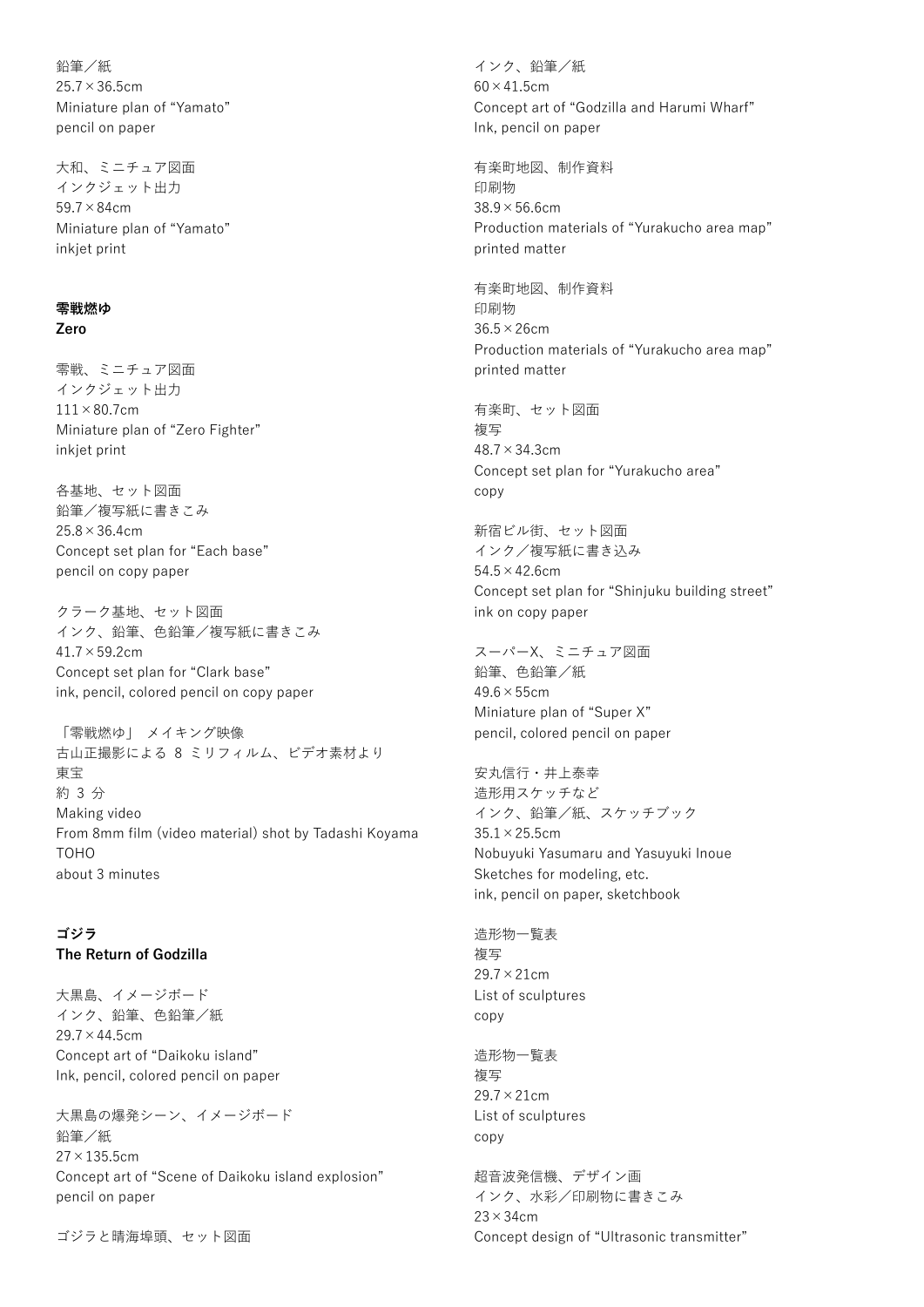鉛筆／紙
25.7×36.5cm
Miniature plan of “Yamato”
pencil on paper

大和、ミニチュア図面
インクジェット出力
59.7×84cm
Miniature plan of “Yamato”
inkjet print

**零戦燃ゆ**
**Zero**

零戦、ミニチュア図面
インクジェット出力
111×80.7cm
Miniature plan of “Zero Fighter”
inkjet print

各基地、セット図面
鉛筆／複写紙に書きこみ
25.8×36.4cm
Concept set plan for “Each base”
pencil on copy paper

クラーク基地、セット図面
インク、鉛筆、色鉛筆／複写紙に書きこみ
41.7×59.2cm
Concept set plan for “Clark base”
ink, pencil, colored pencil on copy paper

「零戦燃ゆ」 メイキング映像
古山正撮影による 8 ミリフィルム、ビデオ素材より
東宝
約 3 分
Making video
From 8mm film (video material) shot by Tadashi Koyama
TOHO
about 3 minutes

**ゴジラ**
**The Return of Godzilla**

大黒島、イメージボード
インク、鉛筆、色鉛筆／紙
29.7×44.5cm
Concept art of “Daikoku island”
Ink, pencil, colored pencil on paper

大黒島の爆発シーン、イメージボード
鉛筆／紙
27×135.5cm
Concept art of “Scene of Daikoku island explosion”
pencil on paper

ゴジラと晴海埠頭、セット図面
インク、鉛筆／紙
60×41.5cm
Concept art of “Godzilla and Harumi Wharf”
Ink, pencil on paper

有楽町地図、制作資料
印刷物
38.9×56.6cm
Production materials of “Yurakucho area map”
printed matter

有楽町地図、制作資料
印刷物
36.5×26cm
Production materials of “Yurakucho area map”
printed matter

有楽町、セット図面
複写
48.7×34.3cm
Concept set plan for “Yurakucho area”
copy

新宿ビル街、セット図面
インク／複写紙に書き込み
54.5×42.6cm
Concept set plan for “Shinjuku building street”
ink on copy paper

スーパーX、ミニチュア図面
鉛筆、色鉛筆／紙
49.6×55cm
Miniature plan of “Super X”
pencil, colored pencil on paper

安丸信行・井上泰幸
造形用スケッチなど
インク、鉛筆／紙、スケッチブック
35.1×25.5cm
Nobuyuki Yasumaru and Yasuyuki Inoue
Sketches for modeling, etc.
ink, pencil on paper, sketchbook

造形物一覧表
複写
29.7×21cm
List of sculptures
copy

造形物一覧表
複写
29.7×21cm
List of sculptures
copy

超音波発信機、デザイン画
インク、水彩／印刷物に書きこみ
23×34cm
Concept design of “Ultrasonic transmitter”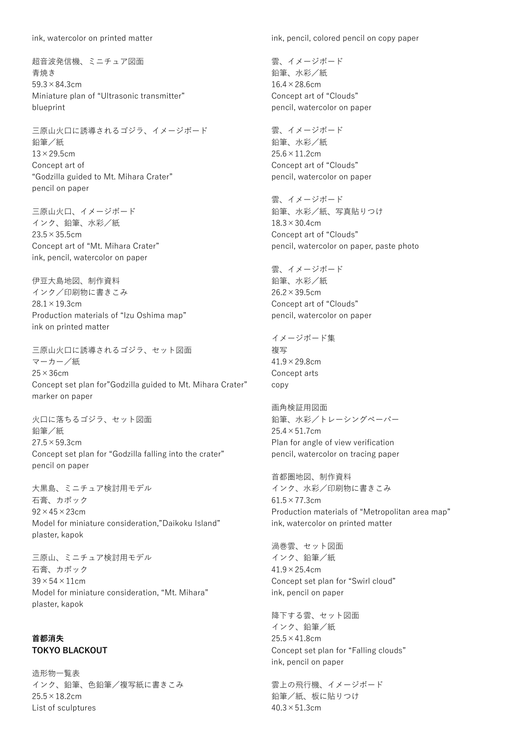ink, watercolor on printed matter

超音波発信機、ミニチュア図面
青焼き
59.3×84.3cm
Miniature plan of “Ultrasonic transmitter”
blueprint

三原山火口に誘導されるゴジラ、イメージボード
鉛筆／紙
13×29.5cm
Concept art of
“Godzilla guided to Mt. Mihara Crater”
pencil on paper

三原山火口、イメージボード
インク、鉛筆、水彩／紙
23.5×35.5cm
Concept art of “Mt. Mihara Crater”
ink, pencil, watercolor on paper

伊豆大島地図、制作資料
インク／印刷物に書きこみ
28.1×19.3cm
Production materials of “Izu Oshima map”
ink on printed matter

三原山火口に誘導されるゴジラ、セット図面
マーカー／紙
25×36cm
Concept set plan for”Godzilla guided to Mt. Mihara Crater”
marker on paper

火口に落ちるゴジラ、セット図面
鉛筆／紙
27.5×59.3cm
Concept set plan for “Godzilla falling into the crater”
pencil on paper

大黒島、ミニチュア検討用モデル
石膏、カポック
92×45×23cm
Model for miniature consideration,”Daikoku Island”
plaster, kapok

三原山、ミニチュア検討用モデル
石膏、カポック
39×54×11cm
Model for miniature consideration, “Mt. Mihara”
plaster, kapok

**首都消失**
**TOKYO BLACKOUT**

造形物一覧表
インク、鉛筆、色鉛筆／複写紙に書きこみ
25.5×18.2cm
List of sculptures
ink, pencil, colored pencil on copy paper

雲、イメージボード
鉛筆、水彩／紙
16.4×28.6cm
Concept art of “Clouds”
pencil, watercolor on paper

雲、イメージボード
鉛筆、水彩／紙
25.6×11.2cm
Concept art of “Clouds”
pencil, watercolor on paper

雲、イメージボード
鉛筆、水彩／紙、写真貼りつけ
18.3×30.4cm
Concept art of “Clouds”
pencil, watercolor on paper, paste photo

雲、イメージボード
鉛筆、水彩／紙
26.2×39.5cm
Concept art of “Clouds”
pencil, watercolor on paper

イメージボード集
複写
41.9×29.8cm
Concept arts
copy

画角検証用図面
鉛筆、水彩／トレーシングペーパー
25.4×51.7cm
Plan for angle of view verification
pencil, watercolor on tracing paper

首都圏地図、制作資料
インク、水彩／印刷物に書きこみ
61.5×77.3cm
Production materials of “Metropolitan area map”
ink, watercolor on printed matter

渦巻雲、セット図面
インク、鉛筆／紙
41.9×25.4cm
Concept set plan for “Swirl cloud”
ink, pencil on paper

降下する雲、セット図面
インク、鉛筆／紙
25.5×41.8cm
Concept set plan for “Falling clouds”
ink, pencil on paper

雲上の飛行機、イメージボード
鉛筆／紙、板に貼りつけ
40.3×51.3cm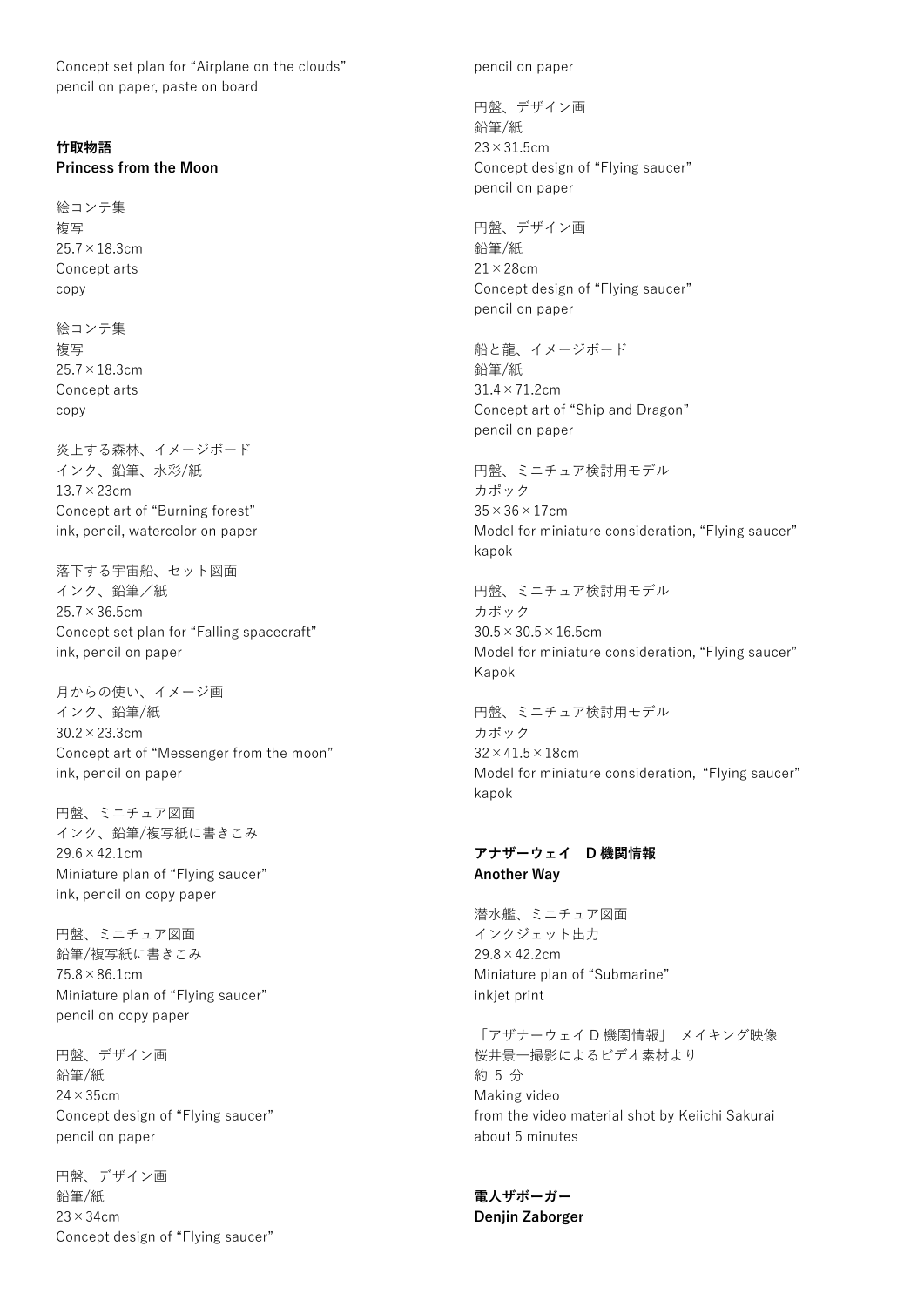Concept set plan for “Airplane on the clouds”
pencil on paper, paste on board

**竹取物語**
**Princess from the Moon**

絵コンテ集
複写
25.7×18.3cm
Concept arts
copy

絵コンテ集
複写
25.7×18.3cm
Concept arts
copy

炎上する森林、イメージボード
インク、鉛筆、水彩/紙
13.7×23cm
Concept art of “Burning forest”
ink, pencil, watercolor on paper

落下する宇宙船、セット図面
インク、鉛筆／紙
25.7×36.5cm
Concept set plan for “Falling spacecraft”
ink, pencil on paper

月からの使い、イメージ画
インク、鉛筆/紙
30.2×23.3cm
Concept art of “Messenger from the moon”
ink, pencil on paper

円盤、ミニチュア図面
インク、鉛筆/複写紙に書きこみ
29.6×42.1cm
Miniature plan of “Flying saucer”
ink, pencil on copy paper

円盤、ミニチュア図面
鉛筆/複写紙に書きこみ
75.8×86.1cm
Miniature plan of “Flying saucer”
pencil on copy paper

円盤、デザイン画
鉛筆/紙
24×35cm
Concept design of “Flying saucer”
pencil on paper

円盤、デザイン画
鉛筆/紙
23×34cm
Concept design of “Flying saucer”
pencil on paper

円盤、デザイン画
鉛筆/紙
23×31.5cm
Concept design of “Flying saucer”
pencil on paper

円盤、デザイン画
鉛筆/紙
21×28cm
Concept design of “Flying saucer”
pencil on paper

船と龍、イメージボード
鉛筆/紙
31.4×71.2cm
Concept art of “Ship and Dragon”
pencil on paper

円盤、ミニチュア検討用モデル
カポック
35×36×17cm
Model for miniature consideration, “Flying saucer”
kapok

円盤、ミニチュア検討用モデル
カポック
30.5×30.5×16.5cm
Model for miniature consideration, “Flying saucer”
Kapok

円盤、ミニチュア検討用モデル
カポック
32×41.5×18cm
Model for miniature consideration, “Flying saucer”
kapok

**アナザーウェイ　D 機関情報**
**Another Way**

潜水艦、ミニチュア図面
インクジェット出力
29.8×42.2cm
Miniature plan of “Submarine”
inkjet print

「アザナーウェイ D 機関情報」 メイキング映像
桜井景一撮影によるビデオ素材より
約 5 分
Making video
from the video material shot by Keiichi Sakurai
about 5 minutes

**電人ザボーガー**
**Denjin Zaborger**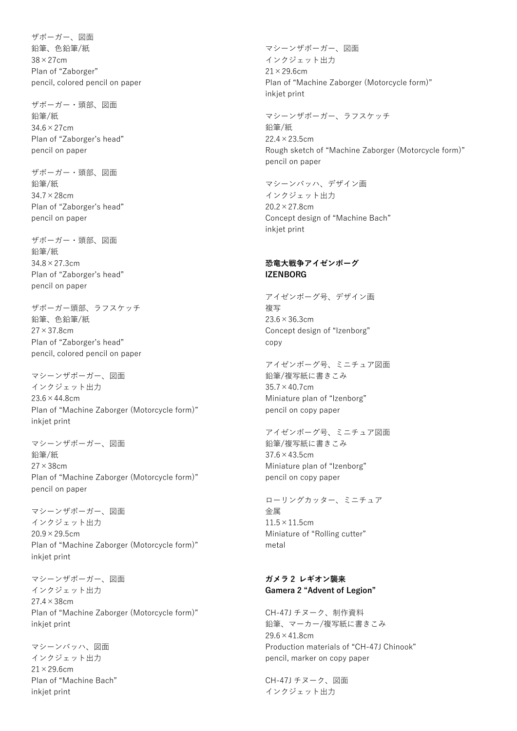ザボーガー、図面
鉛筆、色鉛筆/紙
38×27cm
Plan of "Zaborger"
pencil, colored pencil on paper

ザボーガー・頭部、図面
鉛筆/紙
34.6×27cm
Plan of "Zaborger's head"
pencil on paper

ザボーガー・頭部、図面
鉛筆/紙
34.7×28cm
Plan of "Zaborger's head"
pencil on paper

ザボーガー・頭部、図面
鉛筆/紙
34.8×27.3cm
Plan of "Zaborger's head"
pencil on paper

ザボーガー頭部、ラフスケッチ
鉛筆、色鉛筆/紙
27×37.8cm
Plan of "Zaborger's head"
pencil, colored pencil on paper

マシーンザボーガー、図面
インクジェット出力
23.6×44.8cm
Plan of "Machine Zaborger (Motorcycle form)"
inkjet print

マシーンザボーガー、図面
鉛筆/紙
27×38cm
Plan of "Machine Zaborger (Motorcycle form)"
pencil on paper

マシーンザボーガー、図面
インクジェット出力
20.9×29.5cm
Plan of "Machine Zaborger (Motorcycle form)"
inkjet print

マシーンザボーガー、図面
インクジェット出力
27.4×38cm
Plan of "Machine Zaborger (Motorcycle form)"
inkjet print

マシーンバッハ、図面
インクジェット出力
21×29.6cm
Plan of "Machine Bach"
inkjet print

マシーンザボーガー、図面
インクジェット出力
21×29.6cm
Plan of "Machine Zaborger (Motorcycle form)"
inkjet print

マシーンザボーガー、ラフスケッチ
鉛筆/紙
22.4×23.5cm
Rough sketch of "Machine Zaborger (Motorcycle form)"
pencil on paper

マシーンバッハ、デザイン画
インクジェット出力
20.2×27.8cm
Concept design of "Machine Bach"
inkjet print

**恐竜大戦争アイゼンボーグ**
**IZENBORG**

アイゼンボーグ号、デザイン画
複写
23.6×36.3cm
Concept design of "Izenborg"
copy

アイゼンボーグ号、ミニチュア図面
鉛筆/複写紙に書きこみ
35.7×40.7cm
Miniature plan of "Izenborg"
pencil on copy paper

アイゼンボーグ号、ミニチュア図面
鉛筆/複写紙に書きこみ
37.6×43.5cm
Miniature plan of "Izenborg"
pencil on copy paper

ローリングカッター、ミニチュア
金属
11.5×11.5cm
Miniature of "Rolling cutter"
metal

**ガメラ 2 レギオン襲来**
**Gamera 2 "Advent of Legion"**

CH-47J チヌーク、制作資料
鉛筆、マーカー/複写紙に書きこみ
29.6×41.8cm
Production materials of "CH-47J Chinook"
pencil, marker on copy paper

CH-47J チヌーク、図面
インクジェット出力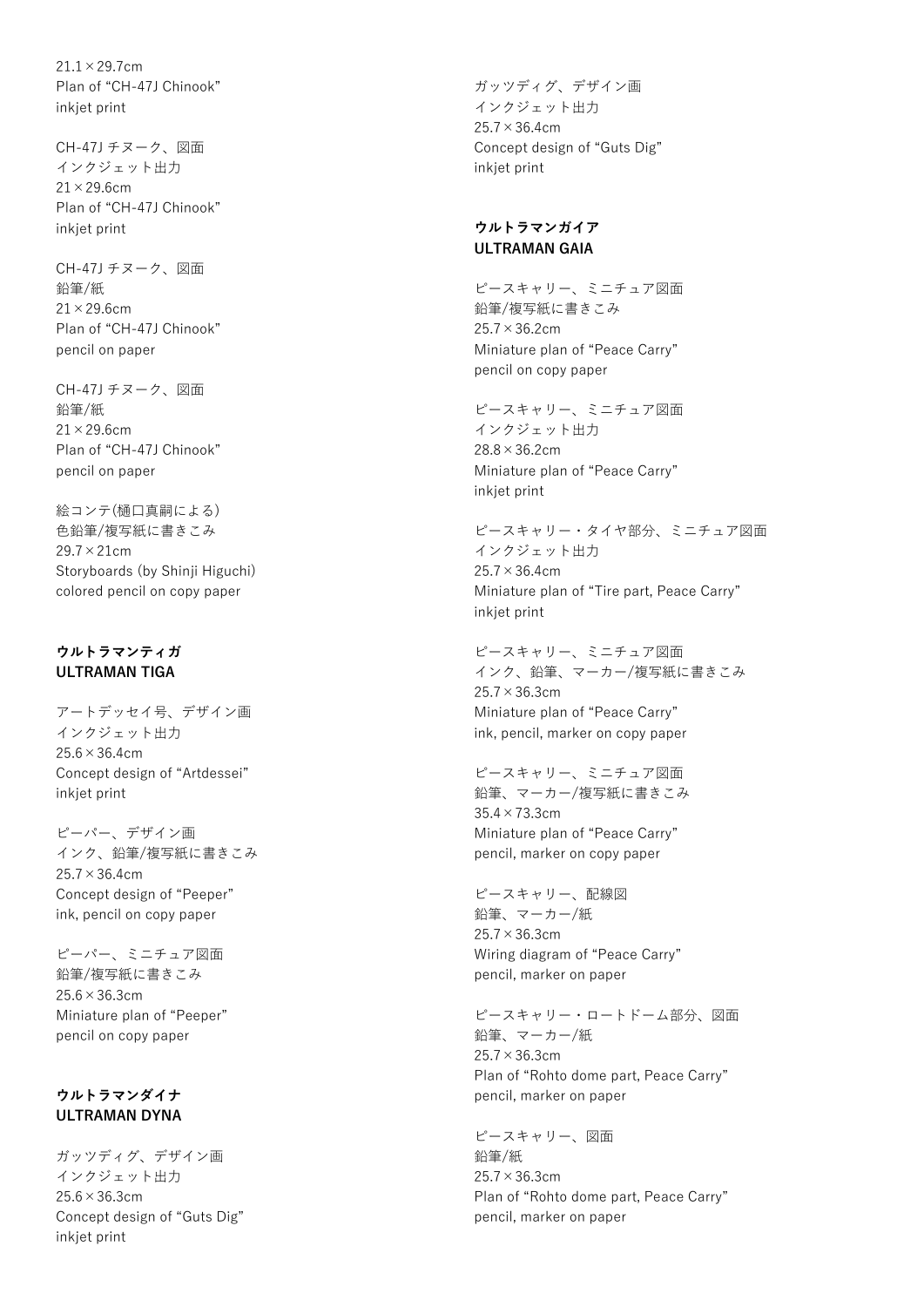21.1×29.7cm
Plan of “CH-47J Chinook”
inkjet print

CH-47J チヌーク、図面
インクジェット出力
21×29.6cm
Plan of “CH-47J Chinook”
inkjet print

CH-47J チヌーク、図面
鉛筆/紙
21×29.6cm
Plan of “CH-47J Chinook”
pencil on paper

CH-47J チヌーク、図面
鉛筆/紙
21×29.6cm
Plan of “CH-47J Chinook”
pencil on paper

絵コンテ(樋口真嗣による)
色鉛筆/複写紙に書きこみ
29.7×21cm
Storyboards (by Shinji Higuchi)
colored pencil on copy paper

**ウルトラマンティガ**
**ULTRAMAN TIGA**

アートデッセイ号、デザイン画
インクジェット出力
25.6×36.4cm
Concept design of “Artdessei”
inkjet print

ピーパー、デザイン画
インク、鉛筆/複写紙に書きこみ
25.7×36.4cm
Concept design of “Peeper”
ink, pencil on copy paper

ピーパー、ミニチュア図面
鉛筆/複写紙に書きこみ
25.6×36.3cm
Miniature plan of “Peeper”
pencil on copy paper

**ウルトラマンダイナ**
**ULTRAMAN DYNA**

ガッツディグ、デザイン画
インクジェット出力
25.6×36.3cm
Concept design of “Guts Dig”
inkjet print

ガッツディグ、デザイン画
インクジェット出力
25.7×36.4cm
Concept design of “Guts Dig”
inkjet print

**ウルトラマンガイア**
**ULTRAMAN GAIA**

ピースキャリー、ミニチュア図面
鉛筆/複写紙に書きこみ
25.7×36.2cm
Miniature plan of “Peace Carry”
pencil on copy paper

ピースキャリー、ミニチュア図面
インクジェット出力
28.8×36.2cm
Miniature plan of “Peace Carry”
inkjet print

ピースキャリー・タイヤ部分、ミニチュア図面
インクジェット出力
25.7×36.4cm
Miniature plan of “Tire part, Peace Carry”
inkjet print

ピースキャリー、ミニチュア図面
インク、鉛筆、マーカー/複写紙に書きこみ
25.7×36.3cm
Miniature plan of “Peace Carry”
ink, pencil, marker on copy paper

ピースキャリー、ミニチュア図面
鉛筆、マーカー/複写紙に書きこみ
35.4×73.3cm
Miniature plan of “Peace Carry”
pencil, marker on copy paper

ピースキャリー、配線図
鉛筆、マーカー/紙
25.7×36.3cm
Wiring diagram of “Peace Carry”
pencil, marker on paper

ピースキャリー・ロートドーム部分、図面
鉛筆、マーカー/紙
25.7×36.3cm
Plan of “Rohto dome part, Peace Carry”
pencil, marker on paper

ピースキャリー、図面
鉛筆/紙
25.7×36.3cm
Plan of “Rohto dome part, Peace Carry”
pencil, marker on paper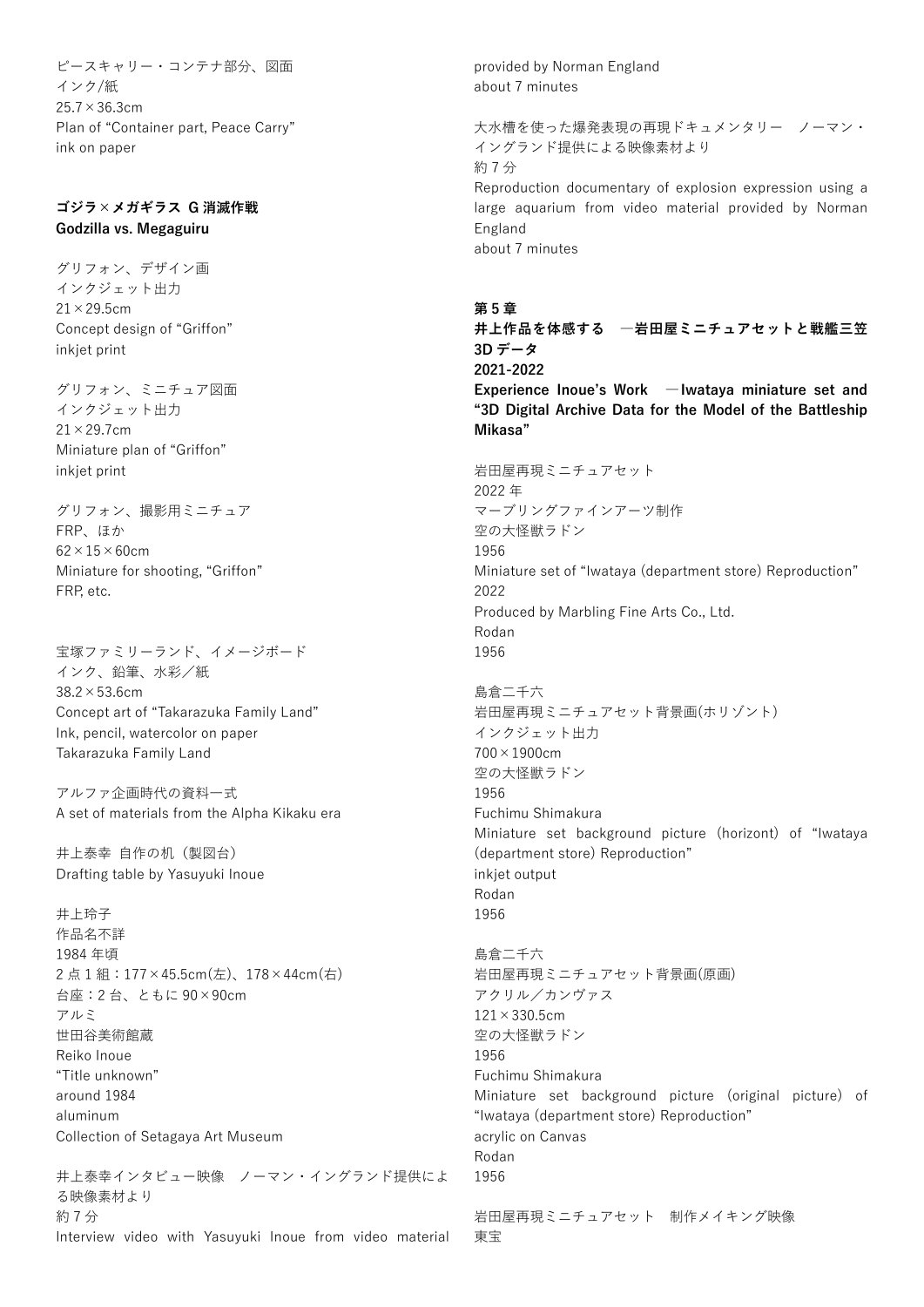ピースキャリー・コンテナ部分、図面
インク/紙
25.7×36.3cm
Plan of "Container part, Peace Carry"
ink on paper

**ゴジラ×メガギラス G 消滅作戦**
**Godzilla vs. Megaguiru**

グリフォン、デザイン画
インクジェット出力
21×29.5cm
Concept design of "Griffon"
inkjet print

グリフォン、ミニチュア図面
インクジェット出力
21×29.7cm
Miniature plan of "Griffon"
inkjet print

グリフォン、撮影用ミニチュア
FRP、ほか
62×15×60cm
Miniature for shooting, "Griffon"
FRP, etc.

宝塚ファミリーランド、イメージボード
インク、鉛筆、水彩／紙
38.2×53.6cm
Concept art of "Takarazuka Family Land"
Ink, pencil, watercolor on paper
Takarazuka Family Land

アルファ企画時代の資料一式
A set of materials from the Alpha Kikaku era

井上泰幸 自作の机（製図台）
Drafting table by Yasuyuki Inoue

井上玲子
作品名不詳
1984 年頃
2 点 1 組：177×45.5cm(左)、178×44cm(右)
台座：2 台、ともに 90×90cm
アルミ
世田谷美術館蔵
Reiko Inoue
"Title unknown"
around 1984
aluminum
Collection of Setagaya Art Museum

井上泰幸インタビュー映像 ノーマン・イングランド提供による映像素材より
約 7 分
Interview video with Yasuyuki Inoue from video material provided by Norman England
about 7 minutes

大水槽を使った爆発表現の再現ドキュメンタリー ノーマン・イングランド提供による映像素材より
約 7 分
Reproduction documentary of explosion expression using a large aquarium from video material provided by Norman England
about 7 minutes

## 第 5 章
## 井上作品を体感する ―岩田屋ミニチュアセットと戦艦三笠 3D データ
## 2021-2022
## Experience Inoue's Work ―Iwataya miniature set and "3D Digital Archive Data for the Model of the Battleship Mikasa"

岩田屋再現ミニチュアセット
2022 年
マーブリングファインアーツ制作
空の大怪獣ラドン
1956
Miniature set of "Iwataya (department store) Reproduction"
2022
Produced by Marbling Fine Arts Co., Ltd.
Rodan
1956

島倉二千六
岩田屋再現ミニチュアセット背景画(ホリゾント)
インクジェット出力
700×1900cm
空の大怪獣ラドン
1956
Fuchimu Shimakura
Miniature set background picture (horizont) of "Iwataya (department store) Reproduction"
inkjet output
Rodan
1956

島倉二千六
岩田屋再現ミニチュアセット背景画(原画)
アクリル／カンヴァス
121×330.5cm
空の大怪獣ラドン
1956
Fuchimu Shimakura
Miniature set background picture (original picture) of "Iwataya (department store) Reproduction"
acrylic on Canvas
Rodan
1956

岩田屋再現ミニチュアセット 制作メイキング映像
東宝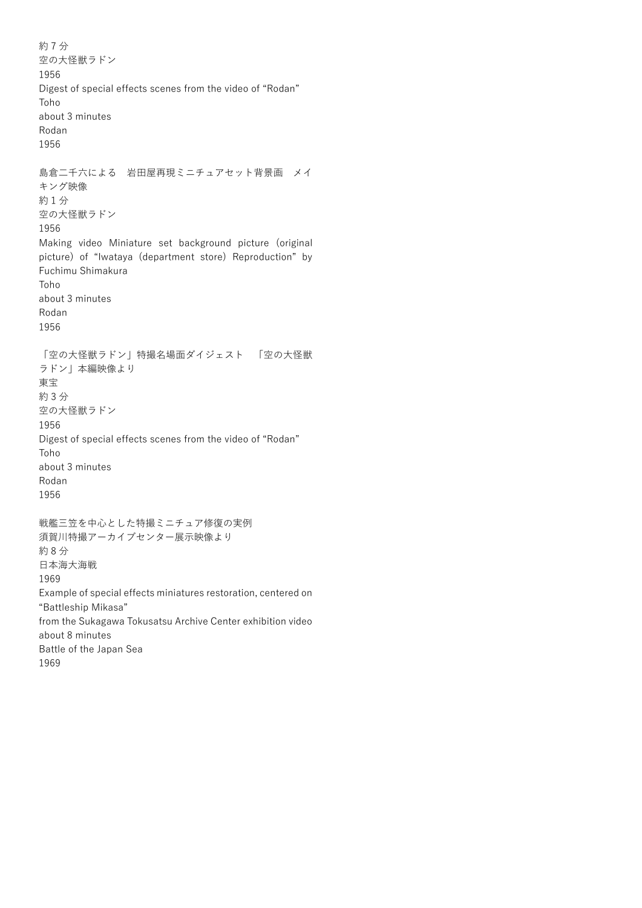約 7 分
空の大怪獣ラドン
1956
Digest of special effects scenes from the video of “Rodan”
Toho
about 3 minutes
Rodan
1956

島倉二千六による　岩田屋再現ミニチュアセット背景画　メイキング映像
約 1 分
空の大怪獣ラドン
1956
Making video Miniature set background picture (original picture) of “Iwataya (department store) Reproduction” by Fuchimu Shimakura
Toho
about 3 minutes
Rodan
1956

「空の大怪獣ラドン」特撮名場面ダイジェスト　「空の大怪獣ラドン」本編映像より
東宝
約 3 分
空の大怪獣ラドン
1956
Digest of special effects scenes from the video of “Rodan”
Toho
about 3 minutes
Rodan
1956

戦艦三笠を中心とした特撮ミニチュア修復の実例
須賀川特撮アーカイブセンター展示映像より
約 8 分
日本海大海戦
1969
Example of special effects miniatures restoration, centered on “Battleship Mikasa”
from the Sukagawa Tokusatsu Archive Center exhibition video
about 8 minutes
Battle of the Japan Sea
1969